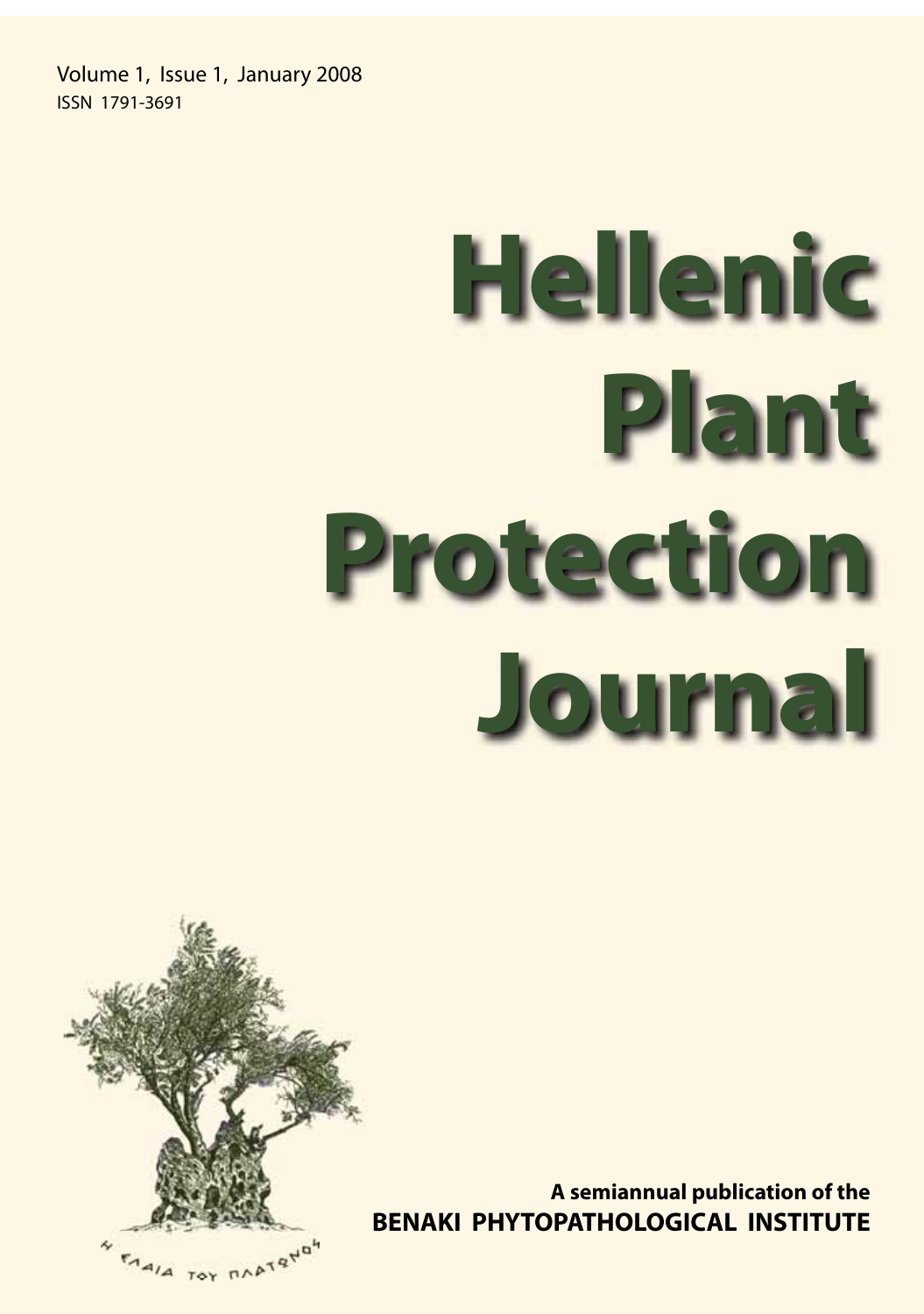Volume 1, Issue 1, January 2008
ISSN 1791-3691

# Hellenic Plant Protection Journal

Η ΕΛΑΙΑ ΤΟΥ ΠΛΑΤΩΝΟΣ

**A semiannual publication of the**
**BENAKI PHYTOPATHOLOGICAL INSTITUTE**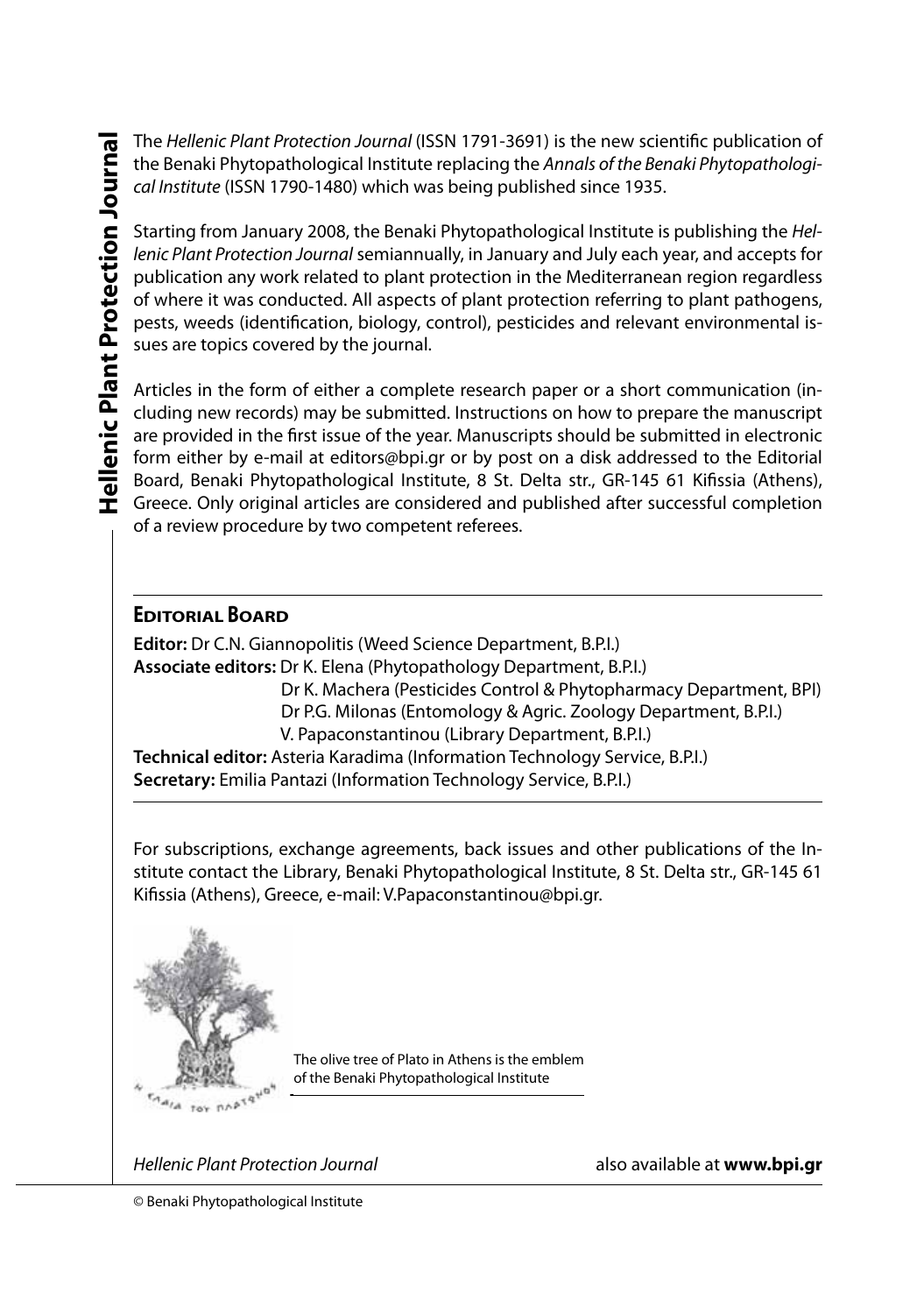The *Hellenic Plant Protection Journal* (ISSN 1791-3691) is the new scientific publication of the Benaki Phytopathological Institute replacing the *Annals of the Benaki Phytopathological Institute* (ISSN 1790-1480) which was being published since 1935.

Starting from January 2008, the Benaki Phytopathological Institute is publishing the *Hellenic Plant Protection Journal* semiannually, in January and July each year, and accepts for publication any work related to plant protection in the Mediterranean region regardless of where it was conducted. All aspects of plant protection referring to plant pathogens, pests, weeds (identification, biology, control), pesticides and relevant environmental issues are topics covered by the journal.

Articles in the form of either a complete research paper or a short communication (including new records) may be submitted. Instructions on how to prepare the manuscript are provided in the first issue of the year. Manuscripts should be submitted in electronic form either by e-mail at editors@bpi.gr or by post on a disk addressed to the Editorial Board, Benaki Phytopathological Institute, 8 St. Delta str., GR-145 61 Kifissia (Athens), Greece. Only original articles are considered and published after successful completion of a review procedure by two competent referees.

## Editorial Board

**Editor:** Dr C.N. Giannopolitis (Weed Science Department, B.P.I.)
**Associate editors:** Dr K. Elena (Phytopathology Department, B.P.I.)
Dr K. Machera (Pesticides Control & Phytopharmacy Department, BPI)
Dr P.G. Milonas (Entomology & Agric. Zoology Department, B.P.I.)
V. Papaconstantinou (Library Department, B.P.I.)
**Technical editor:** Asteria Karadima (Information Technology Service, B.P.I.)
**Secretary:** Emilia Pantazi (Information Technology Service, B.P.I.)

For subscriptions, exchange agreements, back issues and other publications of the Institute contact the Library, Benaki Phytopathological Institute, 8 St. Delta str., GR-145 61 Kifissia (Athens), Greece, e-mail: V.Papaconstantinou@bpi.gr.

The olive tree of Plato in Athens is the emblem of the Benaki Phytopathological Institute

*Hellenic Plant Protection Journal* also available at **www.bpi.gr**

© Benaki Phytopathological Institute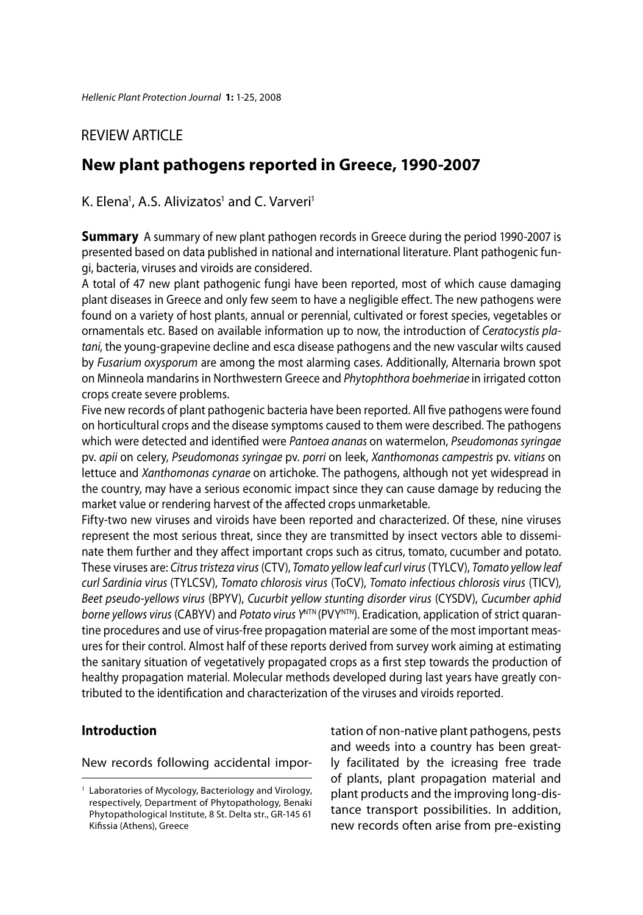REVIEW ARTICLE

# New plant pathogens reported in Greece, 1990-2007

K. Elena[1], A.S. Alivizatos[1] and C. Varveri[1]

**Summary** A summary of new plant pathogen records in Greece during the period 1990-2007 is presented based on data published in national and international literature. Plant pathogenic fungi, bacteria, viruses and viroids are considered.

A total of 47 new plant pathogenic fungi have been reported, most of which cause damaging plant diseases in Greece and only few seem to have a negligible effect. The new pathogens were found on a variety of host plants, annual or perennial, cultivated or forest species, vegetables or ornamentals etc. Based on available information up to now, the introduction of *Ceratocystis platani,* the young-grapevine decline and esca disease pathogens and the new vascular wilts caused by *Fusarium oxysporum* are among the most alarming cases. Additionally, Alternaria brown spot on Minneola mandarins in Northwestern Greece and *Phytophthora boehmeriae* in irrigated cotton crops create severe problems.

Five new records of plant pathogenic bacteria have been reported. All five pathogens were found on horticultural crops and the disease symptoms caused to them were described. The pathogens which were detected and identified were *Pantoea ananas* on watermelon, *Pseudomonas syringae* pv. *apii* on celery, *Pseudomonas syringae* pv. *porri* on leek, *Xanthomonas campestris* pv. *vitians* on lettuce and *Xanthomonas cynarae* on artichoke. The pathogens, although not yet widespread in the country, may have a serious economic impact since they can cause damage by reducing the market value or rendering harvest of the affected crops unmarketable.

Fifty-two new viruses and viroids have been reported and characterized. Of these, nine viruses represent the most serious threat, since they are transmitted by insect vectors able to disseminate them further and they affect important crops such as citrus, tomato, cucumber and potato. These viruses are: *Citrus tristeza virus* (CTV), *Tomato yellow leaf curl virus* (TYLCV), *Tomato yellow leaf curl Sardinia virus* (TYLCSV), *Tomato chlorosis virus* (ToCV), *Tomato infectious chlorosis virus* (TICV), *Beet pseudo-yellows virus* (BPYV), *Cucurbit yellow stunting disorder virus* (CYSDV), *Cucumber aphid borne yellows virus* (CABYV) and *Potato virus Y*$^{NTN}$ (PVY$^{NTN}$). Eradication, application of strict quarantine procedures and use of virus-free propagation material are some of the most important measures for their control. Almost half of these reports derived from survey work aiming at estimating the sanitary situation of vegetatively propagated crops as a first step towards the production of healthy propagation material. Molecular methods developed during last years have greatly contributed to the identification and characterization of the viruses and viroids reported.

## Introduction

New records following accidental importation of non-native plant pathogens, pests and weeds into a country has been greatly facilitated by the icreasing free trade of plants, plant propagation material and plant products and the improving long-distance transport possibilities. In addition, new records often arise from pre-existing

[1] Laboratories of Mycology, Bacteriology and Virology, respectively, Department of Phytopathology, Benaki Phytopathological Institute, 8 St. Delta str., GR-145 61 Kifissia (Athens), Greece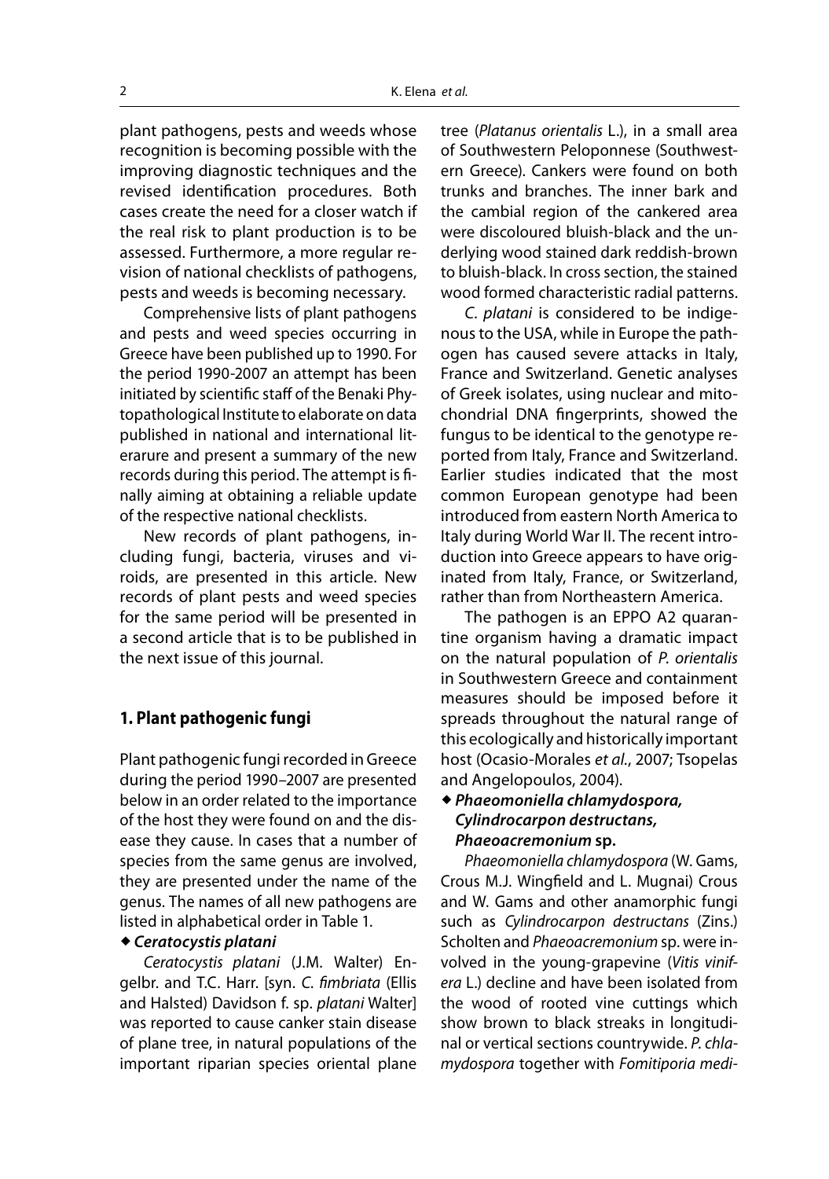plant pathogens, pests and weeds whose recognition is becoming possible with the improving diagnostic techniques and the revised identification procedures. Both cases create the need for a closer watch if the real risk to plant production is to be assessed. Furthermore, a more regular revision of national checklists of pathogens, pests and weeds is becoming necessary.

Comprehensive lists of plant pathogens and pests and weed species occurring in Greece have been published up to 1990. For the period 1990-2007 an attempt has been initiated by scientific staff of the Benaki Phytopathological Institute to elaborate on data published in national and international literarure and present a summary of the new records during this period. The attempt is finally aiming at obtaining a reliable update of the respective national checklists.

New records of plant pathogens, including fungi, bacteria, viruses and viroids, are presented in this article. New records of plant pests and weed species for the same period will be presented in a second article that is to be published in the next issue of this journal.

## 1. Plant pathogenic fungi

Plant pathogenic fungi recorded in Greece during the period 1990–2007 are presented below in an order related to the importance of the host they were found on and the disease they cause. In cases that a number of species from the same genus are involved, they are presented under the name of the genus. The names of all new pathogens are listed in alphabetical order in Table 1.

### ◆ *Ceratocystis platani*

*Ceratocystis platani* (J.M. Walter) Engelbr. and T.C. Harr. [syn. *C. fimbriata* (Ellis and Halsted) Davidson f. sp. *platani* Walter] was reported to cause canker stain disease of plane tree, in natural populations of the important riparian species oriental plane tree (*Platanus orientalis* L.), in a small area of Southwestern Peloponnese (Southwestern Greece). Cankers were found on both trunks and branches. The inner bark and the cambial region of the cankered area were discoloured bluish-black and the underlying wood stained dark reddish-brown to bluish-black. In cross section, the stained wood formed characteristic radial patterns.

*C. platani* is considered to be indigenous to the USA, while in Europe the pathogen has caused severe attacks in Italy, France and Switzerland. Genetic analyses of Greek isolates, using nuclear and mitochondrial DNA fingerprints, showed the fungus to be identical to the genotype reported from Italy, France and Switzerland. Earlier studies indicated that the most common European genotype had been introduced from eastern North America to Italy during World War II. The recent introduction into Greece appears to have originated from Italy, France, or Switzerland, rather than from Northeastern America.

The pathogen is an EPPO A2 quarantine organism having a dramatic impact on the natural population of *P. orientalis* in Southwestern Greece and containment measures should be imposed before it spreads throughout the natural range of this ecologically and historically important host (Ocasio-Morales *et al.*, 2007; Tsopelas and Angelopoulos, 2004).

### ◆ *Phaeomoniella chlamydospora, Cylindrocarpon destructans, Phaeoacremonium* sp.

*Phaeomoniella chlamydospora* (W. Gams, Crous M.J. Wingfield and L. Mugnai) Crous and W. Gams and other anamorphic fungi such as *Cylindrocarpon destructans* (Zins.) Scholten and *Phaeoacremonium* sp. were involved in the young-grapevine (*Vitis vinifera* L.) decline and have been isolated from the wood of rooted vine cuttings which show brown to black streaks in longitudinal or vertical sections countrywide. *P. chlamydospora* together with *Fomitiporia medi-*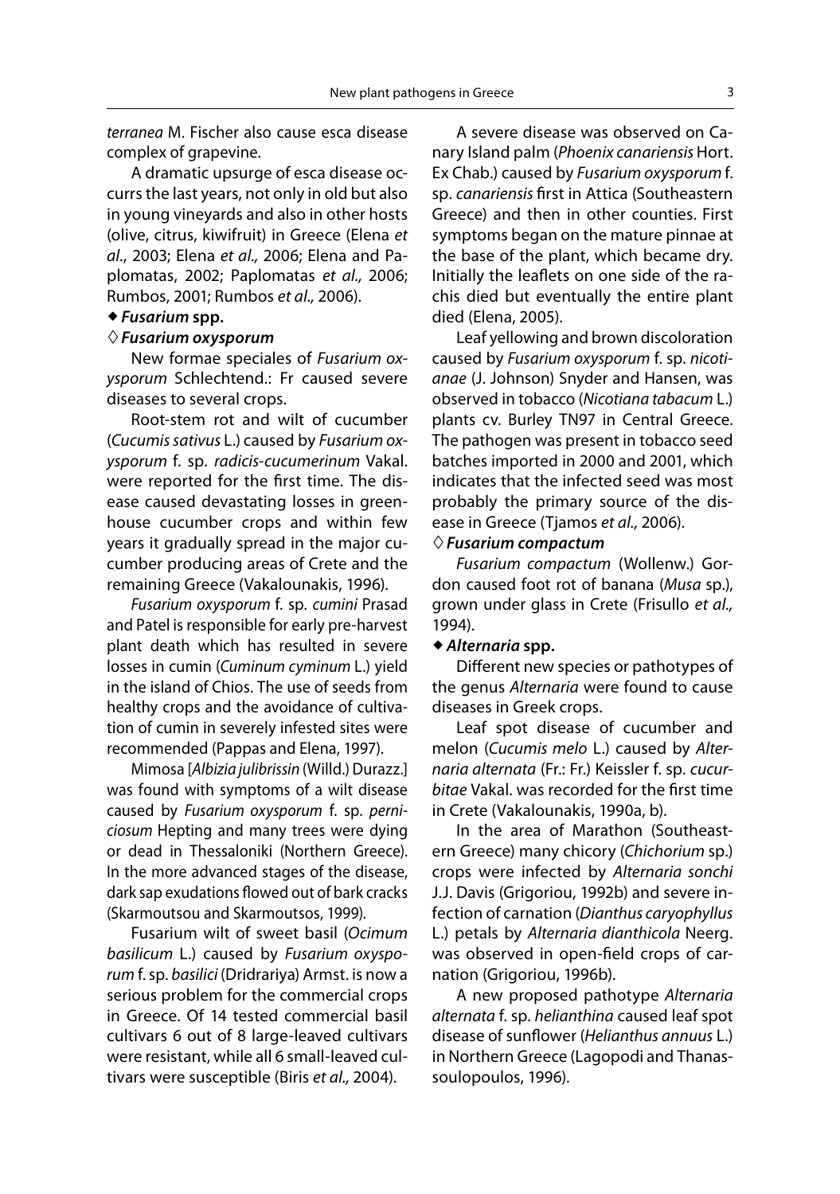*terranea* M. Fischer also cause esca disease complex of grapevine.

A dramatic upsurge of esca disease occurrs the last years, not only in old but also in young vineyards and also in other hosts (olive, citrus, kiwifruit) in Greece (Elena *et al*., 2003; Elena *et al.,* 2006; Elena and Paplomatas, 2002; Paplomatas *et al.,* 2006; Rumbos, 2001; Rumbos *et al.,* 2006).

### ◆ *Fusarium* spp.

#### ◊ *Fusarium oxysporum*

New formae speciales of *Fusarium oxysporum* Schlechtend.: Fr caused severe diseases to several crops.

Root-stem rot and wilt of cucumber (*Cucumis sativus* L.) caused by *Fusarium oxysporum* f. sp. *radicis-cucumerinum* Vakal. were reported for the first time. The disease caused devastating losses in greenhouse cucumber crops and within few years it gradually spread in the major cucumber producing areas of Crete and the remaining Greece (Vakalounakis, 1996).

*Fusarium oxysporum* f. sp. *cumini* Prasad and Patel is responsible for early pre-harvest plant death which has resulted in severe losses in cumin (*Cuminum cyminum* L.) yield in the island of Chios. The use of seeds from healthy crops and the avoidance of cultivation of cumin in severely infested sites were recommended (Pappas and Elena, 1997).

Mimosa [*Albizia julibrissin* (Willd.) Durazz.] was found with symptoms of a wilt disease caused by *Fusarium oxysporum* f. sp. *perniciosum* Hepting and many trees were dying or dead in Thessaloniki (Northern Greece). In the more advanced stages of the disease, dark sap exudations flowed out of bark cracks (Skarmoutsou and Skarmoutsos, 1999).

Fusarium wilt of sweet basil (*Ocimum basilicum* L.) caused by *Fusarium oxysporum* f. sp. *basilici* (Dridrariya) Armst. is now a serious problem for the commercial crops in Greece. Of 14 tested commercial basil cultivars 6 out of 8 large-leaved cultivars were resistant, while all 6 small-leaved cultivars were susceptible (Biris *et al.,* 2004).

A severe disease was observed on Canary Island palm (*Phoenix canariensis* Hort. Ex Chab.) caused by *Fusarium oxysporum* f. sp. *canariensis* first in Attica (Southeastern Greece) and then in other counties. First symptoms began on the mature pinnae at the base of the plant, which became dry. Initially the leaflets on one side of the rachis died but eventually the entire plant died (Elena, 2005).

Leaf yellowing and brown discoloration caused by *Fusarium oxysporum* f. sp. *nicotianae* (J. Johnson) Snyder and Hansen, was observed in tobacco (*Nicotiana tabacum* L.) plants cv. Burley TN97 in Central Greece. The pathogen was present in tobacco seed batches imported in 2000 and 2001, which indicates that the infected seed was most probably the primary source of the disease in Greece (Tjamos *et al.,* 2006).

#### ◊ *Fusarium compactum*

*Fusarium compactum* (Wollenw.) Gordon caused foot rot of banana (*Musa* sp.), grown under glass in Crete (Frisullo *et al.,* 1994).

### ◆ *Alternaria* spp.

Different new species or pathotypes of the genus *Alternaria* were found to cause diseases in Greek crops.

Leaf spot disease of cucumber and melon (*Cucumis melo* L.) caused by *Alternaria alternata* (Fr.: Fr.) Keissler f. sp. *cucurbitae* Vakal. was recorded for the first time in Crete (Vakalounakis, 1990a, b).

In the area of Marathon (Southeastern Greece) many chicory (*Chichorium* sp.) crops were infected by *Alternaria sonchi* J.J. Davis (Grigoriou, 1992b) and severe infection of carnation (*Dianthus caryophyllus* L.) petals by *Alternaria dianthicola* Neerg. was observed in open-field crops of carnation (Grigoriou, 1996b).

A new proposed pathotype *Alternaria alternata* f. sp. *helianthina* caused leaf spot disease of sunflower (*Helianthus annuus* L.) in Northern Greece (Lagopodi and Thanassoulopoulos, 1996).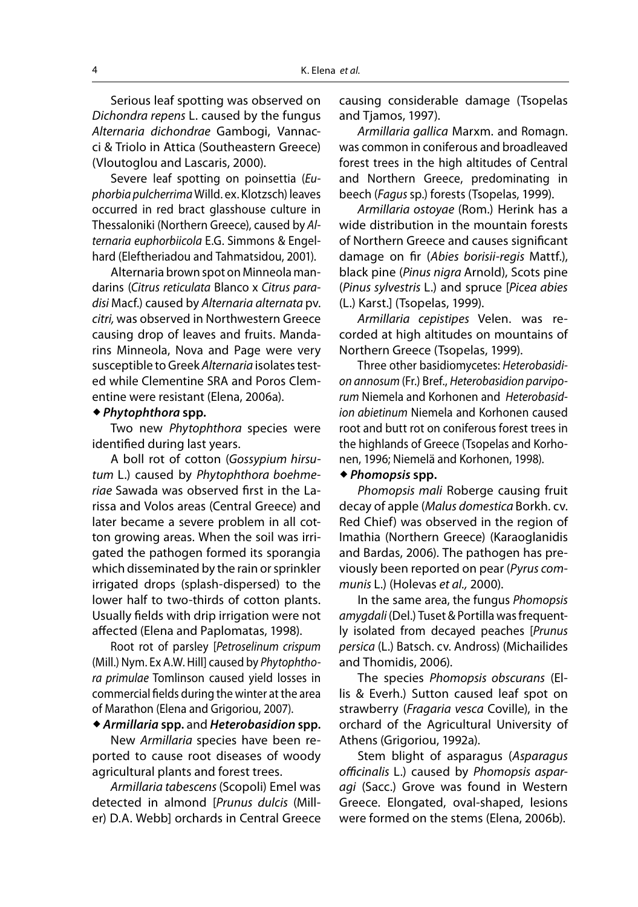Serious leaf spotting was observed on *Dichondra repens* L. caused by the fungus *Alternaria dichondrae* Gambogi, Vannacci & Triolo in Attica (Southeastern Greece) (Vloutoglou and Lascaris, 2000).

Severe leaf spotting on poinsettia (*Euphorbia pulcherrima* Willd. ex. Klotzsch) leaves occurred in red bract glasshouse culture in Thessaloniki (Northern Greece), caused by *Alternaria euphorbiicola* E.G. Simmons & Engelhard (Eleftheriadou and Tahmatsidou, 2001).

Alternaria brown spot on Minneola mandarins (*Citrus reticulata* Blanco x *Citrus paradisi* Macf.) caused by *Alternaria alternata* pv. *citri,* was observed in Northwestern Greece causing drop of leaves and fruits. Mandarins Minneola, Nova and Page were very susceptible to Greek *Alternaria* isolates tested while Clementine SRA and Poros Clementine were resistant (Elena, 2006a).

◆ ***Phytophthora* spp.**

Two new *Phytophthora* species were identified during last years.

A boll rot of cotton (*Gossypium hirsutum* L.) caused by *Phytophthora boehmeriae* Sawada was observed first in the Larissa and Volos areas (Central Greece) and later became a severe problem in all cotton growing areas. When the soil was irrigated the pathogen formed its sporangia which disseminated by the rain or sprinkler irrigated drops (splash-dispersed) to the lower half to two-thirds of cotton plants. Usually fields with drip irrigation were not affected (Elena and Paplomatas, 1998).

Root rot of parsley [*Petroselinum crispum* (Mill.) Nym. Ex A.W. Hill] caused by *Phytophthora primulae* Tomlinson caused yield losses in commercial fields during the winter at the area of Marathon (Elena and Grigoriou, 2007).

◆ ***Armillaria* spp.** and ***Heterobasidion* spp.**

New *Armillaria* species have been reported to cause root diseases of woody agricultural plants and forest trees.

*Armillaria tabescens* (Scopoli) Emel was detected in almond [*Prunus dulcis* (Miller) D.A. Webb] orchards in Central Greece causing considerable damage (Tsopelas and Tjamos, 1997).

*Armillaria gallica* Marxm. and Romagn. was common in coniferous and broadleaved forest trees in the high altitudes of Central and Northern Greece, predominating in beech (*Fagus* sp.) forests (Tsopelas, 1999).

*Armillaria ostoyae* (Rom.) Herink has a wide distribution in the mountain forests of Northern Greece and causes significant damage on fir (*Abies borisii-regis* Mattf.), black pine (*Pinus nigra* Arnold), Scots pine (*Pinus sylvestris* L.) and spruce [*Picea abies* (L.) Karst.] (Tsopelas, 1999).

*Armillaria cepistipes* Velen. was recorded at high altitudes on mountains of Northern Greece (Tsopelas, 1999).

Three other basidiomycetes: *Heterobasidion annosum* (Fr.) Bref., *Heterobasidion parviporum* Niemela and Korhonen and *Heterobasidion abietinum* Niemela and Korhonen caused root and butt rot on coniferous forest trees in the highlands of Greece (Tsopelas and Korhonen, 1996; Niemelä and Korhonen, 1998).

◆ ***Phomopsis* spp.**

*Phomopsis mali* Roberge causing fruit decay of apple (*Malus domestica* Borkh. cv. Red Chief) was observed in the region of Imathia (Northern Greece) (Karaoglanidis and Bardas, 2006). The pathogen has previously been reported on pear (*Pyrus communis* L.) (Holevas *et al.,* 2000).

In the same area, the fungus *Phomopsis amygdali* (Del.) Tuset & Portilla was frequently isolated from decayed peaches [*Prunus persica* (L.) Batsch. cv. Andross) (Michailides and Thomidis, 2006).

The species *Phomopsis obscurans* (Ellis & Everh.) Sutton caused leaf spot on strawberry (*Fragaria vesca* Coville), in the orchard of the Agricultural University of Athens (Grigoriou, 1992a).

Stem blight of asparagus (*Asparagus officinalis* L.) caused by *Phomopsis asparagi* (Sacc.) Grove was found in Western Greece. Elongated, oval-shaped, lesions were formed on the stems (Elena, 2006b).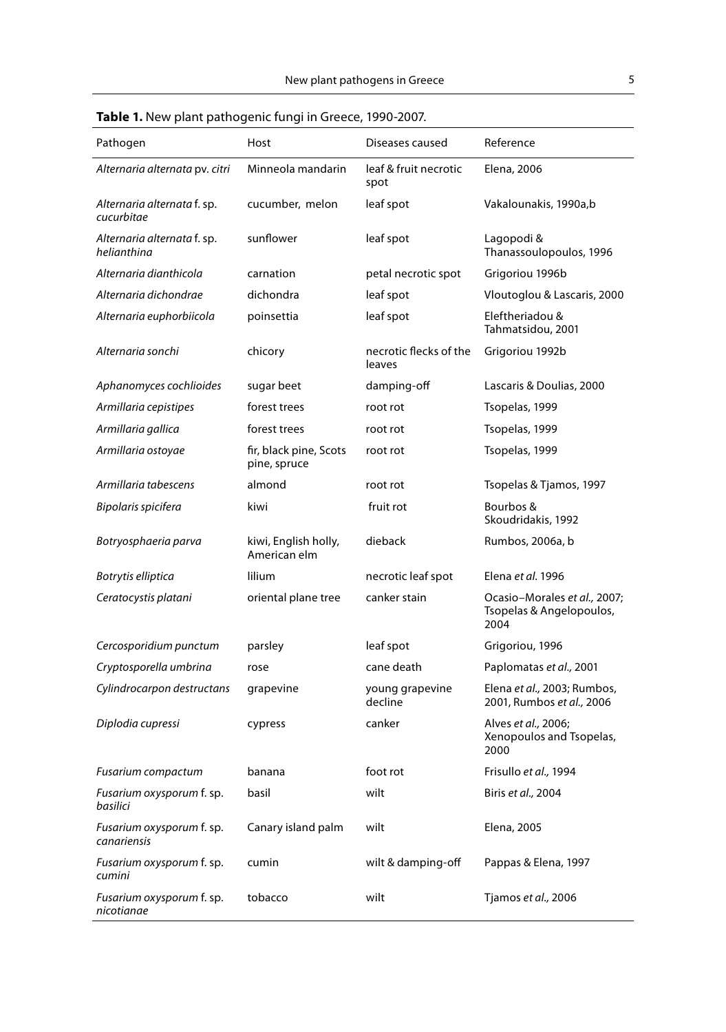**Table 1.** New plant pathogenic fungi in Greece, 1990-2007.

| Pathogen | Host | Diseases caused | Reference |
|---|---|---|---|
| *Alternaria alternata* pv. *citri* | Minneola mandarin | leaf & fruit necrotic spot | Elena, 2006 |
| *Alternaria alternata* f. sp. *cucurbitae* | cucumber, melon | leaf spot | Vakalounakis, 1990a,b |
| *Alternaria alternata* f. sp. *helianthina* | sunflower | leaf spot | Lagopodi & Thanassoulopoulos, 1996 |
| *Alternaria dianthicola* | carnation | petal necrotic spot | Grigoriou 1996b |
| *Alternaria dichondrae* | dichondra | leaf spot | Vloutoglou & Lascaris, 2000 |
| *Alternaria euphorbiicola* | poinsettia | leaf spot | Eleftheriadou & Tahmatsidou, 2001 |
| *Alternaria sonchi* | chicory | necrotic flecks of the leaves | Grigoriou 1992b |
| *Aphanomyces cochlioides* | sugar beet | damping-off | Lascaris & Doulias, 2000 |
| *Armillaria cepistipes* | forest trees | root rot | Tsopelas, 1999 |
| *Armillaria gallica* | forest trees | root rot | Tsopelas, 1999 |
| *Armillaria ostoyae* | fir, black pine, Scots pine, spruce | root rot | Tsopelas, 1999 |
| *Armillaria tabescens* | almond | root rot | Tsopelas & Tjamos, 1997 |
| *Bipolaris spicifera* | kiwi | fruit rot | Bourbos & Skoudridakis, 1992 |
| *Botryosphaeria parva* | kiwi, English holly, American elm | dieback | Rumbos, 2006a, b |
| *Botrytis elliptica* | lilium | necrotic leaf spot | Elena *et al.* 1996 |
| *Ceratocystis platani* | oriental plane tree | canker stain | Ocasio–Morales *et al.,* 2007; Tsopelas & Angelopoulos, 2004 |
| *Cercosporidium punctum* | parsley | leaf spot | Grigoriou, 1996 |
| *Cryptosporella umbrina* | rose | cane death | Paplomatas *et al.,* 2001 |
| *Cylindrocarpon destructans* | grapevine | young grapevine decline | Elena *et al.,* 2003; Rumbos, 2001, Rumbos *et al.,* 2006 |
| *Diplodia cupressi* | cypress | canker | Alves *et al.,* 2006; Xenopoulos and Tsopelas, 2000 |
| *Fusarium compactum* | banana | foot rot | Frisullo *et al.,* 1994 |
| *Fusarium oxysporum* f. sp. *basilici* | basil | wilt | Biris *et al.,* 2004 |
| *Fusarium oxysporum* f. sp. *canariensis* | Canary island palm | wilt | Elena, 2005 |
| *Fusarium oxysporum* f. sp. *cumini* | cumin | wilt & damping-off | Pappas & Elena, 1997 |
| *Fusarium oxysporum* f. sp. *nicotianae* | tobacco | wilt | Tjamos *et al.,* 2006 |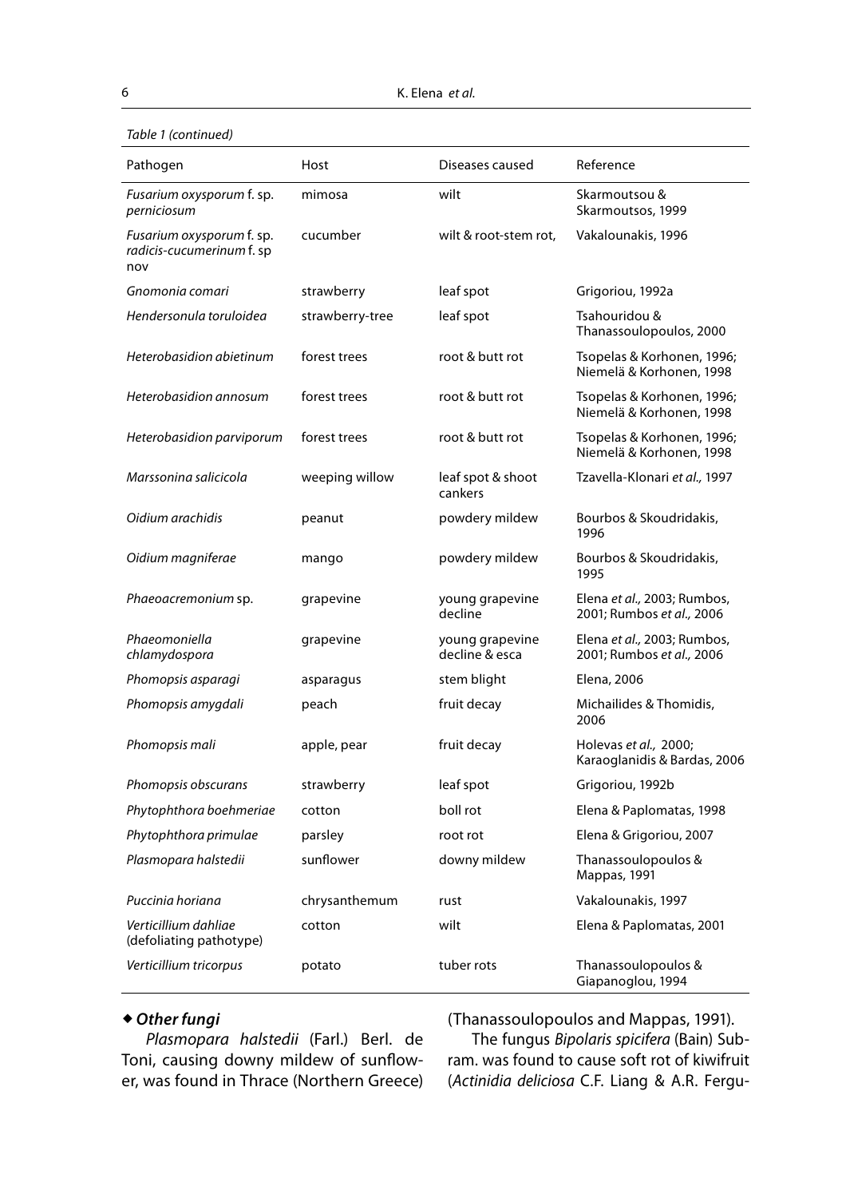*Table 1 (continued)*

| Pathogen | Host | Diseases caused | Reference |
|---|---|---|---|
| *Fusarium oxysporum* f. sp. *perniciosum* | mimosa | wilt | Skarmoutsou & Skarmoutsos, 1999 |
| *Fusarium oxysporum* f. sp. *radicis-cucumerinum* f. sp nov | cucumber | wilt & root-stem rot, | Vakalounakis, 1996 |
| *Gnomonia comari* | strawberry | leaf spot | Grigoriou, 1992a |
| *Hendersonula toruloidea* | strawberry-tree | leaf spot | Tsahouridou & Thanassoulopoulos, 2000 |
| *Heterobasidion abietinum* | forest trees | root & butt rot | Tsopelas & Korhonen, 1996; Niemelä & Korhonen, 1998 |
| *Heterobasidion annosum* | forest trees | root & butt rot | Tsopelas & Korhonen, 1996; Niemelä & Korhonen, 1998 |
| *Heterobasidion parviporum* | forest trees | root & butt rot | Tsopelas & Korhonen, 1996; Niemelä & Korhonen, 1998 |
| *Marssonina salicicola* | weeping willow | leaf spot & shoot cankers | Tzavella-Klonari *et al.,* 1997 |
| *Oidium arachidis* | peanut | powdery mildew | Bourbos & Skoudridakis, 1996 |
| *Oidium magniferae* | mango | powdery mildew | Bourbos & Skoudridakis, 1995 |
| *Phaeoacremonium* sp. | grapevine | young grapevine decline | Elena *et al.,* 2003; Rumbos, 2001; Rumbos *et al.,* 2006 |
| *Phaeomoniella chlamydospora* | grapevine | young grapevine decline & esca | Elena *et al.,* 2003; Rumbos, 2001; Rumbos *et al.,* 2006 |
| *Phomopsis asparagi* | asparagus | stem blight | Elena, 2006 |
| *Phomopsis amygdali* | peach | fruit decay | Michailides & Thomidis, 2006 |
| *Phomopsis mali* | apple, pear | fruit decay | Holevas *et al.,* 2000; Karaoglanidis & Bardas, 2006 |
| *Phomopsis obscurans* | strawberry | leaf spot | Grigoriou, 1992b |
| *Phytophthora boehmeriae* | cotton | boll rot | Elena & Paplomatas, 1998 |
| *Phytophthora primulae* | parsley | root rot | Elena & Grigoriou, 2007 |
| *Plasmopara halstedii* | sunflower | downy mildew | Thanassoulopoulos & Mappas, 1991 |
| *Puccinia horiana* | chrysanthemum | rust | Vakalounakis, 1997 |
| *Verticillium dahliae* (defoliating pathotype) | cotton | wilt | Elena & Paplomatas, 2001 |
| *Verticillium tricorpus* | potato | tuber rots | Thanassoulopoulos & Giapanoglou, 1994 |

### ◆ *Other fungi*

*Plasmopara halstedii* (Farl.) Berl. de Toni, causing downy mildew of sunflower, was found in Thrace (Northern Greece) (Thanassoulopoulos and Mappas, 1991).

The fungus *Bipolaris spicifera* (Bain) Subram. was found to cause soft rot of kiwifruit (*Actinidia deliciosa* C.F. Liang & A.R. Fergu-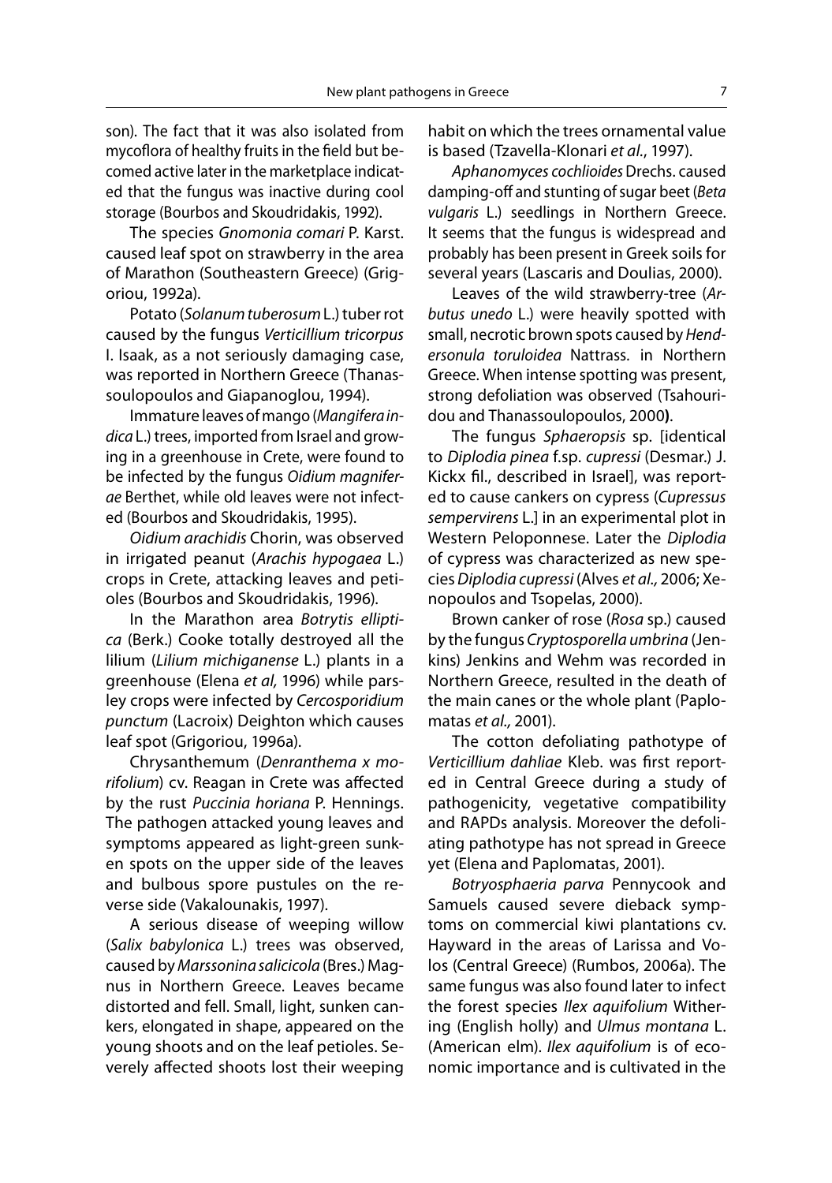son). The fact that it was also isolated from mycoflora of healthy fruits in the field but becomed active later in the marketplace indicated that the fungus was inactive during cool storage (Bourbos and Skoudridakis, 1992).

The species *Gnomonia comari* P. Karst. caused leaf spot on strawberry in the area of Marathon (Southeastern Greece) (Grigoriou, 1992a).

Potato (*Solanum tuberosum* L.) tuber rot caused by the fungus *Verticillium tricorpus* I. Isaak, as a not seriously damaging case, was reported in Northern Greece (Thanassoulopoulos and Giapanoglou, 1994).

Immature leaves of mango (*Mangifera indica* L.) trees, imported from Israel and growing in a greenhouse in Crete, were found to be infected by the fungus *Oidium magniferae* Berthet, while old leaves were not infected (Bourbos and Skoudridakis, 1995).

*Oidium arachidis* Chorin, was observed in irrigated peanut (*Arachis hypogaea* L.) crops in Crete, attacking leaves and petioles (Bourbos and Skoudridakis, 1996).

In the Marathon area *Botrytis elliptica* (Berk.) Cooke totally destroyed all the lilium (*Lilium michiganense* L.) plants in a greenhouse (Elena *et al,* 1996) while parsley crops were infected by *Cercosporidium punctum* (Lacroix) Deighton which causes leaf spot (Grigoriou, 1996a).

Chrysanthemum (*Denranthema x morifolium*) cv. Reagan in Crete was affected by the rust *Puccinia horiana* P. Hennings. The pathogen attacked young leaves and symptoms appeared as light-green sunken spots on the upper side of the leaves and bulbous spore pustules on the reverse side (Vakalounakis, 1997).

A serious disease of weeping willow (*Salix babylonica* L.) trees was observed, caused by *Marssonina salicicola* (Bres.) Magnus in Northern Greece. Leaves became distorted and fell. Small, light, sunken cankers, elongated in shape, appeared on the young shoots and on the leaf petioles. Severely affected shoots lost their weeping habit on which the trees ornamental value is based (Tzavella-Klonari *et al*., 1997).

*Aphanomyces cochlioides* Drechs. caused damping-off and stunting of sugar beet (*Beta vulgaris* L.) seedlings in Northern Greece. It seems that the fungus is widespread and probably has been present in Greek soils for several years (Lascaris and Doulias, 2000).

Leaves of the wild strawberry-tree (*Arbutus unedo* L.) were heavily spotted with small, necrotic brown spots caused by *Hendersonula toruloidea* Nattrass. in Northern Greece. When intense spotting was present, strong defoliation was observed (Tsahouridou and Thanassoulopoulos, 2000**)**.

The fungus *Sphaeropsis* sp. [identical to *Diplodia pinea* f.sp. *cupressi* (Desmar.) J. Kickx fil., described in Israel], was reported to cause cankers on cypress (*Cupressus sempervirens* L.] in an experimental plot in Western Peloponnese. Later the *Diplodia* of cypress was characterized as new species *Diplodia cupressi* (Alves *et al.,* 2006; Xenopoulos and Tsopelas, 2000).

Brown canker of rose (*Rosa* sp.) caused by the fungus *Cryptosporella umbrina* (Jenkins) Jenkins and Wehm was recorded in Northern Greece, resulted in the death of the main canes or the whole plant (Paplomatas *et al.,* 2001).

The cotton defoliating pathotype of *Verticillium dahliae* Kleb. was first reported in Central Greece during a study of pathogenicity, vegetative compatibility and RAPDs analysis. Moreover the defoliating pathotype has not spread in Greece yet (Elena and Paplomatas, 2001).

*Botryosphaeria parva* Pennycook and Samuels caused severe dieback symptoms on commercial kiwi plantations cv. Hayward in the areas of Larissa and Volos (Central Greece) (Rumbos, 2006a). The same fungus was also found later to infect the forest species *Ilex aquifolium* Withering (English holly) and *Ulmus montana* L. (American elm). *Ilex aquifolium* is of economic importance and is cultivated in the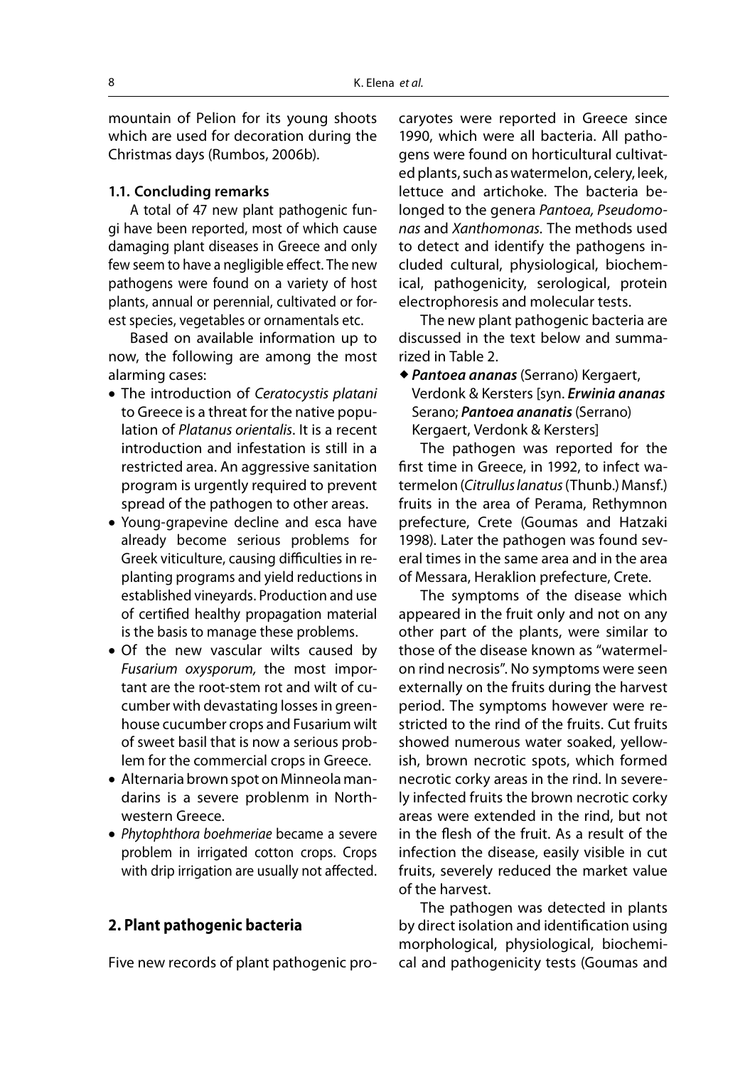mountain of Pelion for its young shoots which are used for decoration during the Christmas days (Rumbos, 2006b).

### 1.1. Concluding remarks

A total of 47 new plant pathogenic fungi have been reported, most of which cause damaging plant diseases in Greece and only few seem to have a negligible effect. The new pathogens were found on a variety of host plants, annual or perennial, cultivated or forest species, vegetables or ornamentals etc.

Based on available information up to now, the following are among the most alarming cases:

- The introduction of *Ceratocystis platani* to Greece is a threat for the native population of *Platanus orientalis*. It is a recent introduction and infestation is still in a restricted area. An aggressive sanitation program is urgently required to prevent spread of the pathogen to other areas.
- Young-grapevine decline and esca have already become serious problems for Greek viticulture, causing difficulties in replanting programs and yield reductions in established vineyards. Production and use of certified healthy propagation material is the basis to manage these problems.
- Of the new vascular wilts caused by *Fusarium oxysporum,* the most important are the root-stem rot and wilt of cucumber with devastating losses in greenhouse cucumber crops and Fusarium wilt of sweet basil that is now a serious problem for the commercial crops in Greece.
- Alternaria brown spot on Minneola mandarins is a severe problenm in Northwestern Greece.
- *Phytophthora boehmeriae* became a severe problem in irrigated cotton crops. Crops with drip irrigation are usually not affected.

## 2. Plant pathogenic bacteria

Five new records of plant pathogenic procaryotes were reported in Greece since 1990, which were all bacteria. All pathogens were found on horticultural cultivated plants, such as watermelon, celery, leek, lettuce and artichoke. The bacteria belonged to the genera *Pantoea, Pseudomonas* and *Xanthomonas.* The methods used to detect and identify the pathogens included cultural, physiological, biochemical, pathogenicity, serological, protein electrophoresis and molecular tests.

The new plant pathogenic bacteria are discussed in the text below and summarized in Table 2.

◆ ***Pantoea ananas*** (Serrano) Kergaert, Verdonk & Kersters [syn. ***Erwinia ananas*** Serano; ***Pantoea ananatis*** (Serrano) Kergaert, Verdonk & Kersters]

The pathogen was reported for the first time in Greece, in 1992, to infect watermelon (*Citrullus lanatus* (Thunb.) Mansf.) fruits in the area of Perama, Rethymnon prefecture, Crete (Goumas and Hatzaki 1998). Later the pathogen was found several times in the same area and in the area of Messara, Heraklion prefecture, Crete.

The symptoms of the disease which appeared in the fruit only and not on any other part of the plants, were similar to those of the disease known as "watermelon rind necrosis". No symptoms were seen externally on the fruits during the harvest period. The symptoms however were restricted to the rind of the fruits. Cut fruits showed numerous water soaked, yellowish, brown necrotic spots, which formed necrotic corky areas in the rind. In severely infected fruits the brown necrotic corky areas were extended in the rind, but not in the flesh of the fruit. As a result of the infection the disease, easily visible in cut fruits, severely reduced the market value of the harvest.

The pathogen was detected in plants by direct isolation and identification using morphological, physiological, biochemical and pathogenicity tests (Goumas and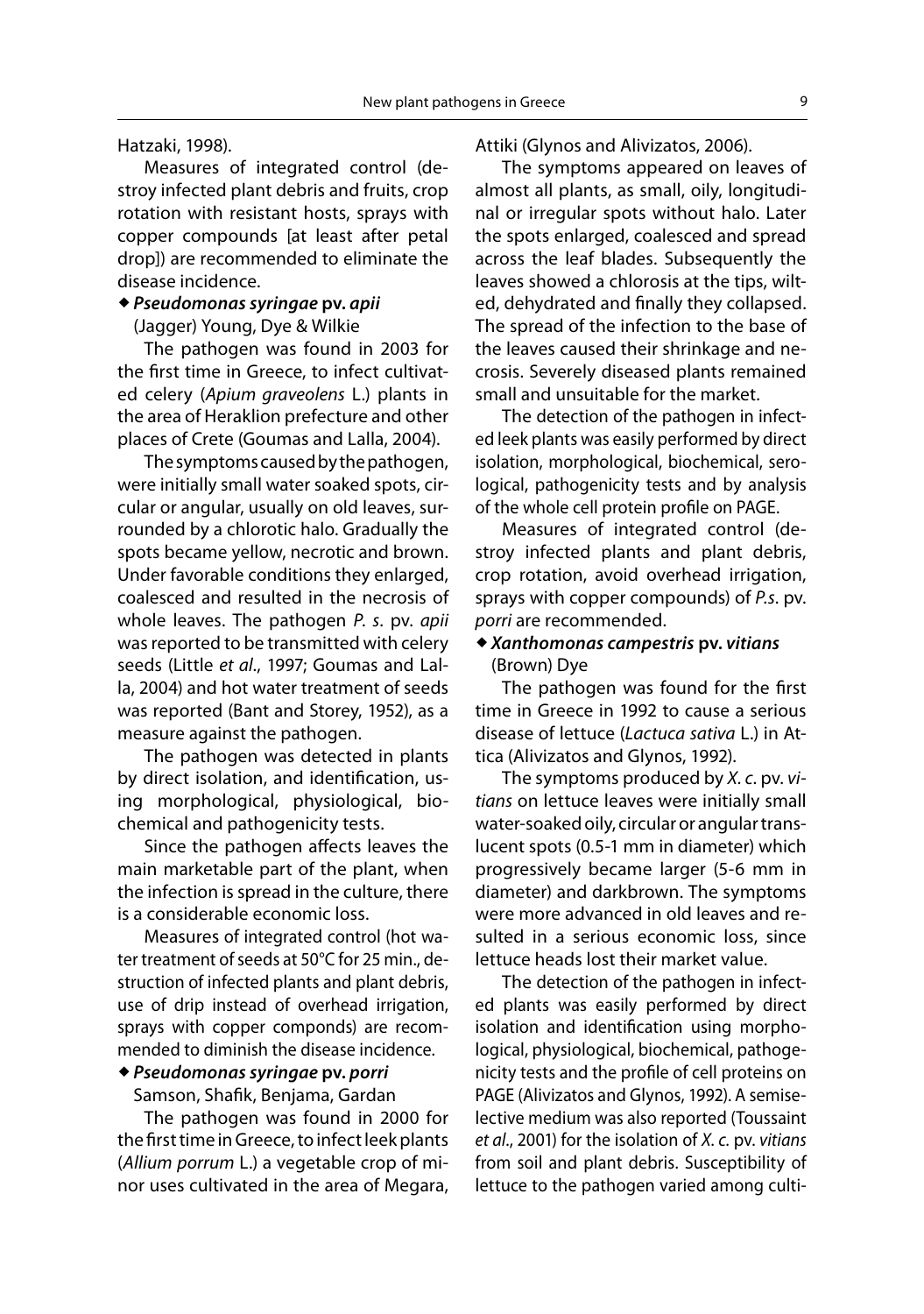Hatzaki, 1998).

Measures of integrated control (destroy infected plant debris and fruits, crop rotation with resistant hosts, sprays with copper compounds [at least after petal drop]) are recommended to eliminate the disease incidence.

◆ ***Pseudomonas syringae* pv. *apii*** (Jagger) Young, Dye & Wilkie

The pathogen was found in 2003 for the first time in Greece, to infect cultivated celery (*Apium graveolens* L.) plants in the area of Heraklion prefecture and other places of Crete (Goumas and Lalla, 2004).

The symptoms caused by the pathogen, were initially small water soaked spots, circular or angular, usually on old leaves, surrounded by a chlorotic halo. Gradually the spots became yellow, necrotic and brown. Under favorable conditions they enlarged, coalesced and resulted in the necrosis of whole leaves. The pathogen *P. s.* pv. *apii* was reported to be transmitted with celery seeds (Little *et al*., 1997; Goumas and Lalla, 2004) and hot water treatment of seeds was reported (Bant and Storey, 1952), as a measure against the pathogen.

The pathogen was detected in plants by direct isolation, and identification, using morphological, physiological, biochemical and pathogenicity tests.

Since the pathogen affects leaves the main marketable part of the plant, when the infection is spread in the culture, there is a considerable economic loss.

Measures of integrated control (hot water treatment of seeds at 50°C for 25 min., destruction of infected plants and plant debris, use of drip instead of overhead irrigation, sprays with copper componds) are recommended to diminish the disease incidence.

◆ ***Pseudomonas syringae* pv. *porri*** Samson, Shafik, Benjama, Gardan

The pathogen was found in 2000 for the first time in Greece, to infect leek plants (*Allium porrum* L.) a vegetable crop of minor uses cultivated in the area of Megara, Attiki (Glynos and Alivizatos, 2006).

The symptoms appeared on leaves of almost all plants, as small, oily, longitudinal or irregular spots without halo. Later the spots enlarged, coalesced and spread across the leaf blades. Subsequently the leaves showed a chlorosis at the tips, wilted, dehydrated and finally they collapsed. The spread of the infection to the base of the leaves caused their shrinkage and necrosis. Severely diseased plants remained small and unsuitable for the market.

The detection of the pathogen in infected leek plants was easily performed by direct isolation, morphological, biochemical, serological, pathogenicity tests and by analysis of the whole cell protein profile on PAGE.

Measures of integrated control (destroy infected plants and plant debris, crop rotation, avoid overhead irrigation, sprays with copper compounds) of *P.s.* pv. *porri* are recommended.

◆ ***Xanthomonas campestris* pv. *vitians*** (Brown) Dye

The pathogen was found for the first time in Greece in 1992 to cause a serious disease of lettuce (*Lactuca sativa* L.) in Attica (Alivizatos and Glynos, 1992).

The symptoms produced by *X. c.* pv. *vitians* on lettuce leaves were initially small water-soaked oily, circular or angular translucent spots (0.5-1 mm in diameter) which progressively became larger (5-6 mm in diameter) and darkbrown. The symptoms were more advanced in old leaves and resulted in a serious economic loss, since lettuce heads lost their market value.

The detection of the pathogen in infected plants was easily performed by direct isolation and identification using morphological, physiological, biochemical, pathogenicity tests and the profile of cell proteins on PAGE (Alivizatos and Glynos, 1992). A semiselective medium was also reported (Toussaint *et al*., 2001) for the isolation of *X. c.* pv. *vitians* from soil and plant debris. Susceptibility of lettuce to the pathogen varied among culti-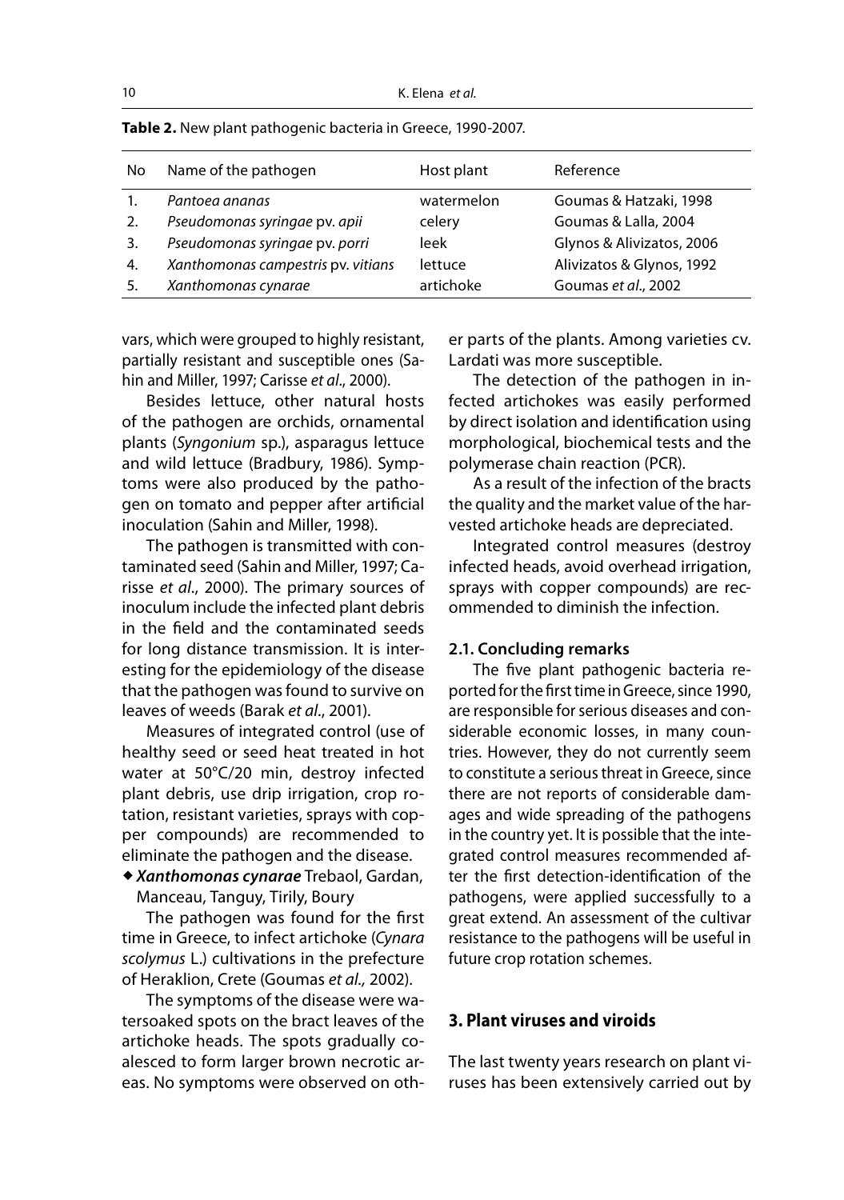**Table 2.** New plant pathogenic bacteria in Greece, 1990-2007.

| No | Name of the pathogen | Host plant | Reference |
|---|---|---|---|
| 1. | *Pantoea ananas* | watermelon | Goumas & Hatzaki, 1998 |
| 2. | *Pseudomonas syringae* pv. *apii* | celery | Goumas & Lalla, 2004 |
| 3. | *Pseudomonas syringae* pv. *porri* | leek | Glynos & Alivizatos, 2006 |
| 4. | *Xanthomonas campestris* pv. *vitians* | lettuce | Alivizatos & Glynos, 1992 |
| 5. | *Xanthomonas cynarae* | artichoke | Goumas *et al*., 2002 |

vars, which were grouped to highly resistant, partially resistant and susceptible ones (Sahin and Miller, 1997; Carisse *et al*., 2000).

Besides lettuce, other natural hosts of the pathogen are orchids, ornamental plants (*Syngonium* sp.), asparagus lettuce and wild lettuce (Bradbury, 1986). Symptoms were also produced by the pathogen on tomato and pepper after artificial inoculation (Sahin and Miller, 1998).

The pathogen is transmitted with contaminated seed (Sahin and Miller, 1997; Carisse *et al*., 2000). The primary sources of inoculum include the infected plant debris in the field and the contaminated seeds for long distance transmission. It is interesting for the epidemiology of the disease that the pathogen was found to survive on leaves of weeds (Barak *et al*., 2001).

Measures of integrated control (use of healthy seed or seed heat treated in hot water at 50°C/20 min, destroy infected plant debris, use drip irrigation, crop rotation, resistant varieties, sprays with copper compounds) are recommended to eliminate the pathogen and the disease.

- ***Xanthomonas cynarae*** Trebaol, Gardan, Manceau, Tanguy, Tirily, Boury

The pathogen was found for the first time in Greece, to infect artichoke (*Cynara scolymus* L.) cultivations in the prefecture of Heraklion, Crete (Goumas *et al.,* 2002).

The symptoms of the disease were watersoaked spots on the bract leaves of the artichoke heads. The spots gradually coalesced to form larger brown necrotic areas. No symptoms were observed on other parts of the plants. Among varieties cv. Lardati was more susceptible.

The detection of the pathogen in infected artichokes was easily performed by direct isolation and identification using morphological, biochemical tests and the polymerase chain reaction (PCR).

As a result of the infection of the bracts the quality and the market value of the harvested artichoke heads are depreciated.

Integrated control measures (destroy infected heads, avoid overhead irrigation, sprays with copper compounds) are recommended to diminish the infection.

### 2.1. Concluding remarks

The five plant pathogenic bacteria reported for the first time in Greece, since 1990, are responsible for serious diseases and considerable economic losses, in many countries. However, they do not currently seem to constitute a serious threat in Greece, since there are not reports of considerable damages and wide spreading of the pathogens in the country yet. It is possible that the integrated control measures recommended after the first detection-identification of the pathogens, were applied successfully to a great extend. An assessment of the cultivar resistance to the pathogens will be useful in future crop rotation schemes.

## 3. Plant viruses and viroids

The last twenty years research on plant viruses has been extensively carried out by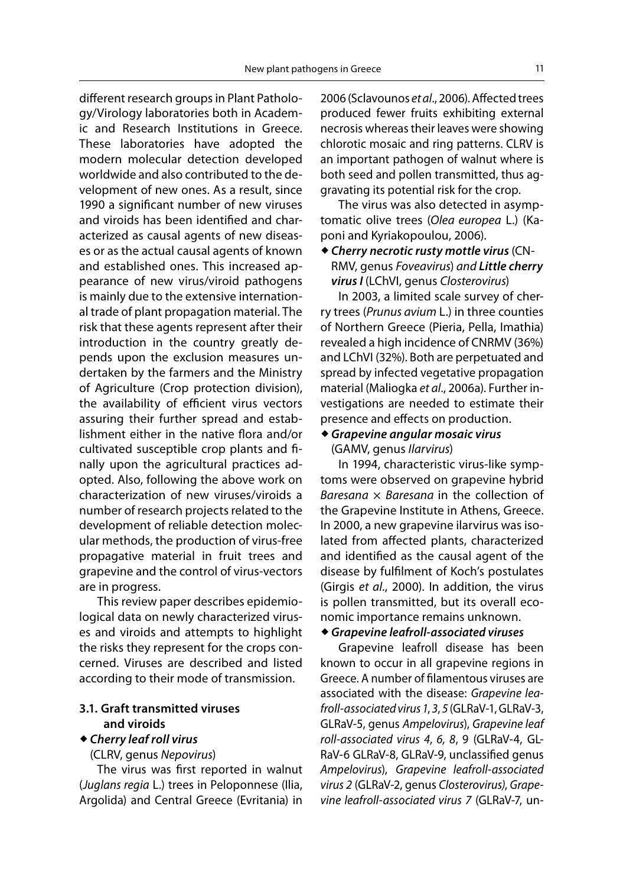different research groups in Plant Pathology/Virology laboratories both in Academic and Research Institutions in Greece. These laboratories have adopted the modern molecular detection developed worldwide and also contributed to the development of new ones. As a result, since 1990 a significant number of new viruses and viroids has been identified and characterized as causal agents of new diseases or as the actual causal agents of known and established ones. This increased appearance of new virus/viroid pathogens is mainly due to the extensive international trade of plant propagation material. The risk that these agents represent after their introduction in the country greatly depends upon the exclusion measures undertaken by the farmers and the Ministry of Agriculture (Crop protection division), the availability of efficient virus vectors assuring their further spread and establishment either in the native flora and/or cultivated susceptible crop plants and finally upon the agricultural practices adopted. Also, following the above work on characterization of new viruses/viroids a number of research projects related to the development of reliable detection molecular methods, the production of virus-free propagative material in fruit trees and grapevine and the control of virus-vectors are in progress.

This review paper describes epidemiological data on newly characterized viruses and viroids and attempts to highlight the risks they represent for the crops concerned. Viruses are described and listed according to their mode of transmission.

### 3.1. Graft transmitted viruses and viroids

◆ ***Cherry leaf roll virus*** (CLRV, genus *Nepovirus*)

The virus was first reported in walnut (*Juglans regia* L.) trees in Peloponnese (Ilia, Argolida) and Central Greece (Evritania) in 2006 (Sclavounos *et al*., 2006). Affected trees produced fewer fruits exhibiting external necrosis whereas their leaves were showing chlorotic mosaic and ring patterns. CLRV is an important pathogen of walnut where is both seed and pollen transmitted, thus aggravating its potential risk for the crop.

The virus was also detected in asymptomatic olive trees (*Olea europea* L.) (Kaponi and Kyriakopoulou, 2006).

◆ ***Cherry necrotic rusty mottle virus*** (CNRMV, genus *Foveavirus*) *and* ***Little cherry virus I*** (LChVI, genus *Closterovirus*)

In 2003, a limited scale survey of cherry trees (*Prunus avium* L.) in three counties of Northern Greece (Pieria, Pella, Imathia) revealed a high incidence of CNRMV (36%) and LChVI (32%). Both are perpetuated and spread by infected vegetative propagation material (Maliogka *et al*., 2006a). Further investigations are needed to estimate their presence and effects on production.

◆ ***Grapevine angular mosaic virus*** (GAMV, genus *Ilarvirus*)

In 1994, characteristic virus-like symptoms were observed on grapevine hybrid *Baresana* × *Baresana* in the collection of the Grapevine Institute in Athens, Greece. In 2000, a new grapevine ilarvirus was isolated from affected plants, characterized and identified as the causal agent of the disease by fulfilment of Koch's postulates (Girgis *et al*., 2000). In addition, the virus is pollen transmitted, but its overall economic importance remains unknown.

◆ ***Grapevine leafroll-associated viruses***

Grapevine leafroll disease has been known to occur in all grapevine regions in Greece. A number of filamentous viruses are associated with the disease: *Grapevine leafroll-associated virus 1*, *3*, *5* (GLRaV-1, GLRaV-3, GLRaV-5, genus *Ampelovirus*), *Grapevine leaf roll-associated virus 4*, *6, 8*, 9 (GLRaV-4, GLRaV-6 GLRaV-8, GLRaV-9, unclassified genus *Ampelovirus*), *Grapevine leafroll-associated virus 2* (GLRaV-2, genus *Closterovirus*), *Grapevine leafroll-associated virus 7* (GLRaV-7, un-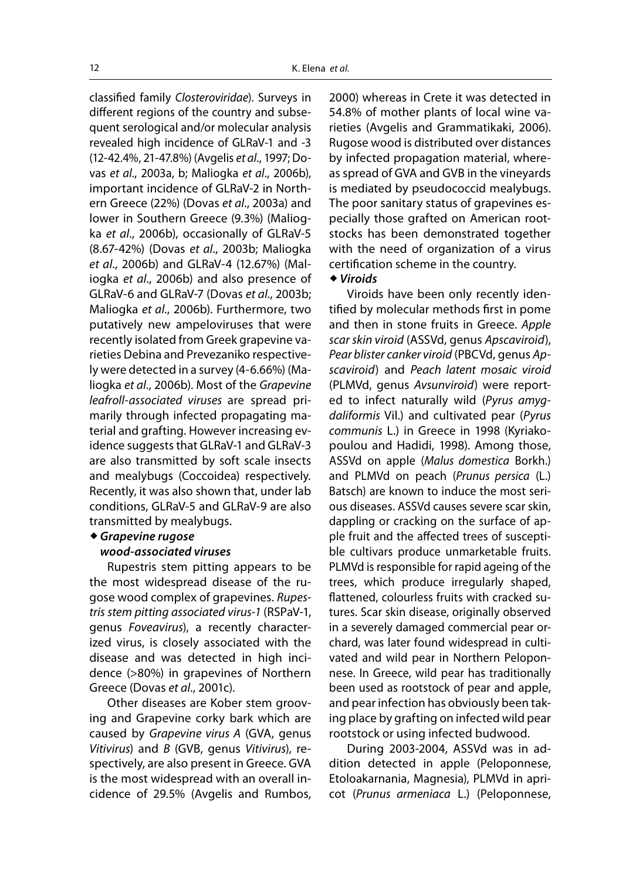classified family *Closteroviridae*). Surveys in different regions of the country and subsequent serological and/or molecular analysis revealed high incidence of GLRaV-1 and -3 (12-42.4%, 21-47.8%) (Avgelis *et al*., 1997; Dovas *et al*., 2003a, b; Maliogka *et al*., 2006b), important incidence of GLRaV-2 in Northern Greece (22%) (Dovas *et al*., 2003a) and lower in Southern Greece (9.3%) (Maliogka *et al*., 2006b), occasionally of GLRaV-5 (8.67-42%) (Dovas *et al*., 2003b; Maliogka *et al*., 2006b) and GLRaV-4 (12.67%) (Maliogka *et al*., 2006b) and also presence of GLRaV-6 and GLRaV-7 (Dovas *et al*., 2003b; Maliogka *et al*., 2006b). Furthermore, two putatively new ampeloviruses that were recently isolated from Greek grapevine varieties Debina and Prevezaniko respectively were detected in a survey (4-6.66%) (Maliogka *et al*., 2006b). Most of the *Grapevine leafroll-associated viruses* are spread primarily through infected propagating material and grafting. However increasing evidence suggests that GLRaV-1 and GLRaV-3 are also transmitted by soft scale insects and mealybugs (Coccoidea) respectively. Recently, it was also shown that, under lab conditions, GLRaV-5 and GLRaV-9 are also transmitted by mealybugs.

◆ ***Grapevine rugose wood-associated viruses***

Rupestris stem pitting appears to be the most widespread disease of the rugose wood complex of grapevines. *Rupestris stem pitting associated virus-1* (RSPaV-1, genus *Foveavirus*), a recently characterized virus, is closely associated with the disease and was detected in high incidence (>80%) in grapevines of Northern Greece (Dovas *et al*., 2001c).

Other diseases are Kober stem grooving and Grapevine corky bark which are caused by *Grapevine virus A* (GVA, genus *Vitivirus*) and *B* (GVB, genus *Vitivirus*), respectively, are also present in Greece. GVA is the most widespread with an overall incidence of 29.5% (Avgelis and Rumbos, 2000) whereas in Crete it was detected in 54.8% of mother plants of local wine varieties (Avgelis and Grammatikaki, 2006). Rugose wood is distributed over distances by infected propagation material, whereas spread of GVA and GVB in the vineyards is mediated by pseudococcid mealybugs. The poor sanitary status of grapevines especially those grafted on American rootstocks has been demonstrated together with the need of organization of a virus certification scheme in the country.

◆ ***Viroids***

Viroids have been only recently identified by molecular methods first in pome and then in stone fruits in Greece. *Apple scar skin viroid* (ASSVd, genus *Apscaviroid*), *Pear blister canker viroid* (PBCVd, genus *Apscaviroid*) and *Peach latent mosaic viroid* (PLMVd, genus *Avsunviroid*) were reported to infect naturally wild (*Pyrus amygdaliformis* Vil.) and cultivated pear (*Pyrus communis* L.) in Greece in 1998 (Kyriakopoulou and Hadidi, 1998). Among those, ASSVd on apple (*Malus domestica* Borkh.) and PLMVd on peach (*Prunus persica* (L.) Batsch) are known to induce the most serious diseases. ASSVd causes severe scar skin, dappling or cracking on the surface of apple fruit and the affected trees of susceptible cultivars produce unmarketable fruits. PLMVd is responsible for rapid ageing of the trees, which produce irregularly shaped, flattened, colourless fruits with cracked sutures. Scar skin disease, originally observed in a severely damaged commercial pear orchard, was later found widespread in cultivated and wild pear in Northern Peloponnese. In Greece, wild pear has traditionally been used as rootstock of pear and apple, and pear infection has obviously been taking place by grafting on infected wild pear rootstock or using infected budwood.

During 2003-2004, ASSVd was in addition detected in apple (Peloponnese, Etoloakarnania, Magnesia), PLMVd in apricot (*Prunus armeniaca* L.) (Peloponnese,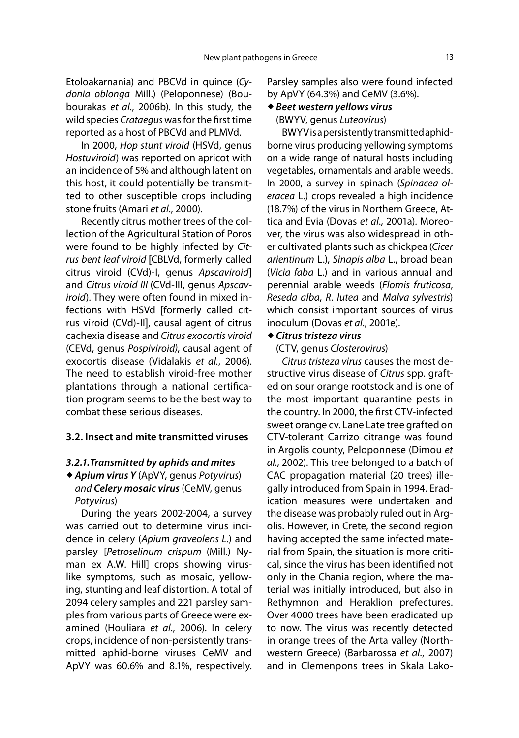Etoloakarnania) and PBCVd in quince (*Cydonia oblonga* Mill.) (Peloponnese) (Boubourakas *et al*., 2006b). In this study, the wild species *Crataegus* was for the first time reported as a host of PBCVd and PLMVd.

In 2000, *Hop stunt viroid* (HSVd, genus *Hostuviroid*) was reported on apricot with an incidence of 5% and although latent on this host, it could potentially be transmitted to other susceptible crops including stone fruits (Amari *et al*., 2000).

Recently citrus mother trees of the collection of the Agricultural Station of Poros were found to be highly infected by *Citrus bent leaf viroid* [CBLVd, formerly called citrus viroid (CVd)-I, genus *Apscaviroid*] and *Citrus viroid III* (CVd-III, genus *Apscaviroid*). They were often found in mixed infections with HSVd [formerly called citrus viroid (CVd)-II], causal agent of citrus cachexia disease and *Citrus exocortis viroid* (CEVd, genus *Pospiviroid)*, causal agent of exocortis disease (Vidalakis *et al*., 2006). The need to establish viroid-free mother plantations through a national certification program seems to be the best way to combat these serious diseases.

### 3.2. Insect and mite transmitted viruses

#### *3.2.1. Transmitted by aphids and mites*

◆ ***Apium virus Y*** (ApVY, genus *Potyvirus*) *and* ***Celery mosaic virus*** (CeMV, genus *Potyvirus*)

During the years 2002-2004, a survey was carried out to determine virus incidence in celery (*Apium graveolens L*.) and parsley [*Petroselinum crispum* (Mill.) Nyman ex A.W. Hill] crops showing virus-like symptoms, such as mosaic, yellowing, stunting and leaf distortion. A total of 2094 celery samples and 221 parsley samples from various parts of Greece were examined (Houliara *et al*., 2006). In celery crops, incidence of non-persistently transmitted aphid-borne viruses CeMV and ApVY was 60.6% and 8.1%, respectively. Parsley samples also were found infected by ApVY (64.3%) and CeMV (3.6%).

◆ ***Beet western yellows virus*** (BWYV, genus *Luteovirus*)

BWYV is a persistently transmitted aphid-borne virus producing yellowing symptoms on a wide range of natural hosts including vegetables, ornamentals and arable weeds. In 2000, a survey in spinach (*Spinacea oleracea* L.) crops revealed a high incidence (18.7%) of the virus in Northern Greece, Attica and Evia (Dovas *et al*., 2001a). Moreover, the virus was also widespread in other cultivated plants such as chickpea (*Cicer arientinum* L.), *Sinapis alba* L., broad bean (*Vicia faba* L.) and in various annual and perennial arable weeds (*Flomis fruticosa*, *Reseda alba*, *R. lutea* and *Malva sylvestris*) which consist important sources of virus inoculum (Dovas *et al*., 2001e).

◆ ***Citrus tristeza virus*** (CTV, genus *Closterovirus*)

*Citrus tristeza virus* causes the most destructive virus disease of *Citrus* spp. grafted on sour orange rootstock and is one of the most important quarantine pests in the country. In 2000, the first CTV-infected sweet orange cv. Lane Late tree grafted on CTV-tolerant Carrizo citrange was found in Argolis county, Peloponnese (Dimou *et al*., 2002). This tree belonged to a batch of CAC propagation material (20 trees) illegally introduced from Spain in 1994. Eradication measures were undertaken and the disease was probably ruled out in Argolis. However, in Crete, the second region having accepted the same infected material from Spain, the situation is more critical, since the virus has been identified not only in the Chania region, where the material was initially introduced, but also in Rethymnon and Heraklion prefectures. Over 4000 trees have been eradicated up to now. The virus was recently detected in orange trees of the Arta valley (Northwestern Greece) (Barbarossa *et al*., 2007) and in Clemenpons trees in Skala Lako-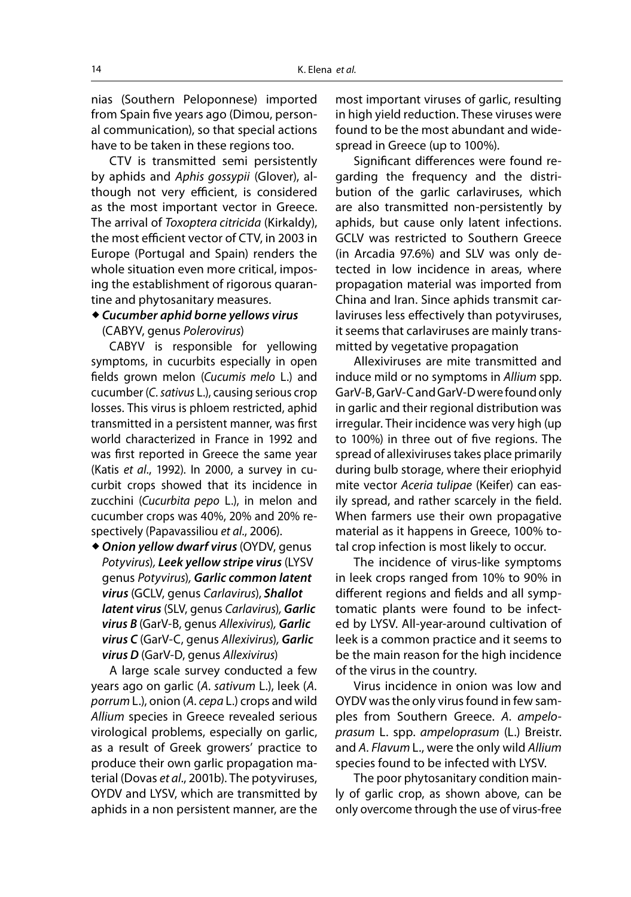nias (Southern Peloponnese) imported from Spain five years ago (Dimou, personal communication), so that special actions have to be taken in these regions too.

CTV is transmitted semi persistently by aphids and *Aphis gossypii* (Glover), although not very efficient, is considered as the most important vector in Greece. The arrival of *Toxoptera citricida* (Kirkaldy), the most efficient vector of CTV, in 2003 in Europe (Portugal and Spain) renders the whole situation even more critical, imposing the establishment of rigorous quarantine and phytosanitary measures.

◆ ***Cucumber aphid borne yellows virus*** (CABYV, genus *Polerovirus*)

CABYV is responsible for yellowing symptoms, in cucurbits especially in open fields grown melon (*Cucumis melo* L.) and cucumber (*C. sativus* L.), causing serious crop losses. This virus is phloem restricted, aphid transmitted in a persistent manner, was first world characterized in France in 1992 and was first reported in Greece the same year (Katis *et al*., 1992). In 2000, a survey in cucurbit crops showed that its incidence in zucchini (*Cucurbita pepo* L.), in melon and cucumber crops was 40%, 20% and 20% respectively (Papavassiliou *et al*., 2006).

◆ ***Onion yellow dwarf virus*** (OYDV, genus *Potyvirus*), ***Leek yellow stripe virus*** (LYSV genus *Potyvirus*), ***Garlic common latent virus*** (GCLV, genus *Carlavirus*), ***Shallot latent virus*** (SLV, genus *Carlavirus*), ***Garlic virus B*** (GarV-B, genus *Allexivirus*), ***Garlic virus C*** (GarV-C, genus *Allexivirus*), ***Garlic virus D*** (GarV-D, genus *Allexivirus*)

A large scale survey conducted a few years ago on garlic (*A. sativum* L.), leek (*A. porrum* L.), onion (*A. cepa* L.) crops and wild *Allium* species in Greece revealed serious virological problems, especially on garlic, as a result of Greek growers' practice to produce their own garlic propagation material (Dovas *et al*., 2001b). The potyviruses, OYDV and LYSV, which are transmitted by aphids in a non persistent manner, are the most important viruses of garlic, resulting in high yield reduction. These viruses were found to be the most abundant and widespread in Greece (up to 100%).

Significant differences were found regarding the frequency and the distribution of the garlic carlaviruses, which are also transmitted non-persistently by aphids, but cause only latent infections. GCLV was restricted to Southern Greece (in Arcadia 97.6%) and SLV was only detected in low incidence in areas, where propagation material was imported from China and Iran. Since aphids transmit carlaviruses less effectively than potyviruses, it seems that carlaviruses are mainly transmitted by vegetative propagation

Allexiviruses are mite transmitted and induce mild or no symptoms in *Allium* spp. GarV-B, GarV-C and GarV-D were found only in garlic and their regional distribution was irregular. Their incidence was very high (up to 100%) in three out of five regions. The spread of allexiviruses takes place primarily during bulb storage, where their eriophyid mite vector *Aceria tulipae* (Keifer) can easily spread, and rather scarcely in the field. When farmers use their own propagative material as it happens in Greece, 100% total crop infection is most likely to occur.

The incidence of virus-like symptoms in leek crops ranged from 10% to 90% in different regions and fields and all symptomatic plants were found to be infected by LYSV. All-year-around cultivation of leek is a common practice and it seems to be the main reason for the high incidence of the virus in the country.

Virus incidence in onion was low and OYDV was the only virus found in few samples from Southern Greece. *A. ampeloprasum* L. spp. *ampeloprasum* (L.) Breistr. and *A. Flavum* L., were the only wild *Allium* species found to be infected with LYSV.

The poor phytosanitary condition mainly of garlic crop, as shown above, can be only overcome through the use of virus-free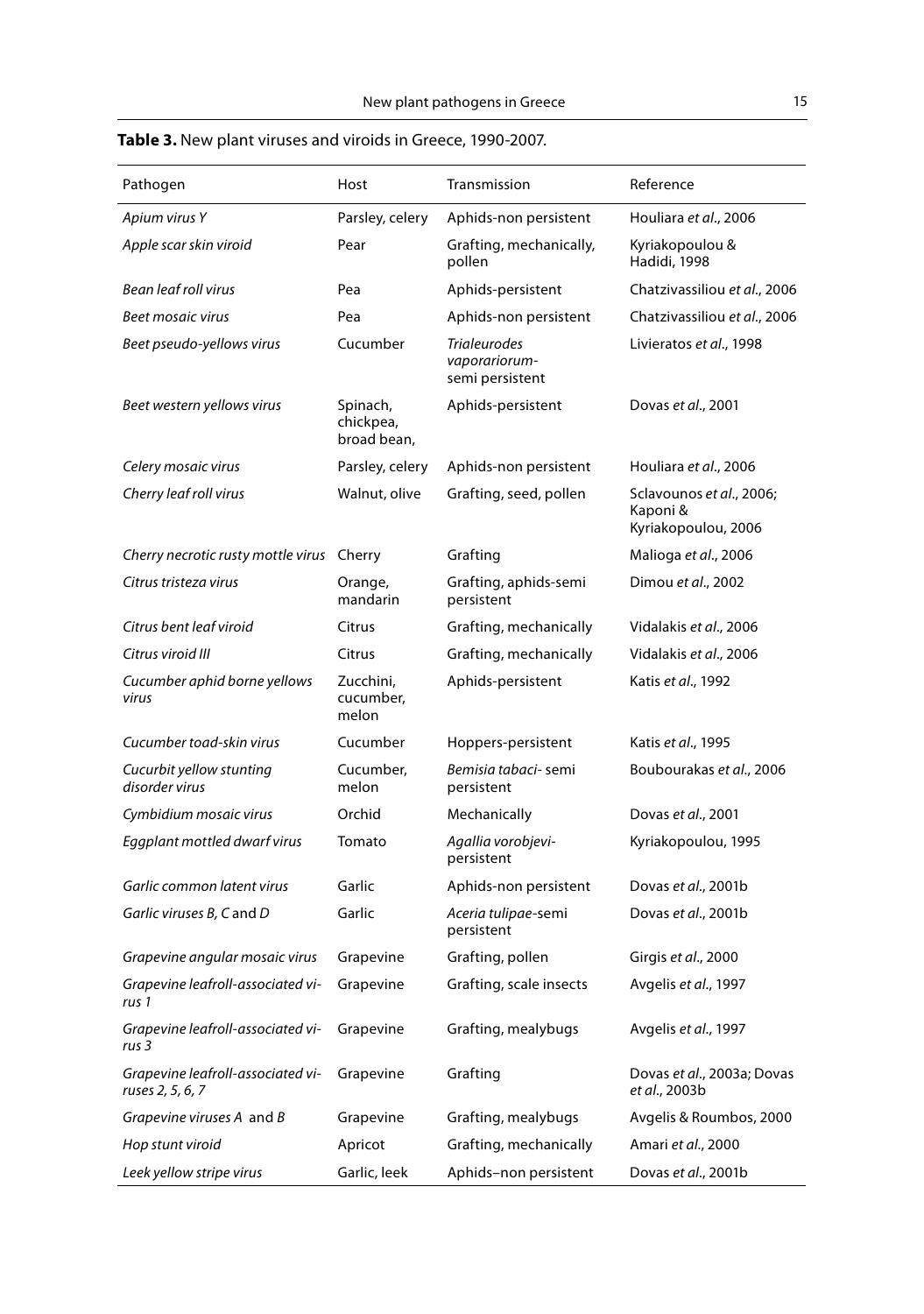**Table 3.** New plant viruses and viroids in Greece, 1990-2007.

| Pathogen | Host | Transmission | Reference |
|---|---|---|---|
| *Apium virus Y* | Parsley, celery | Aphids-non persistent | Houliara *et al*., 2006 |
| *Apple scar skin viroid* | Pear | Grafting, mechanically, pollen | Kyriakopoulou & Hadidi, 1998 |
| *Bean leaf roll virus* | Pea | Aphids-persistent | Chatzivassiliou *et al*., 2006 |
| *Beet mosaic virus* | Pea | Aphids-non persistent | Chatzivassiliou *et al*., 2006 |
| *Beet pseudo-yellows virus* | Cucumber | *Trialeurodes vaporariorum*-semi persistent | Livieratos *et al*., 1998 |
| *Beet western yellows virus* | Spinach, chickpea, broad bean, | Aphids-persistent | Dovas *et al*., 2001 |
| *Celery mosaic virus* | Parsley, celery | Aphids-non persistent | Houliara *et al*., 2006 |
| *Cherry leaf roll virus* | Walnut, olive | Grafting, seed, pollen | Sclavounos *et al*., 2006; Kaponi & Kyriakopoulou, 2006 |
| *Cherry necrotic rusty mottle virus* | Cherry | Grafting | Malioga *et al*., 2006 |
| *Citrus tristeza virus* | Orange, mandarin | Grafting, aphids-semi persistent | Dimou *et al*., 2002 |
| *Citrus bent leaf viroid* | Citrus | Grafting, mechanically | Vidalakis *et al*., 2006 |
| *Citrus viroid III* | Citrus | Grafting, mechanically | Vidalakis *et al*., 2006 |
| *Cucumber aphid borne yellows virus* | Zucchini, cucumber, melon | Aphids-persistent | Katis *et al*., 1992 |
| *Cucumber toad-skin virus* | Cucumber | Hoppers-persistent | Katis *et al*., 1995 |
| *Cucurbit yellow stunting disorder virus* | Cucumber, melon | *Bemisia tabaci*- semi persistent | Boubourakas *et al*., 2006 |
| *Cymbidium mosaic virus* | Orchid | Mechanically | Dovas *et al*., 2001 |
| *Eggplant mottled dwarf virus* | Tomato | *Agallia vorobjevi*-persistent | Kyriakopoulou, 1995 |
| *Garlic common latent virus* | Garlic | Aphids-non persistent | Dovas *et al*., 2001b |
| *Garlic viruses B, C* and *D* | Garlic | *Aceria tulipae*-semi persistent | Dovas *et al*., 2001b |
| *Grapevine angular mosaic virus* | Grapevine | Grafting, pollen | Girgis *et al*., 2000 |
| *Grapevine leafroll-associated virus 1* | Grapevine | Grafting, scale insects | Avgelis *et al*., 1997 |
| *Grapevine leafroll-associated virus 3* | Grapevine | Grafting, mealybugs | Avgelis *et al*., 1997 |
| *Grapevine leafroll-associated viruses 2, 5, 6, 7* | Grapevine | Grafting | Dovas *et al*., 2003a; Dovas *et al*., 2003b |
| *Grapevine viruses A* and *B* | Grapevine | Grafting, mealybugs | Avgelis & Roumbos, 2000 |
| *Hop stunt viroid* | Apricot | Grafting, mechanically | Amari *et al*., 2000 |
| *Leek yellow stripe virus* | Garlic, leek | Aphids–non persistent | Dovas *et al*., 2001b |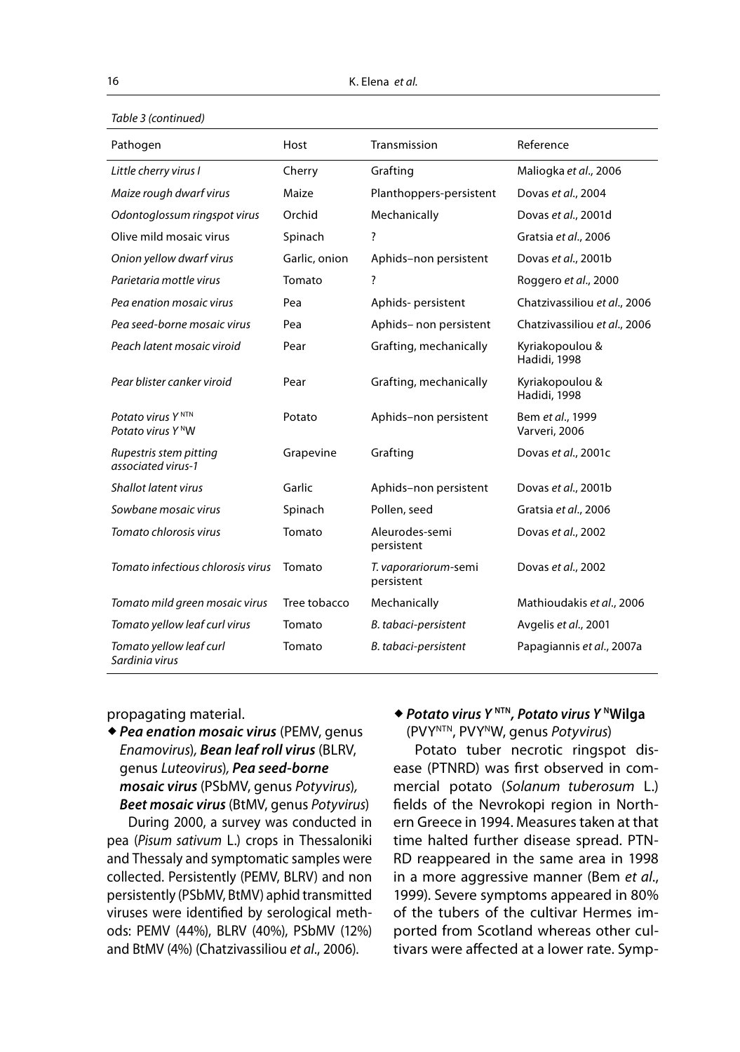*Table 3 (continued)*

| Pathogen | Host | Transmission | Reference |
|---|---|---|---|
| *Little cherry virus I* | Cherry | Grafting | Maliogka *et al*., 2006 |
| *Maize rough dwarf virus* | Maize | Planthoppers-persistent | Dovas *et al*., 2004 |
| *Odontoglossum ringspot virus* | Orchid | Mechanically | Dovas *et al*., 2001d |
| Olive mild mosaic virus | Spinach | ? | Gratsia *et al*., 2006 |
| *Onion yellow dwarf virus* | Garlic, onion | Aphids–non persistent | Dovas *et al*., 2001b |
| *Parietaria mottle virus* | Tomato | ? | Roggero *et al*., 2000 |
| *Pea enation mosaic virus* | Pea | Aphids- persistent | Chatzivassiliou *et al*., 2006 |
| *Pea seed-borne mosaic virus* | Pea | Aphids– non persistent | Chatzivassiliou *et al*., 2006 |
| *Peach latent mosaic viroid* | Pear | Grafting, mechanically | Kyriakopoulou & Hadidi, 1998 |
| *Pear blister canker viroid* | Pear | Grafting, mechanically | Kyriakopoulou & Hadidi, 1998 |
| *Potato virus Y* $^{NTN}$ *Potato virus Y* $^{N}$W | Potato | Aphids–non persistent | Bem *et al*., 1999 Varveri, 2006 |
| *Rupestris stem pitting associated virus-1* | Grapevine | Grafting | Dovas *et al*., 2001c |
| *Shallot latent virus* | Garlic | Aphids–non persistent | Dovas *et al*., 2001b |
| *Sowbane mosaic virus* | Spinach | Pollen, seed | Gratsia *et al*., 2006 |
| *Tomato chlorosis virus* | Tomato | Aleurodes-semi persistent | Dovas *et al*., 2002 |
| *Tomato infectious chlorosis virus* | Tomato | *T. vaporariorum*-semi persistent | Dovas *et al*., 2002 |
| *Tomato mild green mosaic virus* | Tree tobacco | Mechanically | Mathioudakis *et al*., 2006 |
| *Tomato yellow leaf curl virus* | Tomato | *B. tabaci-persistent* | Avgelis *et al*., 2001 |
| *Tomato yellow leaf curl Sardinia virus* | Tomato | *B. tabaci-persistent* | Papagiannis *et al*., 2007a |

propagating material.

◆ ***Pea enation mosaic virus*** (PEMV, genus *Enamovirus*), ***Bean leaf roll virus*** (BLRV, genus *Luteovirus*), ***Pea seed-borne mosaic virus*** (PSbMV, genus *Potyvirus*), ***Beet mosaic virus*** (BtMV, genus *Potyvirus*)

During 2000, a survey was conducted in pea (*Pisum sativum* L.) crops in Thessaloniki and Thessaly and symptomatic samples were collected. Persistently (PEMV, BLRV) and non persistently (PSbMV, BtMV) aphid transmitted viruses were identified by serological methods: PEMV (44%), BLRV (40%), PSbMV (12%) and BtMV (4%) (Chatzivassiliou *et al*., 2006).

◆ ***Potato virus Y*** $^{NTN}$**, *Potato virus Y*** $^{N}$**Wilga** (PVY$^{NTN}$, PVY$^{N}$W, genus *Potyvirus*)

Potato tuber necrotic ringspot disease (PTNRD) was first observed in commercial potato (*Solanum tuberosum* L.) fields of the Nevrokopi region in Northern Greece in 1994. Measures taken at that time halted further disease spread. PTNRD reappeared in the same area in 1998 in a more aggressive manner (Bem *et al*., 1999). Severe symptoms appeared in 80% of the tubers of the cultivar Hermes imported from Scotland whereas other cultivars were affected at a lower rate. Symp-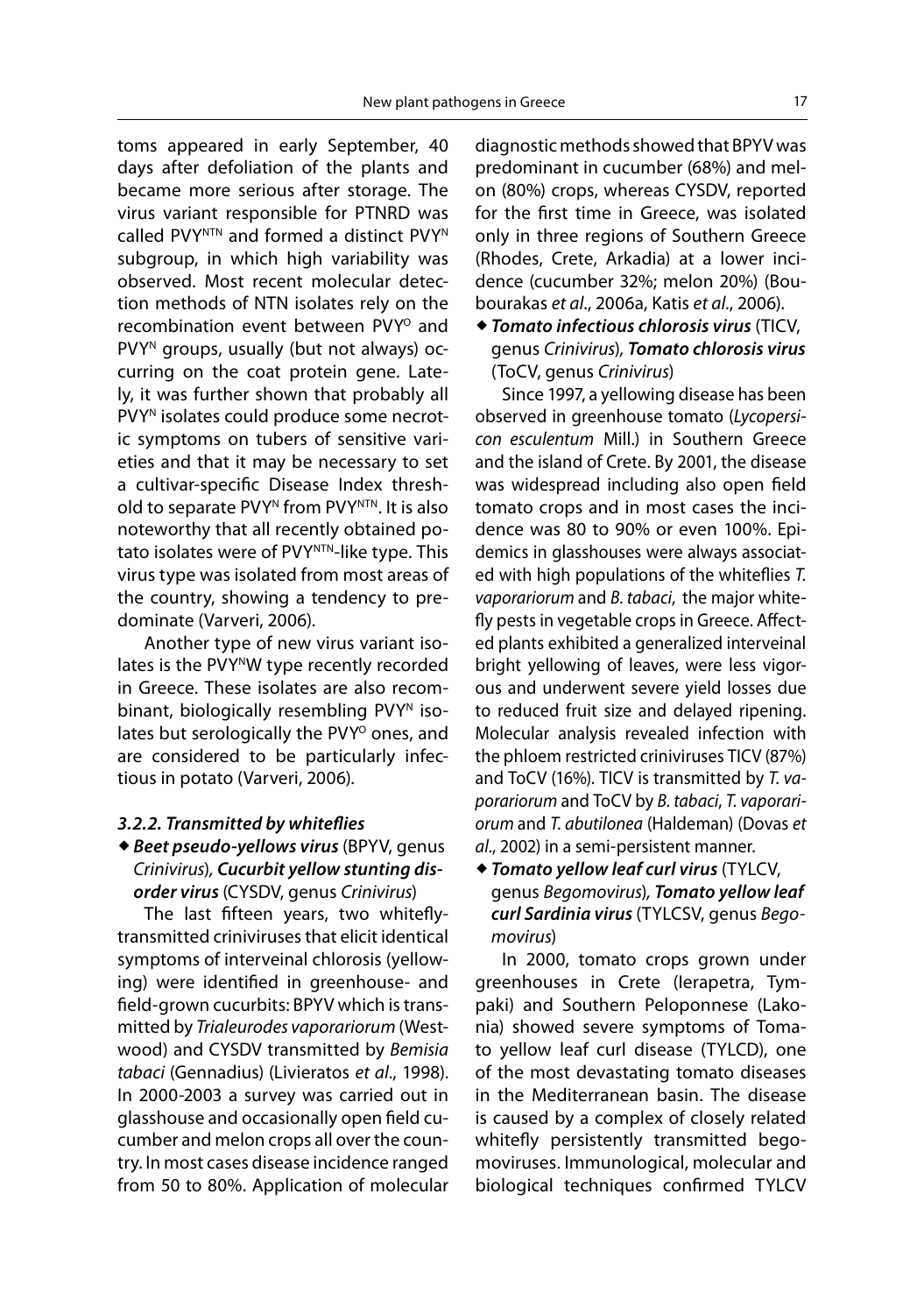toms appeared in early September, 40 days after defoliation of the plants and became more serious after storage. The virus variant responsible for PTNRD was called $PVY^{NTN}$ and formed a distinct $PVY^{N}$ subgroup, in which high variability was observed. Most recent molecular detection methods of NTN isolates rely on the recombination event between $PVY^{O}$ and $PVY^{N}$ groups, usually (but not always) occurring on the coat protein gene. Lately, it was further shown that probably all $PVY^{N}$ isolates could produce some necrotic symptoms on tubers of sensitive varieties and that it may be necessary to set a cultivar-specific Disease Index threshold to separate $PVY^{N}$ from $PVY^{NTN}$. It is also noteworthy that all recently obtained potato isolates were of $PVY^{NTN}$-like type. This virus type was isolated from most areas of the country, showing a tendency to predominate (Varveri, 2006).

Another type of new virus variant isolates is the $PVY^{N}W$ type recently recorded in Greece. These isolates are also recombinant, biologically resembling $PVY^{N}$ isolates but serologically the $PVY^{O}$ ones, and are considered to be particularly infectious in potato (Varveri, 2006).

#### *3.2.2. Transmitted by whiteflies*

- ***Beet pseudo-yellows virus*** (BPYV, genus *Crinivirus*), ***Cucurbit yellow stunting disorder virus*** (CYSDV, genus *Crinivirus*)

The last fifteen years, two whitefly-transmitted criniviruses that elicit identical symptoms of interveinal chlorosis (yellowing) were identified in greenhouse- and field-grown cucurbits: BPYV which is transmitted by *Trialeurodes vaporariorum* (Westwood) and CYSDV transmitted by *Bemisia tabaci* (Gennadius) (Livieratos *et al*., 1998). In 2000-2003 a survey was carried out in glasshouse and occasionally open field cucumber and melon crops all over the country. In most cases disease incidence ranged from 50 to 80%. Application of molecular diagnostic methods showed that BPYV was predominant in cucumber (68%) and melon (80%) crops, whereas CYSDV, reported for the first time in Greece, was isolated only in three regions of Southern Greece (Rhodes, Crete, Arkadia) at a lower incidence (cucumber 32%; melon 20%) (Boubourakas *et al*., 2006a, Katis *et al*., 2006).

- ***Tomato infectious chlorosis virus*** (TICV, genus *Crinivirus*), ***Tomato chlorosis virus*** (ToCV, genus *Crinivirus*)

Since 1997, a yellowing disease has been observed in greenhouse tomato (*Lycopersicon esculentum* Mill.) in Southern Greece and the island of Crete. By 2001, the disease was widespread including also open field tomato crops and in most cases the incidence was 80 to 90% or even 100%. Epidemics in glasshouses were always associated with high populations of the whiteflies *T. vaporariorum* and *B. tabaci*, the major whitefly pests in vegetable crops in Greece. Affected plants exhibited a generalized interveinal bright yellowing of leaves, were less vigorous and underwent severe yield losses due to reduced fruit size and delayed ripening. Molecular analysis revealed infection with the phloem restricted criniviruses TICV (87%) and ToCV (16%). TICV is transmitted by *T. vaporariorum* and ToCV by *B. tabaci*, *T. vaporariorum* and *T. abutilonea* (Haldeman) (Dovas *et al*., 2002) in a semi-persistent manner.

- ***Tomato yellow leaf curl virus*** (TYLCV, genus *Begomovirus*), ***Tomato yellow leaf curl Sardinia virus*** (TYLCSV, genus *Begomovirus*)

In 2000, tomato crops grown under greenhouses in Crete (Ierapetra, Tympaki) and Southern Peloponnese (Lakonia) showed severe symptoms of Tomato yellow leaf curl disease (TYLCD), one of the most devastating tomato diseases in the Mediterranean basin. The disease is caused by a complex of closely related whitefly persistently transmitted begomoviruses. Immunological, molecular and biological techniques confirmed TYLCV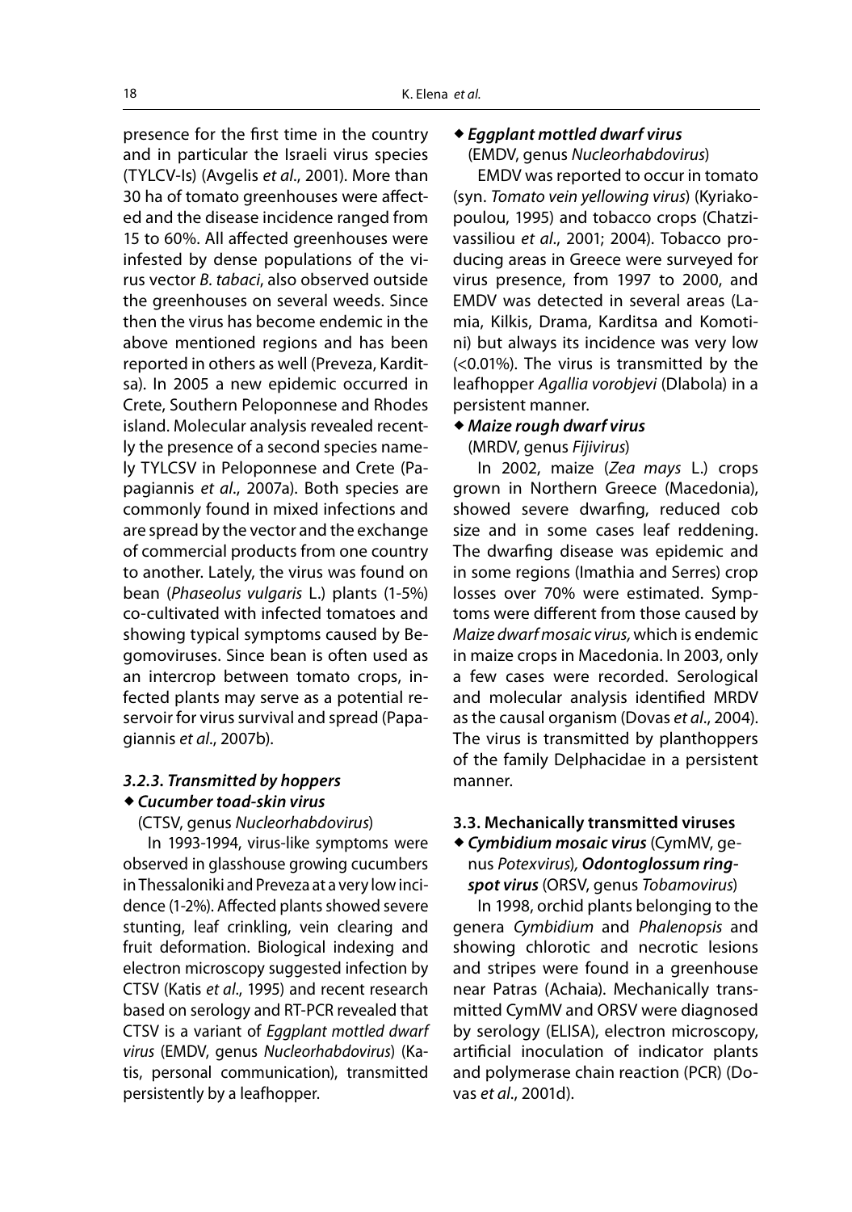presence for the first time in the country and in particular the Israeli virus species (TYLCV-Is) (Avgelis *et al*., 2001). More than 30 ha of tomato greenhouses were affected and the disease incidence ranged from 15 to 60%. All affected greenhouses were infested by dense populations of the virus vector *B. tabaci*, also observed outside the greenhouses on several weeds. Since then the virus has become endemic in the above mentioned regions and has been reported in others as well (Preveza, Karditsa). In 2005 a new epidemic occurred in Crete, Southern Peloponnese and Rhodes island. Molecular analysis revealed recently the presence of a second species namely TYLCSV in Peloponnese and Crete (Papagiannis *et al*., 2007a). Both species are commonly found in mixed infections and are spread by the vector and the exchange of commercial products from one country to another. Lately, the virus was found on bean (*Phaseolus vulgaris* L.) plants (1-5%) co-cultivated with infected tomatoes and showing typical symptoms caused by Begomoviruses. Since bean is often used as an intercrop between tomato crops, infected plants may serve as a potential reservoir for virus survival and spread (Papagiannis *et al*., 2007b).

#### *3.2.3. Transmitted by hoppers*

◆ ***Cucumber toad-skin virus*** (CTSV, genus *Nucleorhabdovirus*)

In 1993-1994, virus-like symptoms were observed in glasshouse growing cucumbers in Thessaloniki and Preveza at a very low incidence (1-2%). Affected plants showed severe stunting, leaf crinkling, vein clearing and fruit deformation. Biological indexing and electron microscopy suggested infection by CTSV (Katis *et al*., 1995) and recent research based on serology and RT-PCR revealed that CTSV is a variant of *Eggplant mottled dwarf virus* (EMDV, genus *Nucleorhabdovirus*) (Katis, personal communication), transmitted persistently by a leafhopper.

◆ ***Eggplant mottled dwarf virus*** (EMDV, genus *Nucleorhabdovirus*)

EMDV was reported to occur in tomato (syn. *Tomato vein yellowing virus*) (Kyriakopoulou, 1995) and tobacco crops (Chatzivassiliou *et al*., 2001; 2004). Tobacco producing areas in Greece were surveyed for virus presence, from 1997 to 2000, and EMDV was detected in several areas (Lamia, Kilkis, Drama, Karditsa and Komotini) but always its incidence was very low (<0.01%). The virus is transmitted by the leafhopper *Agallia vorobjevi* (Dlabola) in a persistent manner.

◆ ***Maize rough dwarf virus*** (MRDV, genus *Fijivirus*)

In 2002, maize (*Zea mays* L.) crops grown in Northern Greece (Macedonia), showed severe dwarfing, reduced cob size and in some cases leaf reddening. The dwarfing disease was epidemic and in some regions (Imathia and Serres) crop losses over 70% were estimated. Symptoms were different from those caused by *Maize dwarf mosaic virus,* which is endemic in maize crops in Macedonia. In 2003, only a few cases were recorded. Serological and molecular analysis identified MRDV as the causal organism (Dovas *et al*., 2004). The virus is transmitted by planthoppers of the family Delphacidae in a persistent manner.

### 3.3. Mechanically transmitted viruses

◆ ***Cymbidium mosaic virus*** (CymMV, genus *Potexvirus*), ***Odontoglossum ringspot virus*** (ORSV, genus *Tobamovirus*)

In 1998, orchid plants belonging to the genera *Cymbidium* and *Phalenopsis* and showing chlorotic and necrotic lesions and stripes were found in a greenhouse near Patras (Achaia). Mechanically transmitted CymMV and ORSV were diagnosed by serology (ELISA), electron microscopy, artificial inoculation of indicator plants and polymerase chain reaction (PCR) (Dovas *et al*., 2001d).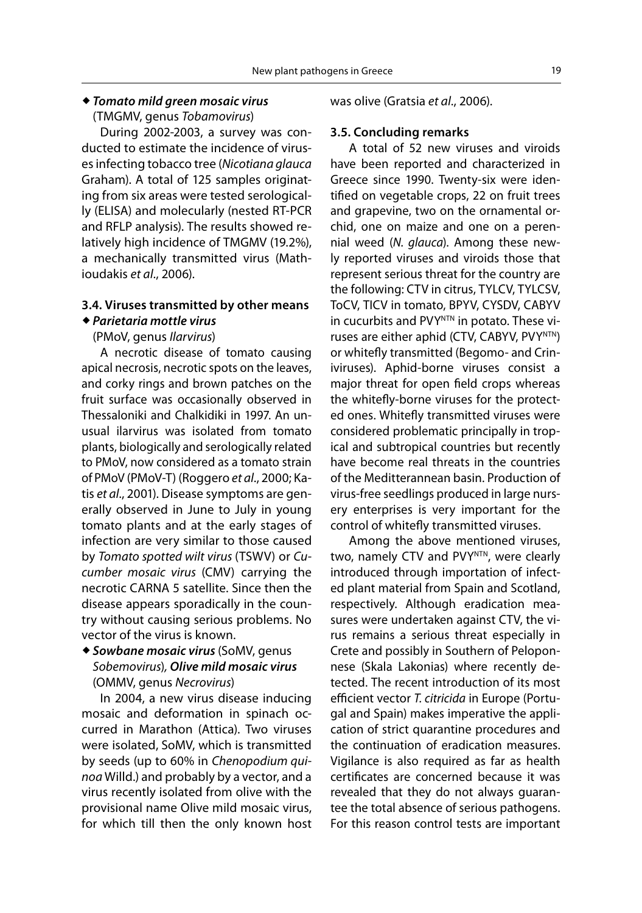◆ ***Tomato mild green mosaic virus*** (TMGMV, genus *Tobamovirus*)

During 2002-2003, a survey was conducted to estimate the incidence of viruses infecting tobacco tree (*Nicotiana glauca* Graham). A total of 125 samples originating from six areas were tested serologically (ELISA) and molecularly (nested RT-PCR and RFLP analysis). The results showed relatively high incidence of TMGMV (19.2%), a mechanically transmitted virus (Mathioudakis *et al*., 2006).

### 3.4. Viruses transmitted by other means

◆ ***Parietaria mottle virus*** (PMoV, genus *Ilarvirus*)

A necrotic disease of tomato causing apical necrosis, necrotic spots on the leaves, and corky rings and brown patches on the fruit surface was occasionally observed in Thessaloniki and Chalkidiki in 1997. An unusual ilarvirus was isolated from tomato plants, biologically and serologically related to PMoV, now considered as a tomato strain of PMoV (PMoV-T) (Roggero *et al*., 2000; Katis *et al*., 2001). Disease symptoms are generally observed in June to July in young tomato plants and at the early stages of infection are very similar to those caused by *Tomato spotted wilt virus* (TSWV) or *Cucumber mosaic virus* (CMV) carrying the necrotic CARNA 5 satellite. Since then the disease appears sporadically in the country without causing serious problems. No vector of the virus is known.

◆ ***Sowbane mosaic virus*** (SoMV, genus *Sobemovirus*), ***Olive mild mosaic virus*** (OMMV, genus *Necrovirus*)

In 2004, a new virus disease inducing mosaic and deformation in spinach occurred in Marathon (Attica). Two viruses were isolated, SoMV, which is transmitted by seeds (up to 60% in *Chenopodium quinoa* Willd.) and probably by a vector, and a virus recently isolated from olive with the provisional name Olive mild mosaic virus, for which till then the only known host was olive (Gratsia *et al*., 2006).

### 3.5. Concluding remarks

A total of 52 new viruses and viroids have been reported and characterized in Greece since 1990. Twenty-six were identified on vegetable crops, 22 on fruit trees and grapevine, two on the ornamental orchid, one on maize and one on a perennial weed (*N. glauca*). Among these newly reported viruses and viroids those that represent serious threat for the country are the following: CTV in citrus, TYLCV, TYLCSV, ToCV, TICV in tomato, BPYV, CYSDV, CABYV in cucurbits and PVY[NTN] in potato. These viruses are either aphid (CTV, CABYV, PVY[NTN]) or whitefly transmitted (Begomo- and Criniviruses). Aphid-borne viruses consist a major threat for open field crops whereas the whitefly-borne viruses for the protected ones. Whitefly transmitted viruses were considered problematic principally in tropical and subtropical countries but recently have become real threats in the countries of the Meditterannean basin. Production of virus-free seedlings produced in large nursery enterprises is very important for the control of whitefly transmitted viruses.

Among the above mentioned viruses, two, namely CTV and PVY[NTN], were clearly introduced through importation of infected plant material from Spain and Scotland, respectively. Although eradication measures were undertaken against CTV, the virus remains a serious threat especially in Crete and possibly in Southern of Peloponnese (Skala Lakonias) where recently detected. The recent introduction of its most efficient vector *T. citricida* in Europe (Portugal and Spain) makes imperative the application of strict quarantine procedures and the continuation of eradication measures. Vigilance is also required as far as health certificates are concerned because it was revealed that they do not always guarantee the total absence of serious pathogens. For this reason control tests are important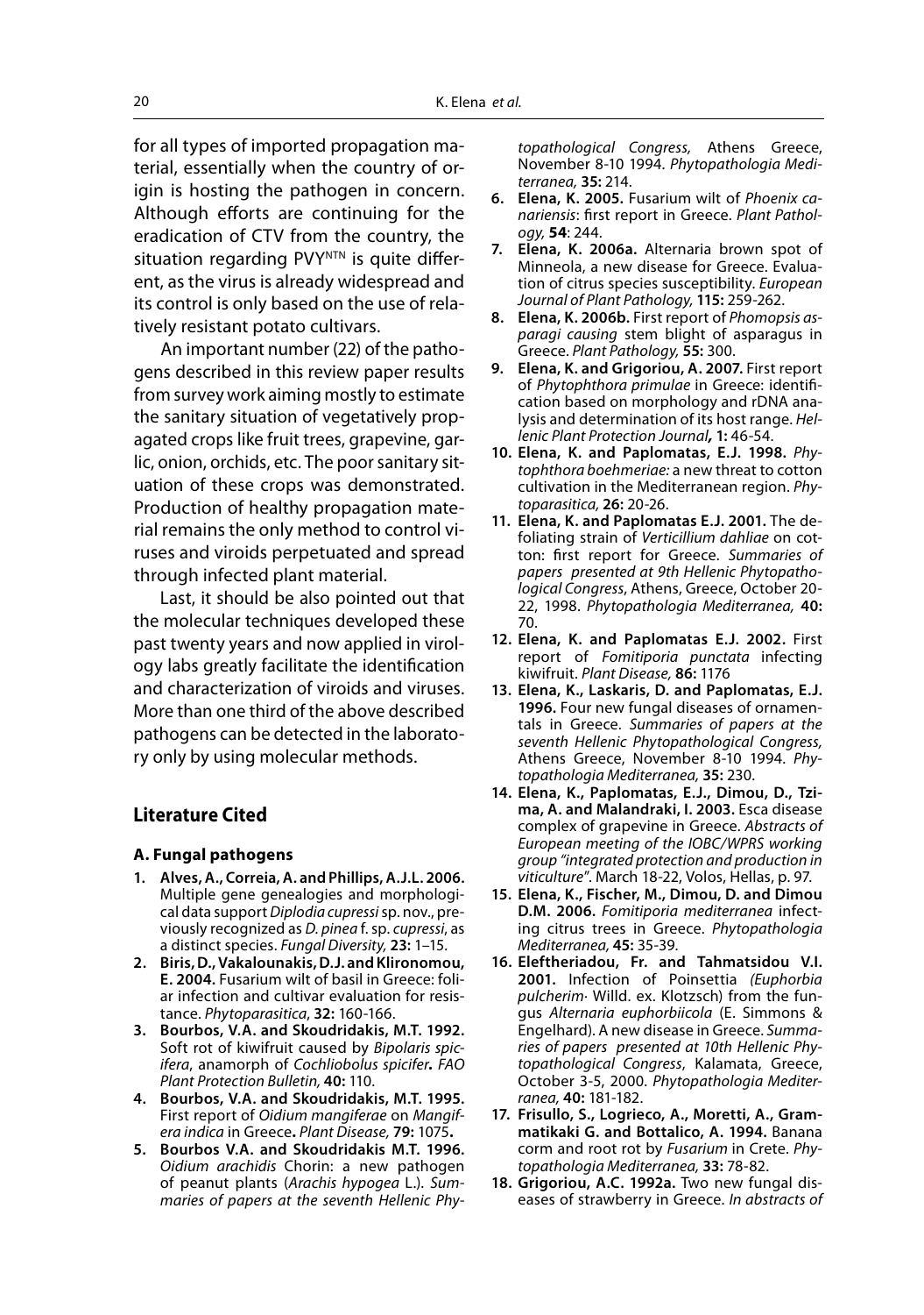for all types of imported propagation material, essentially when the country of origin is hosting the pathogen in concern. Although efforts are continuing for the eradication of CTV from the country, the situation regarding PVY[NTN] is quite different, as the virus is already widespread and its control is only based on the use of relatively resistant potato cultivars.

An important number (22) of the pathogens described in this review paper results from survey work aiming mostly to estimate the sanitary situation of vegetatively propagated crops like fruit trees, grapevine, garlic, onion, orchids, etc. The poor sanitary situation of these crops was demonstrated. Production of healthy propagation material remains the only method to control viruses and viroids perpetuated and spread through infected plant material.

Last, it should be also pointed out that the molecular techniques developed these past twenty years and now applied in virology labs greatly facilitate the identification and characterization of viroids and viruses. More than one third of the above described pathogens can be detected in the laboratory only by using molecular methods.

## Literature Cited

### A. Fungal pathogens

1. **Alves, A., Correia, A. and Phillips, A.J.L. 2006.** Multiple gene genealogies and morphological data support *Diplodia cupressi* sp. nov., previously recognized as *D. pinea* f. sp. *cupressi*, as a distinct species. *Fungal Diversity,* **23:** 1–15.
2. **Biris, D., Vakalounakis, D.J. and Klironomou, E. 2004.** Fusarium wilt of basil in Greece: foliar infection and cultivar evaluation for resistance. *Phytoparasitica*, **32:** 160-166.
3. **Bourbos, V.A. and Skoudridakis, M.T. 1992.** Soft rot of kiwifruit caused by *Bipolaris spicifera*, anamorph of *Cochliobolus spicifer***.** *FAO Plant Protection Bulletin,* **40:** 110.
4. **Bourbos, V.A. and Skoudridakis, M.T. 1995.** First report of *Oidium mangiferae* on *Mangifera indica* in Greece**.** *Plant Disease,* **79:** 1075**.**
5. **Bourbos V.A. and Skoudridakis M.T. 1996.** *Oidium arachidis* Chorin: a new pathogen of peanut plants (*Arachis hypogea* L.). *Summaries of papers at the seventh Hellenic Phytopathological Congress,* Athens Greece, November 8-10 1994. *Phytopathologia Mediterranea,* **35:** 214.
6. **Elena, K. 2005.** Fusarium wilt of *Phoenix canariensis*: first report in Greece. *Plant Pathology,* **54**: 244.
7. **Elena, K. 2006a.** Alternaria brown spot of Minneola, a new disease for Greece. Evaluation of citrus species susceptibility. *European Journal of Plant Pathology,* **115:** 259-262.
8. **Elena, K. 2006b.** First report of *Phomopsis asparagi causing* stem blight of asparagus in Greece. *Plant Pathology,* **55:** 300.
9. **Elena, K. and Grigoriou, A. 2007.** First report of *Phytophthora primulae* in Greece: identification based on morphology and rDNA analysis and determination of its host range. *Hellenic Plant Protection Journal***, 1:** 46-54.
10. **Elena, K. and Paplomatas, E.J. 1998.** *Phytophthora boehmeriae:* a new threat to cotton cultivation in the Mediterranean region. *Phytoparasitica,* **26:** 20-26.
11. **Elena, K. and Paplomatas E.J. 2001.** The defoliating strain of *Verticillium dahliae* on cotton: first report for Greece. *Summaries of papers presented at 9th Hellenic Phytopathological Congress*, Athens, Greece, October 20-22, 1998. *Phytopathologia Mediterranea,* **40:** 70.
12. **Elena, K. and Paplomatas E.J. 2002.** First report of *Fomitiporia punctata* infecting kiwifruit. *Plant Disease,* **86:** 1176
13. **Elena, K., Laskaris, D. and Paplomatas, E.J. 1996.** Four new fungal diseases of ornamentals in Greece. *Summaries of papers at the seventh Hellenic Phytopathological Congress,* Athens Greece, November 8-10 1994. *Phytopathologia Mediterranea,* **35:** 230.
14. **Elena, K., Paplomatas, E.J., Dimou, D., Tzima, A. and Malandraki, I. 2003.** Esca disease complex of grapevine in Greece. *Abstracts of European meeting of the IOBC/WPRS working group "integrated protection and production in viticulture".* March 18-22, Volos, Hellas, p. 97.
15. **Elena, K., Fischer, M., Dimou, D. and Dimou D.M. 2006.** *Fomitiporia mediterranea* infecting citrus trees in Greece. *Phytopathologia Mediterranea,* **45:** 35-39.
16. **Eleftheriadou, Fr. and Tahmatsidou V.I. 2001.** Infection of Poinsettia *(Euphorbia pulcherim·* Willd. ex. Klotzsch) from the fungus *Alternaria euphorbiicola* (E. Simmons & Engelhard). A new disease in Greece. *Summaries of papers presented at 10th Hellenic Phytopathological Congress*, Kalamata, Greece, October 3-5, 2000. *Phytopathologia Mediterranea,* **40:** 181-182.
17. **Frisullo, S., Logrieco, A., Moretti, A., Grammatikaki G. and Bottalico, A. 1994.** Banana corm and root rot by *Fusarium* in Crete. *Phytopathologia Mediterranea,* **33:** 78-82.
18. **Grigoriou, A.C. 1992a.** Two new fungal diseases of strawberry in Greece. *In abstracts of*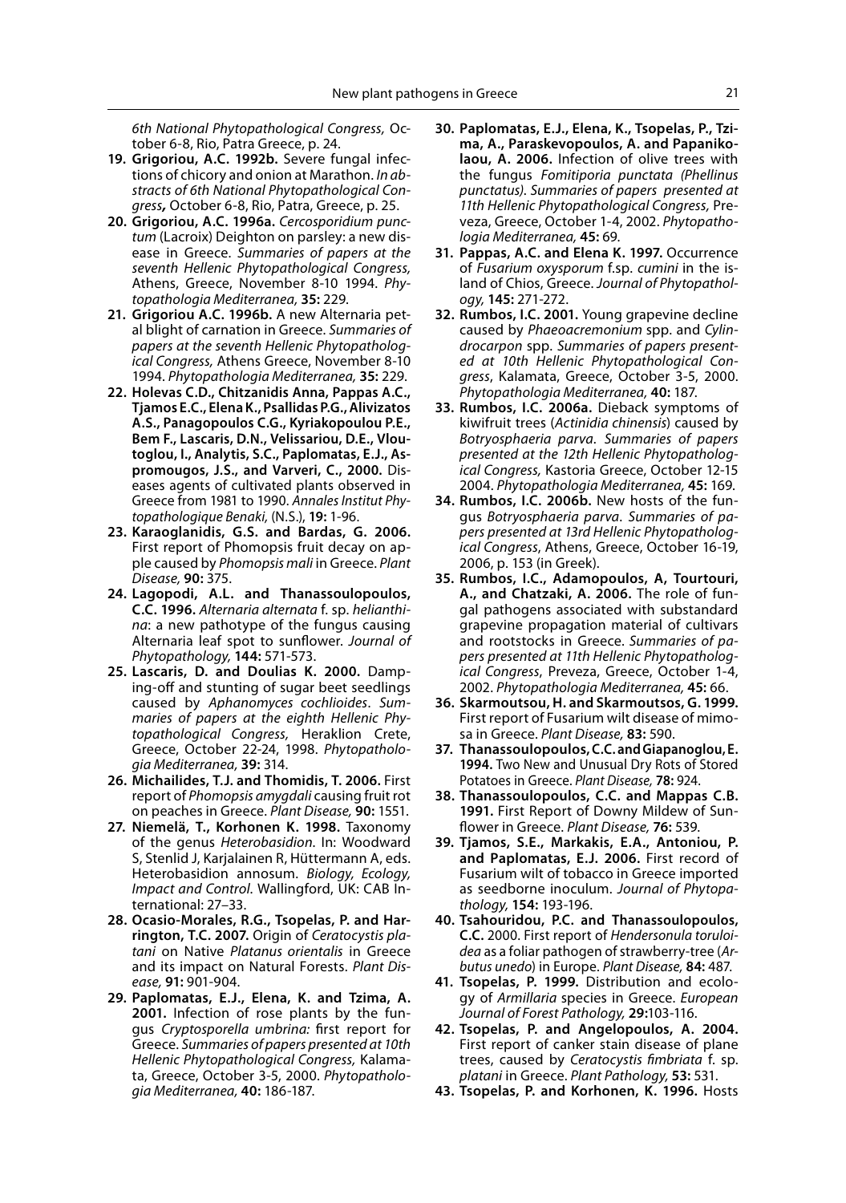6th National Phytopathological Congress, October 6-8, Rio, Patra Greece, p. 24.

19. **Grigoriou, A.C. 1992b.** Severe fungal infections of chicory and onion at Marathon. *In abstracts of 6th National Phytopathological Congress,* October 6-8, Rio, Patra, Greece, p. 25.
20. **Grigoriou, A.C. 1996a.** *Cercosporidium punctum* (Lacroix) Deighton on parsley: a new disease in Greece. *Summaries of papers at the seventh Hellenic Phytopathological Congress,* Athens, Greece, November 8-10 1994. *Phytopathologia Mediterranea,* **35:** 229.
21. **Grigoriou A.C. 1996b.** A new Alternaria petal blight of carnation in Greece. *Summaries of papers at the seventh Hellenic Phytopathological Congress,* Athens Greece, November 8-10 1994. *Phytopathologia Mediterranea,* **35:** 229.
22. **Holevas C.D., Chitzanidis Anna, Pappas A.C., Tjamos E.C., Elena K., Psallidas P.G., Alivizatos A.S., Panagopoulos C.G., Kyriakopoulou P.E., Bem F., Lascaris, D.N., Velissariou, D.E., Vloutoglou, I., Analytis, S.C., Paplomatas, E.J., Aspromougos, J.S., and Varveri, C., 2000.** Diseases agents of cultivated plants observed in Greece from 1981 to 1990. *Annales Institut Phytopathologique Benaki,* (N.S.), **19:** 1-96.
23. **Karaoglanidis, G.S. and Bardas, G. 2006.** First report of Phomopsis fruit decay on apple caused by *Phomopsis mali* in Greece. *Plant Disease,* **90:** 375.
24. **Lagopodi, A.L. and Thanassoulopoulos, C.C. 1996.** *Alternaria alternata* f. sp. *helianthina*: a new pathotype of the fungus causing Alternaria leaf spot to sunflower. *Journal of Phytopathology,* **144:** 571-573.
25. **Lascaris, D. and Doulias K. 2000.** Damping-off and stunting of sugar beet seedlings caused by *Aphanomyces cochlioides*. *Summaries of papers at the eighth Hellenic Phytopathological Congress,* Heraklion Crete, Greece, October 22-24, 1998. *Phytopathologia Mediterranea,* **39:** 314.
26. **Michailides, T.J. and Thomidis, T. 2006.** First report of *Phomopsis amygdali* causing fruit rot on peaches in Greece. *Plant Disease,* **90:** 1551.
27. **Niemelä, T., Korhonen K. 1998.** Taxonomy of the genus *Heterobasidion*. In: Woodward S, Stenlid J, Karjalainen R, Hüttermann A, eds. Heterobasidion annosum. *Biology, Ecology, Impact and Control.* Wallingford, UK: CAB International: 27–33.
28. **Ocasio-Morales, R.G., Tsopelas, P. and Harrington, T.C. 2007.** Origin of *Ceratocystis platani* on Native *Platanus orientalis* in Greece and its impact on Natural Forests. *Plant Disease,* **91:** 901-904.
29. **Paplomatas, E.J., Elena, K. and Tzima, A. 2001.** Infection of rose plants by the fungus *Cryptosporella umbrina:* first report for Greece. *Summaries of papers presented at 10th Hellenic Phytopathological Congress,* Kalamata, Greece, October 3-5, 2000. *Phytopathologia Mediterranea,* **40:** 186-187.
30. **Paplomatas, E.J., Elena, K., Tsopelas, P., Tzima, A., Paraskevopoulos, A. and Papanikolaou, A. 2006.** Infection of olive trees with the fungus *Fomitiporia punctata (Phellinus punctatus). Summaries of papers presented at 11th Hellenic Phytopathological Congress,* Preveza, Greece, October 1-4, 2002. *Phytopathologia Mediterranea,* **45:** 69.
31. **Pappas, A.C. and Elena K. 1997.** Occurrence of *Fusarium oxysporum* f.sp. *cumini* in the island of Chios, Greece. *Journal of Phytopathology,* **145:** 271-272.
32. **Rumbos, I.C. 2001.** Young grapevine decline caused by *Phaeoacremonium* spp. and *Cylindrocarpon* spp. *Summaries of papers presented at 10th Hellenic Phytopathological Congress*, Kalamata, Greece, October 3-5, 2000. *Phytopathologia Mediterranea,* **40:** 187.
33. **Rumbos, I.C. 2006a.** Dieback symptoms of kiwifruit trees (*Actinidia chinensis*) caused by *Botryosphaeria parva. Summaries of papers presented at the 12th Hellenic Phytopathological Congress,* Kastoria Greece, October 12-15 2004. *Phytopathologia Mediterranea,* **45:** 169.
34. **Rumbos, I.C. 2006b.** New hosts of the fungus *Botryosphaeria parva. Summaries of papers presented at 13rd Hellenic Phytopathological Congress*, Athens, Greece, October 16-19, 2006, p. 153 (in Greek).
35. **Rumbos, I.C., Adamopoulos, A, Tourtouri, A., and Chatzaki, A. 2006.** The role of fungal pathogens associated with substandard grapevine propagation material of cultivars and rootstocks in Greece. *Summaries of papers presented at 11th Hellenic Phytopathological Congress*, Preveza, Greece, October 1-4, 2002. *Phytopathologia Mediterranea,* **45:** 66.
36. **Skarmoutsou, H. and Skarmoutsos, G. 1999.** First report of Fusarium wilt disease of mimosa in Greece. *Plant Disease,* **83:** 590.
37. **Thanassoulopoulos, C.C. and Giapanoglou, E. 1994.** Two New and Unusual Dry Rots of Stored Potatoes in Greece. *Plant Disease,* **78:** 924.
38. **Thanassoulopoulos, C.C. and Mappas C.B. 1991.** First Report of Downy Mildew of Sunflower in Greece. *Plant Disease,* **76:** 539.
39. **Tjamos, S.E., Markakis, E.A., Antoniou, P. and Paplomatas, E.J. 2006.** First record of Fusarium wilt of tobacco in Greece imported as seedborne inoculum. *Journal of Phytopathology,* **154:** 193-196.
40. **Tsahouridou, P.C. and Thanassoulopoulos, C.C.** 2000. First report of *Hendersonula toruloidea* as a foliar pathogen of strawberry-tree (*Arbutus unedo*) in Europe. *Plant Disease,* **84:** 487.
41. **Tsopelas, P. 1999.** Distribution and ecology of *Armillaria* species in Greece. *European Journal of Forest Pathology,* **29:**103-116.
42. **Tsopelas, P. and Angelopoulos, A. 2004.** First report of canker stain disease of plane trees, caused by *Ceratocystis fimbriata* f. sp. *platani* in Greece. *Plant Pathology,* **53:** 531.
43. **Tsopelas, P. and Korhonen, K. 1996.** Hosts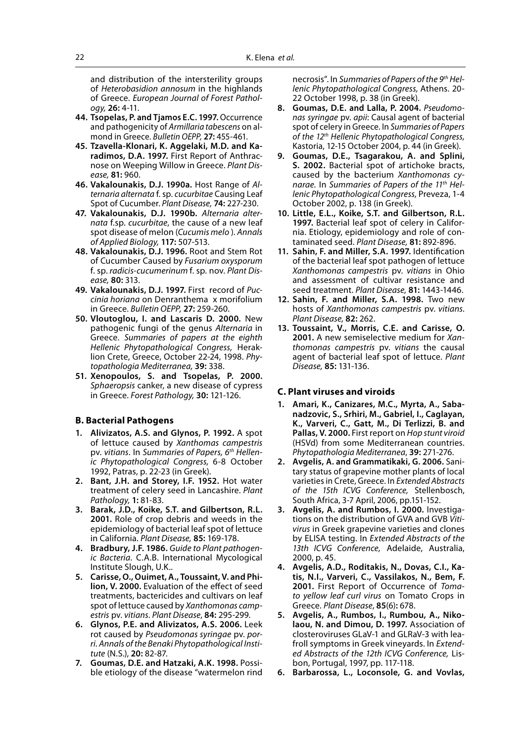and distribution of the intersterility groups of *Heterobasidion annosum* in the highlands of Greece. *European Journal of Forest Pathology,* **26:** 4-11.

44. **Tsopelas, P. and Tjamos E.C. 1997.** Occurrence and pathogenicity of *Armillaria tabescens* on almond in Greece. *Bulletin OEPP,* **27:** 455-461.
45. **Tzavella-Klonari, K. Aggelaki, M.D. and Karadimos, D.A. 1997.** First Report of Anthracnose on Weeping Willow in Greece. *Plant Disease,* **81:** 960.
46. **Vakalounakis, D.J. 1990a.** Host Range of *Alternaria alternata* f. sp. *cucurbitae* Causing Leaf Spot of Cucumber. *Plant Disease,* **74:** 227-230.
47. **Vakalounakis, D.J. 1990b.** *Alternaria alternata* f.sp. *cucurbitae*, the cause of a new leaf spot disease of melon (*Cucumis melo* ). *Annals of Applied Biology,* **117:** 507-513.
48. **Vakalounakis, D.J. 1996.** Root and Stem Rot of Cucumber Caused by *Fusarium oxysporum* f. sp. *radicis-cucumerinum* f. sp. nov. *Plant Disease,* **80:** 313.
49. **Vakalounakis, D.J. 1997.** First record of *Puccinia horiana* on Denranthema x morifolium in Greece. *Bulletin OEPP,* **27:** 259-260.
50. **Vloutoglou, I. and Lascaris D. 2000.** New pathogenic fungi of the genus *Alternaria* in Greece. *Summaries of papers at the eighth Hellenic Phytopathological Congress,* Heraklion Crete, Greece, October 22-24, 1998. *Phytopathologia Mediterranea,* **39:** 338.
51. **Xenopoulos, S. and Tsopelas, P. 2000.** *Sphaeropsis* canker, a new disease of cypress in Greece. *Forest Pathology,* **30:** 121-126.

### B. Bacterial Pathogens

1. **Alivizatos, A.S. and Glynos, P. 1992.** A spot of lettuce caused by *Xanthomas campestris* pv. *vitians*. In *Summaries of Papers, 6th Hellenic Phytopathological Congress,* 6-8 October 1992, Patras, p. 22-23 (in Greek).
2. **Bant, J.H. and Storey, I.F. 1952.** Hot water treatment of celery seed in Lancashire. *Plant Pathology,* **1:** 81-83.
3. **Barak, J.D., Koike, S.T. and Gilbertson, R.L. 2001.** Role of crop debris and weeds in the epidemiology of bacterial leaf spot of lettuce in California. *Plant Disease,* **85:** 169-178.
4. **Bradbury, J.F. 1986.** *Guide to Plant pathogenic Bacteria.* C.A.B. International Mycological Institute Slough, U.K..
5. **Carisse, O., Ouimet, A., Toussaint, V. and Philion, V. 2000.** Evaluation of the effect of seed treatments, bactericides and cultivars on leaf spot of lettuce caused by *Xanthomonas campestris* pv. *vitians*. *Plant Disease*, **84:** 295-299.
6. **Glynos, P.E. and Alivizatos, A.S. 2006.** Leek rot caused by *Pseudomonas syringae* pv. *porri*. *Annals of the Benaki Phytopathological Institute* (N.S.), **20:** 82-87.
7. **Goumas, D.E. and Hatzaki, A.K. 1998.** Possible etiology of the disease "watermelon rind necrosis". In *Summaries of Papers of the 9th Hellenic Phytopathological Congress,* Athens. 20-22 October 1998, p. 38 (in Greek).
8. **Goumas, D.E. and Lalla, P. 2004.** *Pseudomonas syringae* pv. *apii*: Causal agent of bacterial spot of celery in Greece. In *Summaries of Papers of the 12th Hellenic Phytopathological Congress,* Kastoria, 12-15 October 2004, p. 44 (in Greek).
9. **Goumas, D.E., Tsagarakou, A. and Splini, S. 2002.** Bacterial spot of artichoke bracts, caused by the bacterium *Xanthomonas cynarae.* In *Summaries of Papers of the 11th Hellenic Phytopathological Congress,* Preveza, 1-4 October 2002, p. 138 (in Greek).
10. **Little, E.L., Koike, S.T. and Gilbertson, R.L. 1997.** Bacterial leaf spot of celery in California. Etiology, epidemiology and role of contaminated seed. *Plant Disease,* **81:** 892-896.
11. **Sahin, F. and Miller, S.A. 1997.** Identification of the bacterial leaf spot pathogen of lettuce *Xanthomonas campestris* pv. *vitians* in Ohio and assessment of cultivar resistance and seed treatment. *Plant Disease,* **81:** 1443-1446.
12. **Sahin, F. and Miller, S.A. 1998.** Two new hosts of *Xanthomonas campestris* pv. *vitians*. *Plant Disease,* **82:** 262.
13. **Toussaint, V., Morris, C.E. and Carisse, O. 2001.** A new semiselective medium for *Xanthomonas campestris* pv. *vitians* the causal agent of bacterial leaf spot of lettuce. *Plant Disease,* **85:** 131-136.

### C. Plant viruses and viroids

1. **Amari, K., Canizares, M.C., Myrta, A., Sabanadzovic, S., Srhiri, M., Gabriel, I., Caglayan, K., Varveri, C., Gatt, M., Di Terlizzi, B. and Pallas, V. 2000.** First report on *Hop stunt viroid* (HSVd) from some Mediterranean countries. *Phytopathologia Mediterranea*, **39:** 271-276.
2. **Avgelis, A. and Grammatikaki, G. 2006.** Sanitary status of grapevine mother plants of local varieties in Crete, Greece. In *Extended Abstracts of the 15th ICVG Conference,* Stellenbosch, South Africa, 3-7 April, 2006, pp.151-152.
3. **Avgelis, A. and Rumbos, I. 2000.** Investigations on the distribution of GVA and GVB *Vitivirus* in Greek grapevine varieties and clones by ELISA testing. In *Extended Abstracts of the 13th ICVG Conference,* Adelaide, Australia, 2000, p. 45.
4. **Avgelis, A.D., Roditakis, N., Dovas, C.I., Katis, N.I., Varveri, C., Vassilakos, N., Bem, F. 2001.** First Report of Occurrence of *Tomato yellow leaf curl virus* on Tomato Crops in Greece. *Plant Disease*, **85**(6)**:** 678.
5. **Avgelis, A., Rumbos, I., Rumbou, A., Nikolaou, N. and Dimou, D. 1997.** Association of closteroviruses GLaV-1 and GLRaV-3 with leafroll symptoms in Greek vineyards. In *Extended Abstracts of the 12th ICVG Conference,* Lisbon, Portugal, 1997, pp. 117-118.
6. **Barbarossa, L., Loconsole, G. and Vovlas,**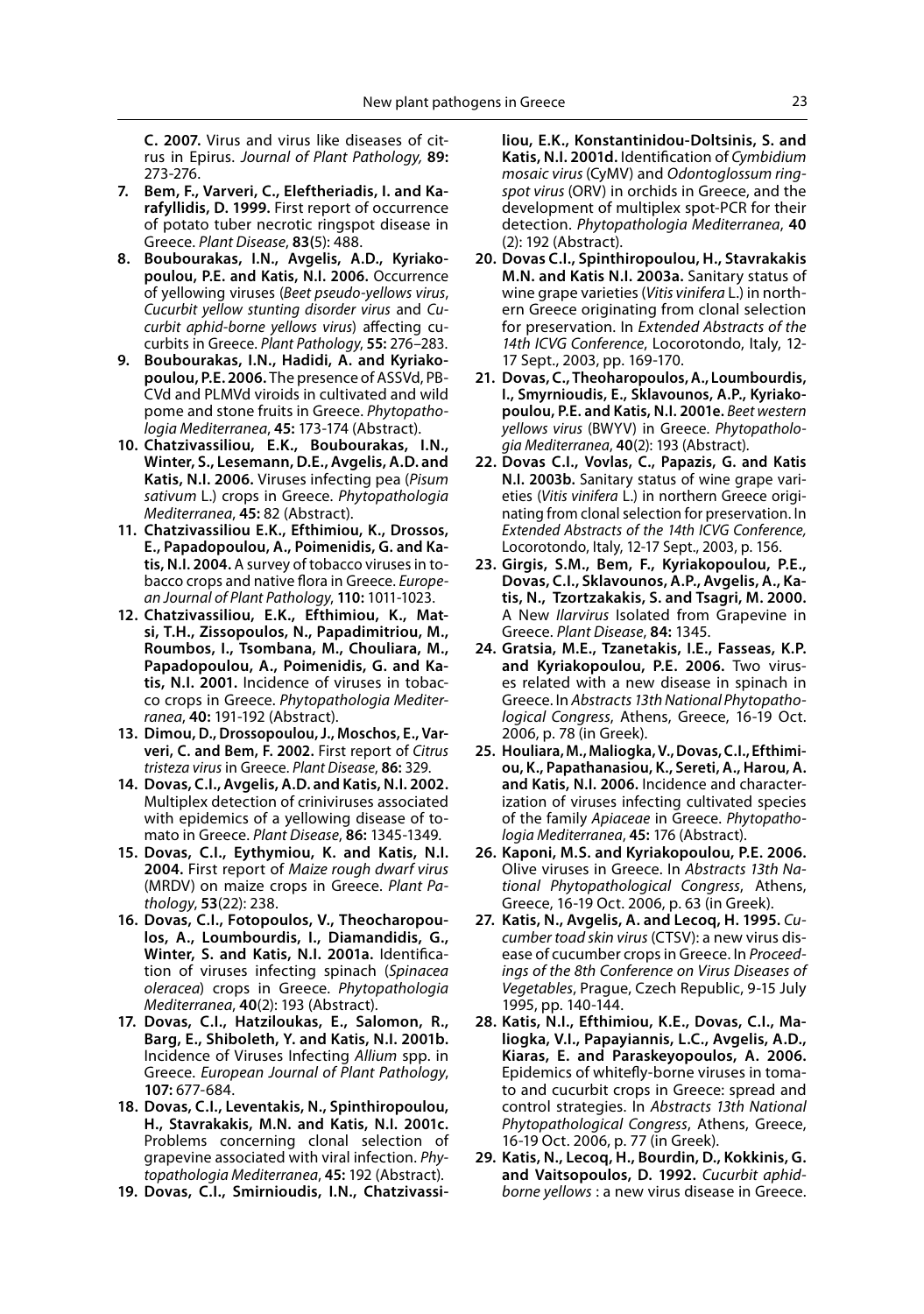**C. 2007.** Virus and virus like diseases of citrus in Epirus. *Journal of Plant Pathology,* **89:** 273-276.

7. **Bem, F., Varveri, C., Eleftheriadis, I. and Karafyllidis, D. 1999.** First report of occurrence of potato tuber necrotic ringspot disease in Greece. *Plant Disease*, **83**(5): 488.
8. **Boubourakas, I.N., Avgelis, A.D., Kyriakopoulou, P.E. and Katis, N.I. 2006.** Occurrence of yellowing viruses (*Beet pseudo-yellows virus*, *Cucurbit yellow stunting disorder virus* and *Cucurbit aphid-borne yellows virus*) affecting cucurbits in Greece. *Plant Pathology*, **55:** 276–283.
9. **Boubourakas, I.N., Hadidi, A. and Kyriakopoulou, P.E. 2006.** The presence of ASSVd, PBCVd and PLMVd viroids in cultivated and wild pome and stone fruits in Greece. *Phytopathologia Mediterranea*, **45:** 173-174 (Abstract).
10. **Chatzivassiliou, E.K., Boubourakas, I.N., Winter, S., Lesemann, D.E., Avgelis, A.D. and Katis, N.I. 2006.** Viruses infecting pea (*Pisum sativum* L.) crops in Greece. *Phytopathologia Mediterranea*, **45:** 82 (Abstract).
11. **Chatzivassiliou E.K., Efthimiou, K., Drossos, E., Papadopoulou, A., Poimenidis, G. and Katis, N.I. 2004.** A survey of tobacco viruses in tobacco crops and native flora in Greece. *European Journal of Plant Pathology*, **110:** 1011-1023.
12. **Chatzivassiliou, E.K., Efthimiou, K., Matsi, T.H., Zissopoulos, N., Papadimitriou, M., Roumbos, I., Tsombana, M., Chouliara, M., Papadopoulou, A., Poimenidis, G. and Katis, N.I. 2001.** Incidence of viruses in tobacco crops in Greece. *Phytopathologia Mediterranea*, **40:** 191-192 (Abstract).
13. **Dimou, D., Drossopoulou, J., Moschos, E., Varveri, C. and Bem, F. 2002.** First report of *Citrus tristeza virus* in Greece. *Plant Disease*, **86:** 329.
14. **Dovas, C.I., Avgelis, A.D. and Katis, N.I. 2002.** Multiplex detection of criniviruses associated with epidemics of a yellowing disease of tomato in Greece. *Plant Disease*, **86:** 1345-1349.
15. **Dovas, C.I., Eythymiou, K. and Katis, N.I. 2004.** First report of *Maize rough dwarf virus* (MRDV) on maize crops in Greece. *Plant Pathology*, **53**(22): 238.
16. **Dovas, C.I., Fotopoulos, V., Theocharopoulos, A., Loumbourdis, I., Diamandidis, G., Winter, S. and Katis, N.I. 2001a.** Identification of viruses infecting spinach (*Spinacea oleracea*) crops in Greece. *Phytopathologia Mediterranea*, **40**(2): 193 (Abstract).
17. **Dovas, C.I., Hatziloukas, E., Salomon, R., Barg, E., Shiboleth, Y. and Katis, N.I. 2001b.** Incidence of Viruses Infecting *Allium* spp. in Greece. *European Journal of Plant Pathology*, **107:** 677-684.
18. **Dovas, C.I., Leventakis, N., Spinthiropoulou, H., Stavrakakis, M.N. and Katis, N.I. 2001c.** Problems concerning clonal selection of grapevine associated with viral infection. *Phytopathologia Mediterranea*, **45:** 192 (Abstract).
19. **Dovas, C.I., Smirnioudis, I.N., Chatzivassiliou, E.K., Konstantinidou-Doltsinis, S. and Katis, N.I. 2001d.** Identification of *Cymbidium mosaic virus* (CyMV) and *Odontoglossum ringspot virus* (ORV) in orchids in Greece, and the development of multiplex spot-PCR for their detection. *Phytopathologia Mediterranea*, **40** (2): 192 (Abstract).
20. **Dovas C.I., Spinthiropoulou, H., Stavrakakis M.N. and Katis N.I. 2003a.** Sanitary status of wine grape varieties (*Vitis vinifera* L.) in northern Greece originating from clonal selection for preservation. In *Extended Abstracts of the 14th ICVG Conference*, Locorotondo, Italy, 12-17 Sept., 2003, pp. 169-170.
21. **Dovas, C., Theoharopoulos, A., Loumbourdis, I., Smyrnioudis, E., Sklavounos, A.P., Kyriakopoulou, P.E. and Katis, N.I. 2001e.** *Beet western yellows virus* (BWYV) in Greece. *Phytopathologia Mediterranea*, **40**(2): 193 (Abstract).
22. **Dovas C.I., Vovlas, C., Papazis, G. and Katis N.I. 2003b.** Sanitary status of wine grape varieties (*Vitis vinifera* L.) in northern Greece originating from clonal selection for preservation. In *Extended Abstracts of the 14th ICVG Conference,* Locorotondo, Italy, 12-17 Sept., 2003, p. 156.
23. **Girgis, S.M., Bem, F., Kyriakopoulou, P.E., Dovas, C.I., Sklavounos, A.P., Avgelis, A., Katis, N., Tzortzakakis, S. and Tsagri, M. 2000.** A New *Ilarvirus* Isolated from Grapevine in Greece. *Plant Disease*, **84:** 1345.
24. **Gratsia, M.E., Tzanetakis, I.E., Fasseas, K.P. and Kyriakopoulou, P.E. 2006.** Two viruses related with a new disease in spinach in Greece. In *Abstracts 13th National Phytopathological Congress*, Athens, Greece, 16-19 Oct. 2006, p. 78 (in Greek).
25. **Houliara, M., Maliogka, V., Dovas, C.I., Efthimiou, K., Papathanasiou, K., Sereti, A., Harou, A. and Katis, N.I. 2006.** Incidence and characterization of viruses infecting cultivated species of the family *Apiaceae* in Greece. *Phytopathologia Mediterranea*, **45:** 176 (Abstract).
26. **Kaponi, M.S. and Kyriakopoulou, P.E. 2006.** Olive viruses in Greece. In *Abstracts 13th National Phytopathological Congress*, Athens, Greece, 16-19 Oct. 2006, p. 63 (in Greek).
27. **Katis, N., Avgelis, A. and Lecoq, H. 1995.** *Cucumber toad skin virus* (CTSV): a new virus disease of cucumber crops in Greece. In *Proceedings of the 8th Conference on Virus Diseases of Vegetables*, Prague, Czech Republic, 9-15 July 1995, pp. 140-144.
28. **Katis, N.I., Efthimiou, K.E., Dovas, C.I., Maliogka, V.I., Papayiannis, L.C., Avgelis, A.D., Kiaras, E. and Paraskeyopoulos, A. 2006.** Epidemics of whitefly-borne viruses in tomato and cucurbit crops in Greece: spread and control strategies. In *Abstracts 13th National Phytopathological Congress*, Athens, Greece, 16-19 Oct. 2006, p. 77 (in Greek).
29. **Katis, N., Lecoq, H., Bourdin, D., Kokkinis, G. and Vaitsopoulos, D. 1992.** *Cucurbit aphid-borne yellows* : a new virus disease in Greece.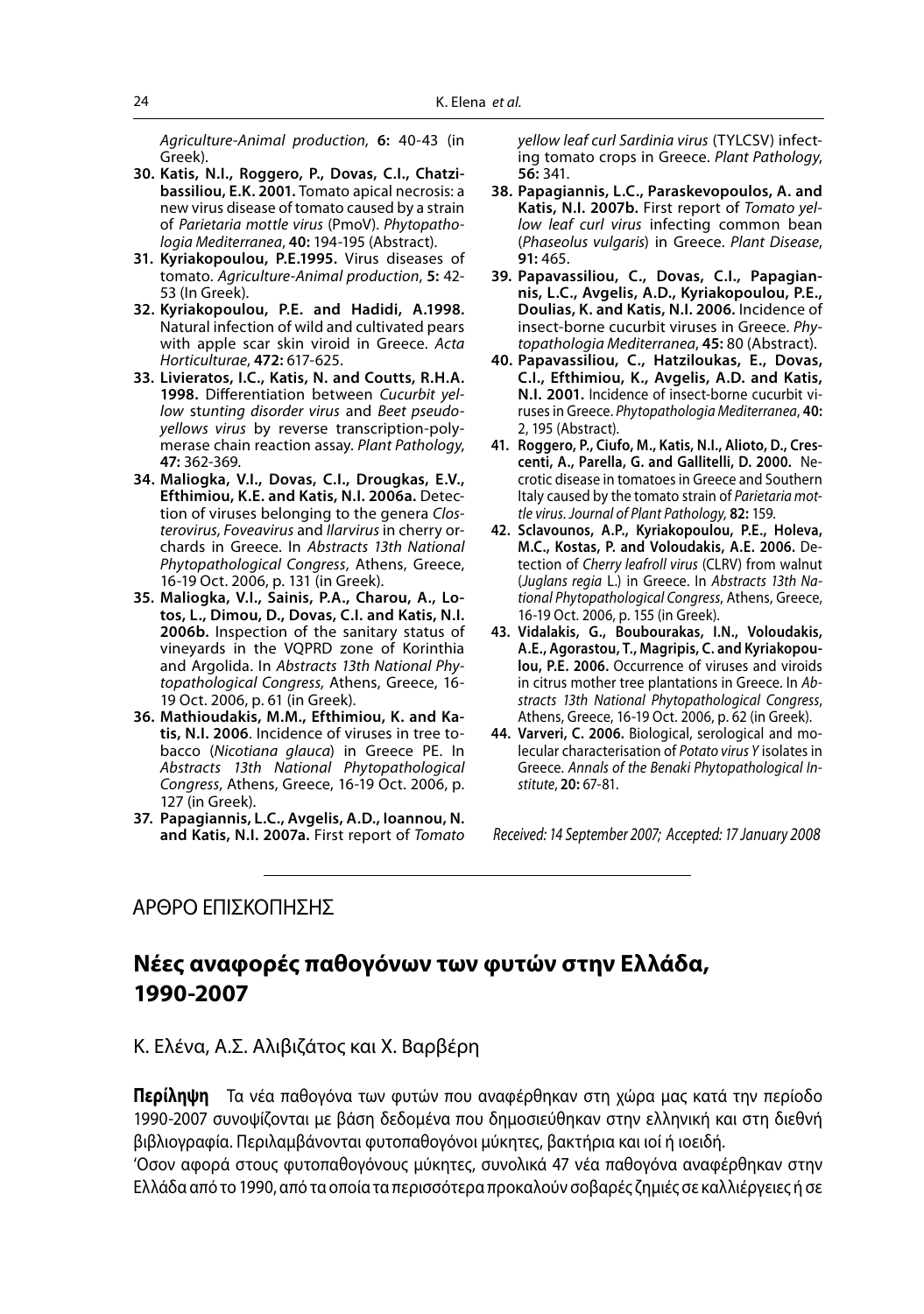Agriculture-Animal production, **6:** 40-43 (in Greek).

**30. Katis, N.I., Roggero, P., Dovas, C.I., Chatzibassiliou, E.K. 2001.** Tomato apical necrosis: a new virus disease of tomato caused by a strain of *Parietaria mottle virus* (PmoV). *Phytopathologia Mediterranea*, **40:** 194-195 (Abstract).

**31. Kyriakopoulou, P.E.1995.** Virus diseases of tomato. *Agriculture-Animal production*, **5:** 42-53 (In Greek).

**32. Kyriakopoulou, P.E. and Hadidi, A.1998.** Natural infection of wild and cultivated pears with apple scar skin viroid in Greece. *Acta Horticulturae*, **472:** 617-625.

**33. Livieratos, I.C., Katis, N. and Coutts, R.H.A. 1998.** Differentiation between *Cucurbit yellow stunting disorder virus* and *Beet pseudoyellows virus* by reverse transcription-polymerase chain reaction assay. *Plant Pathology*, **47:** 362-369.

**34. Maliogka, V.I., Dovas, C.I., Drougkas, E.V., Efthimiou, K.E. and Katis, N.I. 2006a.** Detection of viruses belonging to the genera *Closterovirus, Foveavirus* and *Ilarvirus* in cherry orchards in Greece. In *Abstracts 13th National Phytopathological Congress*, Athens, Greece, 16-19 Oct. 2006, p. 131 (in Greek).

**35. Maliogka, V.I., Sainis, P.A., Charou, A., Lotos, L., Dimou, D., Dovas, C.I. and Katis, N.I. 2006b.** Inspection of the sanitary status of vineyards in the VQPRD zone of Korinthia and Argolida. In *Abstracts 13th National Phytopathological Congress,* Athens, Greece, 16-19 Oct. 2006, p. 61 (in Greek).

**36. Mathioudakis, M.M., Efthimiou, K. and Katis, N.I. 2006**. Incidence of viruses in tree tobacco (*Nicotiana glauca*) in Greece PE. In *Abstracts 13th National Phytopathological Congress*, Athens, Greece, 16-19 Oct. 2006, p. 127 (in Greek).

**37. Papagiannis, L.C., Avgelis, A.D., Ioannou, N. and Katis, N.I. 2007a.** First report of *Tomato yellow leaf curl Sardinia virus* (TYLCSV) infecting tomato crops in Greece. *Plant Pathology*, **56:** 341.

**38. Papagiannis, L.C., Paraskevopoulos, A. and Katis, N.I. 2007b.** First report of *Tomato yellow leaf curl virus* infecting common bean (*Phaseolus vulgaris*) in Greece. *Plant Disease*, **91:** 465.

**39. Papavassiliou, C., Dovas, C.I., Papagiannis, L.C., Avgelis, A.D., Kyriakopoulou, P.E., Doulias, K. and Katis, N.I. 2006.** Incidence of insect-borne cucurbit viruses in Greece. *Phytopathologia Mediterranea*, **45:** 80 (Abstract).

**40. Papavassiliou, C., Hatziloukas, E., Dovas, C.I., Efthimiou, K., Avgelis, A.D. and Katis, N.I. 2001.** Incidence of insect-borne cucurbit viruses in Greece. *Phytopathologia Mediterranea*, **40:** 2, 195 (Abstract).

**41. Roggero, P., Ciufo, M., Katis, N.I., Alioto, D., Crescenti, A., Parella, G. and Gallitelli, D. 2000.** Necrotic disease in tomatoes in Greece and Southern Italy caused by the tomato strain of *Parietaria mottle virus*. *Journal of Plant Pathology,* **82:** 159.

**42. Sclavounos, A.P., Kyriakopoulou, P.E., Holeva, M.C., Kostas, P. and Voloudakis, A.E. 2006.** Detection of *Cherry leafroll virus* (CLRV) from walnut (*Juglans regia* L.) in Greece. In *Abstracts 13th National Phytopathological Congress*, Athens, Greece, 16-19 Oct. 2006, p. 155 (in Greek).

**43. Vidalakis, G., Boubourakas, I.N., Voloudakis, A.E., Agorastou, T., Magripis, C. and Kyriakopoulou, P.E. 2006.** Occurrence of viruses and viroids in citrus mother tree plantations in Greece. In *Abstracts 13th National Phytopathological Congress*, Athens, Greece, 16-19 Oct. 2006, p. 62 (in Greek).

**44. Varveri, C. 2006.** Biological, serological and molecular characterisation of *Potato virus Y* isolates in Greece. *Annals of the Benaki Phytopathological Institute*, **20:** 67-81.

*Received: 14 September 2007; Accepted: 17 January 2008*

---

ΑΡΘΡΟ ΕΠΙΣΚΟΠΗΣΗΣ

# Νέες αναφορές παθογόνων των φυτών στην Ελλάδα, 1990-2007

Κ. Ελένα, Α.Σ. Αλιβιζάτος και Χ. Βαρβέρη

**Περίληψη** Τα νέα παθογόνα των φυτών που αναφέρθηκαν στη χώρα μας κατά την περίοδο 1990-2007 συνοψίζονται με βάση δεδομένα που δημοσιεύθηκαν στην ελληνική και στη διεθνή βιβλιογραφία. Περιλαμβάνονται φυτοπαθογόνοι μύκητες, βακτήρια και ιοί ή ιοειδή.

Όσον αφορά στους φυτοπαθογόνους μύκητες, συνολικά 47 νέα παθογόνα αναφέρθηκαν στην Ελλάδα από το 1990, από τα οποία τα περισσότερα προκαλούν σοβαρές ζημιές σε καλλιέργειες ή σε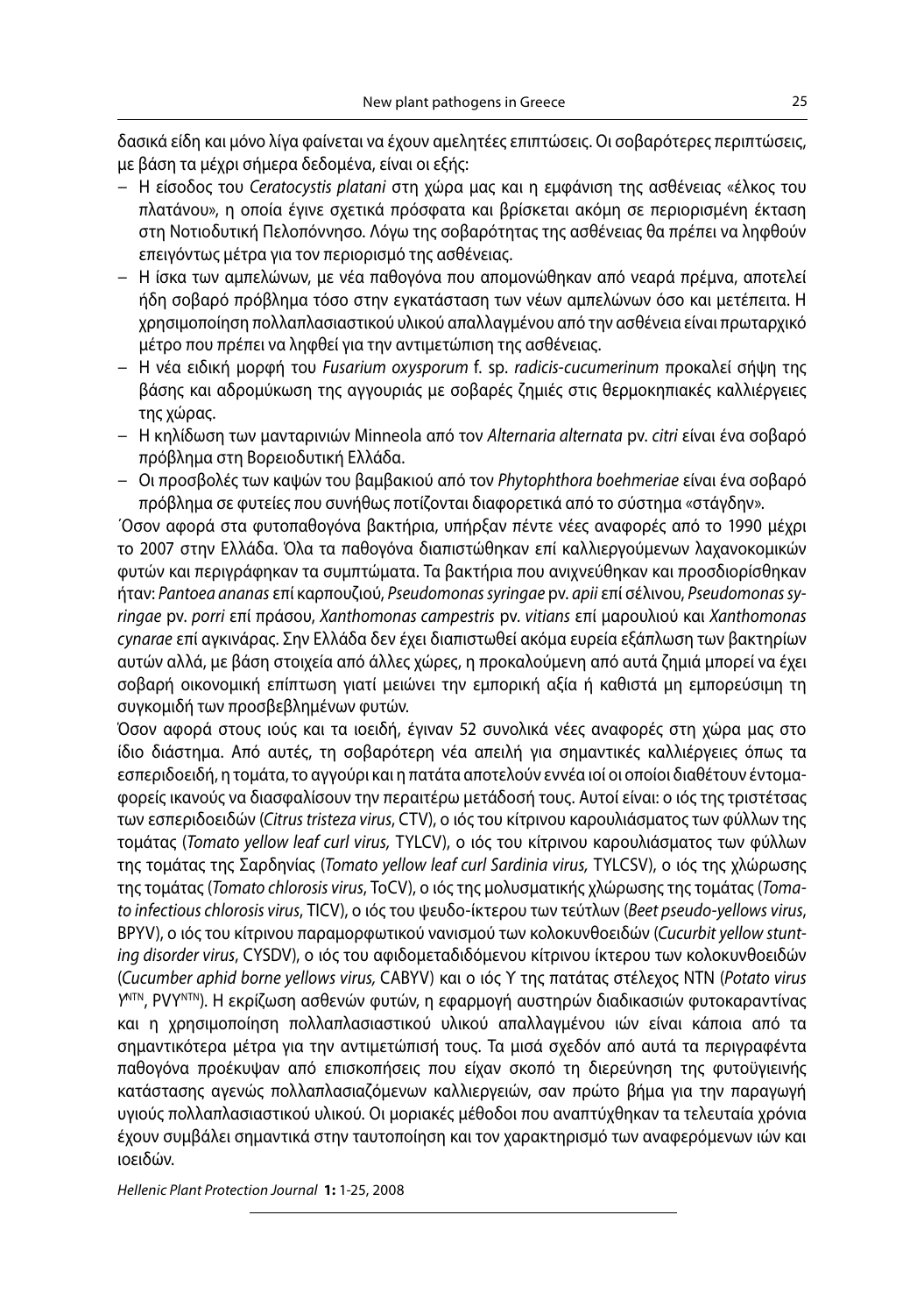δασικά είδη και μόνο λίγα φαίνεται να έχουν αμελητέες επιπτώσεις. Οι σοβαρότερες περιπτώσεις, με βάση τα μέχρι σήμερα δεδομένα, είναι οι εξής:

- Η είσοδος του *Ceratocystis platani* στη χώρα μας και η εμφάνιση της ασθένειας «έλκος του πλατάνου», η οποία έγινε σχετικά πρόσφατα και βρίσκεται ακόμη σε περιορισμένη έκταση στη Νοτιοδυτική Πελοπόννησο. Λόγω της σοβαρότητας της ασθένειας θα πρέπει να ληφθούν επειγόντως μέτρα για τον περιορισμό της ασθένειας.
- Η ίσκα των αμπελώνων, με νέα παθογόνα που απομονώθηκαν από νεαρά πρέμνα, αποτελεί ήδη σοβαρό πρόβλημα τόσο στην εγκατάσταση των νέων αμπελώνων όσο και μετέπειτα. Η χρησιμοποίηση πολλαπλασιαστικού υλικού απαλλαγμένου από την ασθένεια είναι πρωταρχικό μέτρο που πρέπει να ληφθεί για την αντιμετώπιση της ασθένειας.
- Η νέα ειδική μορφή του *Fusarium oxysporum* f. sp. *radicis-cucumerinum* προκαλεί σήψη της βάσης και αδρομύκωση της αγγουριάς με σοβαρές ζημιές στις θερμοκηπιακές καλλιέργειες της χώρας.
- Η κηλίδωση των μανταρινιών Minneola από τον *Alternaria alternata* pv. *citri* είναι ένα σοβαρό πρόβλημα στη Βορειοδυτική Ελλάδα.
- Οι προσβολές των καψών του βαμβακιού από τον *Phytophthora boehmeriae* είναι ένα σοβαρό πρόβλημα σε φυτείες που συνήθως ποτίζονται διαφορετικά από το σύστημα «στάγδην».

Όσον αφορά στα φυτοπαθογόνα βακτήρια, υπήρξαν πέντε νέες αναφορές από το 1990 μέχρι το 2007 στην Ελλάδα. Όλα τα παθογόνα διαπιστώθηκαν επί καλλιεργούμενων λαχανοκομικών φυτών και περιγράφηκαν τα συμπτώματα. Τα βακτήρια που ανιχνεύθηκαν και προσδιορίσθηκαν ήταν: *Pantoea ananas* επί καρπουζιού, *Pseudomonas syringae* pv. *apii* επί σέλινου, *Pseudomonas syringae* pv. *porri* επί πράσου, *Xanthomonas campestris* pv. *vitians* επί μαρουλιού και *Xanthomonas cynarae* επί αγκινάρας. Στην Ελλάδα δεν έχει διαπιστωθεί ακόμα ευρεία εξάπλωση των βακτηρίων αυτών αλλά, με βάση στοιχεία από άλλες χώρες, η προκαλούμενη από αυτά ζημιά μπορεί να έχει σοβαρή οικονομική επίπτωση γιατί μειώνει την εμπορική αξία ή καθιστά μη εμπορεύσιμη τη συγκομιδή των προσβεβλημένων φυτών.

Όσον αφορά στους ιούς και τα ιοειδή, έγιναν 52 συνολικά νέες αναφορές στη χώρα μας στο ίδιο διάστημα. Από αυτές, τη σοβαρότερη νέα απειλή για σημαντικές καλλιέργειες όπως τα εσπεριδοειδή, η τομάτα, το αγγούρι και η πατάτα αποτελούν εννέα ιοί οι οποίοι διαθέτουν εντομαφορείς ικανούς να διασφαλίσουν την περαιτέρω μετάδοσή τους. Αυτοί είναι: ο ιός της τριστέτσας των εσπεριδοειδών (*Citrus tristeza virus*, CTV), ο ιός του κίτρινου καρουλιάσματος των φύλλων της τομάτας (*Tomato yellow leaf curl virus,* TYLCV), ο ιός του κίτρινου καρουλιάσματος των φύλλων της τομάτας της Σαρδηνίας (*Tomato yellow leaf curl Sardinia virus,* TYLCSV), ο ιός της χλώρωσης της τομάτας (*Tomato chlorosis virus*, ToCV), ο ιός της μολυσματικής χλώρωσης της τομάτας (*Tomato infectious chlorosis virus*, TICV), ο ιός του ψευδο-ίκτερου των τεύτλων (*Beet pseudo-yellows virus*, BPYV), ο ιός του κίτρινου παραμορφωτικού νανισμού των κολοκυνθοειδών (*Cucurbit yellow stunting disorder virus*, CYSDV), ο ιός του αφιδομεταδιδόμενου κίτρινου ίκτερου των κολοκυνθοειδών (*Cucumber aphid borne yellows virus,* CABYV) και ο ιός Y της πατάτας στέλεχος NTN (*Potato virus* $Y^{NTN}$, $PVY^{NTN}$). Η εκρίζωση ασθενών φυτών, η εφαρμογή αυστηρών διαδικασιών φυτοκαραντίνας και η χρησιμοποίηση πολλαπλασιαστικού υλικού απαλλαγμένου ιών είναι κάποια από τα σημαντικότερα μέτρα για την αντιμετώπισή τους. Τα μισά σχεδόν από αυτά τα περιγραφέντα παθογόνα προέκυψαν από επισκοπήσεις που είχαν σκοπό τη διερεύνηση της φυτοϋγιεινής κατάστασης αγενώς πολλαπλασιαζόμενων καλλιεργειών, σαν πρώτο βήμα για την παραγωγή υγιούς πολλαπλασιαστικού υλικού. Οι μοριακές μέθοδοι που αναπτύχθηκαν τα τελευταία χρόνια έχουν συμβάλει σημαντικά στην ταυτοποίηση και τον χαρακτηρισμό των αναφερόμενων ιών και ιοειδών.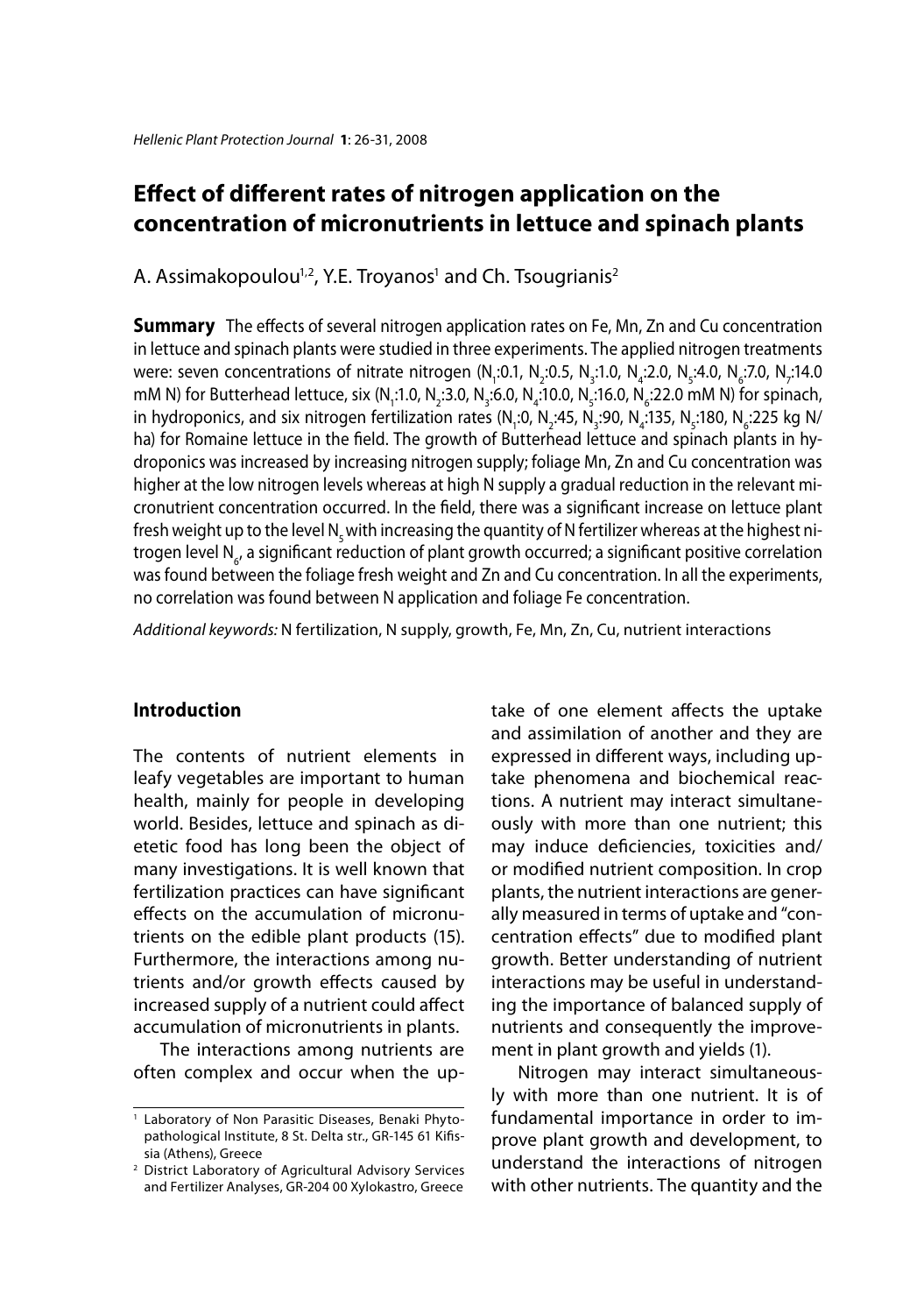# Effect of different rates of nitrogen application on the concentration of micronutrients in lettuce and spinach plants

A. Assimakopoulou[1,2], Y.E. Troyanos[1] and Ch. Tsougrianis[2]

**Summary** The effects of several nitrogen application rates on Fe, Mn, Zn and Cu concentration in lettuce and spinach plants were studied in three experiments. The applied nitrogen treatments were: seven concentrations of nitrate nitrogen ($N_1$:0.1, $N_2$:0.5, $N_3$:1.0, $N_4$:2.0, $N_5$:4.0, $N_6$:7.0, $N_7$:14.0 mM N) for Butterhead lettuce, six ($N_1$:1.0, $N_2$:3.0, $N_3$:6.0, $N_4$:10.0, $N_5$:16.0, $N_6$:22.0 mM N) for spinach, in hydroponics, and six nitrogen fertilization rates ($N_1$:0, $N_2$:45, $N_3$:90, $N_4$:135, $N_5$:180, $N_6$:225 kg N/ha) for Romaine lettuce in the field. The growth of Butterhead lettuce and spinach plants in hydroponics was increased by increasing nitrogen supply; foliage Mn, Zn and Cu concentration was higher at the low nitrogen levels whereas at high N supply a gradual reduction in the relevant micronutrient concentration occurred. In the field, there was a significant increase on lettuce plant fresh weight up to the level $N_5$ with increasing the quantity of N fertilizer whereas at the highest nitrogen level $N_6$, a significant reduction of plant growth occurred; a significant positive correlation was found between the foliage fresh weight and Zn and Cu concentration. In all the experiments, no correlation was found between N application and foliage Fe concentration.

*Additional keywords:* N fertilization, N supply, growth, Fe, Mn, Zn, Cu, nutrient interactions

## Introduction

The contents of nutrient elements in leafy vegetables are important to human health, mainly for people in developing world. Besides, lettuce and spinach as dietetic food has long been the object of many investigations. It is well known that fertilization practices can have significant effects on the accumulation of micronutrients on the edible plant products (15). Furthermore, the interactions among nutrients and/or growth effects caused by increased supply of a nutrient could affect accumulation of micronutrients in plants.

The interactions among nutrients are often complex and occur when the uptake of one element affects the uptake and assimilation of another and they are expressed in different ways, including uptake phenomena and biochemical reactions. A nutrient may interact simultaneously with more than one nutrient; this may induce deficiencies, toxicities and/or modified nutrient composition. In crop plants, the nutrient interactions are generally measured in terms of uptake and "concentration effects" due to modified plant growth. Better understanding of nutrient interactions may be useful in understanding the importance of balanced supply of nutrients and consequently the improvement in plant growth and yields (1).

Nitrogen may interact simultaneously with more than one nutrient. It is of fundamental importance in order to improve plant growth and development, to understand the interactions of nitrogen with other nutrients. The quantity and the

---

[1] Laboratory of Non Parasitic Diseases, Benaki Phytopathological Institute, 8 St. Delta str., GR-145 61 Kifissia (Athens), Greece

[2] District Laboratory of Agricultural Advisory Services and Fertilizer Analyses, GR-204 00 Xylokastro, Greece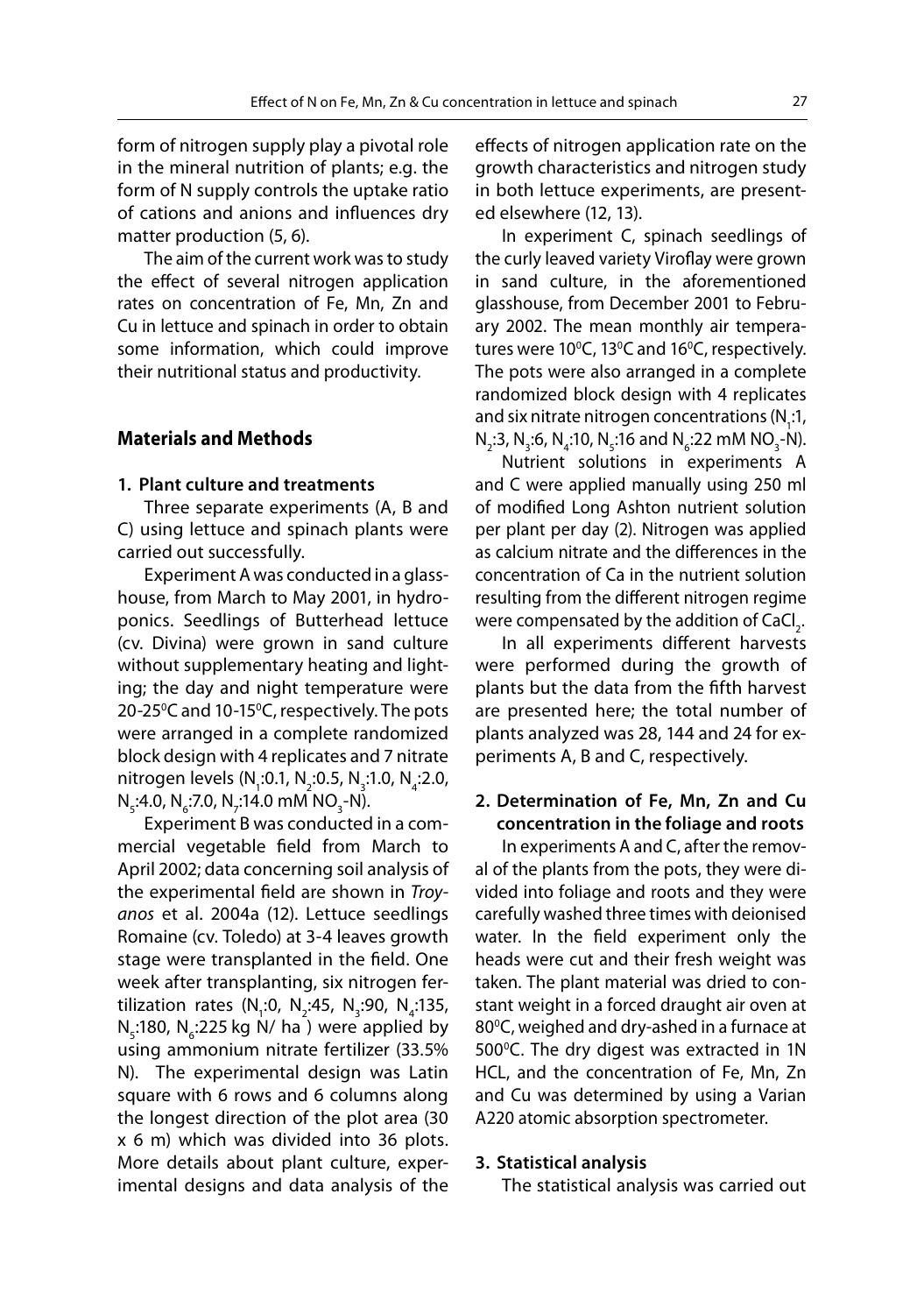form of nitrogen supply play a pivotal role in the mineral nutrition of plants; e.g. the form of N supply controls the uptake ratio of cations and anions and influences dry matter production (5, 6).

The aim of the current work was to study the effect of several nitrogen application rates on concentration of Fe, Mn, Zn and Cu in lettuce and spinach in order to obtain some information, which could improve their nutritional status and productivity.

## Materials and Methods

### 1. Plant culture and treatments

Three separate experiments (A, B and C) using lettuce and spinach plants were carried out successfully.

Experiment A was conducted in a glasshouse, from March to May 2001, in hydroponics. Seedlings of Butterhead lettuce (cv. Divina) were grown in sand culture without supplementary heating and lighting; the day and night temperature were 20-25$^0$C and 10-15$^0$C, respectively. The pots were arranged in a complete randomized block design with 4 replicates and 7 nitrate nitrogen levels ($N_1$:0.1, $N_2$:0.5, $N_3$:1.0, $N_4$:2.0, $N_5$:4.0, $N_6$:7.0, $N_7$:14.0 mM $NO_3$-N).

Experiment B was conducted in a commercial vegetable field from March to April 2002; data concerning soil analysis of the experimental field are shown in *Troyanos* et al. 2004a (12). Lettuce seedlings Romaine (cv. Toledo) at 3-4 leaves growth stage were transplanted in the field. One week after transplanting, six nitrogen fertilization rates ($N_1$:0, $N_2$:45, $N_3$:90, $N_4$:135, $N_5$:180, $N_6$:225 kg N/ ha ) were applied by using ammonium nitrate fertilizer (33.5% N). The experimental design was Latin square with 6 rows and 6 columns along the longest direction of the plot area (30 x 6 m) which was divided into 36 plots. More details about plant culture, experimental designs and data analysis of the effects of nitrogen application rate on the growth characteristics and nitrogen study in both lettuce experiments, are presented elsewhere (12, 13).

In experiment C, spinach seedlings of the curly leaved variety Viroflay were grown in sand culture, in the aforementioned glasshouse, from December 2001 to February 2002. The mean monthly air temperatures were 10$^0$C, 13$^0$C and 16$^0$C, respectively. The pots were also arranged in a complete randomized block design with 4 replicates and six nitrate nitrogen concentrations ($N_1$:1, $N_2$:3, $N_3$:6, $N_4$:10, $N_5$:16 and $N_6$:22 mM $NO_3$-N).

Nutrient solutions in experiments A and C were applied manually using 250 ml of modified Long Ashton nutrient solution per plant per day (2). Nitrogen was applied as calcium nitrate and the differences in the concentration of Ca in the nutrient solution resulting from the different nitrogen regime were compensated by the addition of $CaCl_2$.

In all experiments different harvests were performed during the growth of plants but the data from the fifth harvest are presented here; the total number of plants analyzed was 28, 144 and 24 for experiments A, B and C, respectively.

### 2. Determination of Fe, Mn, Zn and Cu concentration in the foliage and roots

In experiments A and C, after the removal of the plants from the pots, they were divided into foliage and roots and they were carefully washed three times with deionised water. In the field experiment only the heads were cut and their fresh weight was taken. The plant material was dried to constant weight in a forced draught air oven at 80$^0$C, weighed and dry-ashed in a furnace at 500$^0$C. The dry digest was extracted in 1N HCL, and the concentration of Fe, Mn, Zn and Cu was determined by using a Varian A220 atomic absorption spectrometer.

### 3. Statistical analysis

The statistical analysis was carried out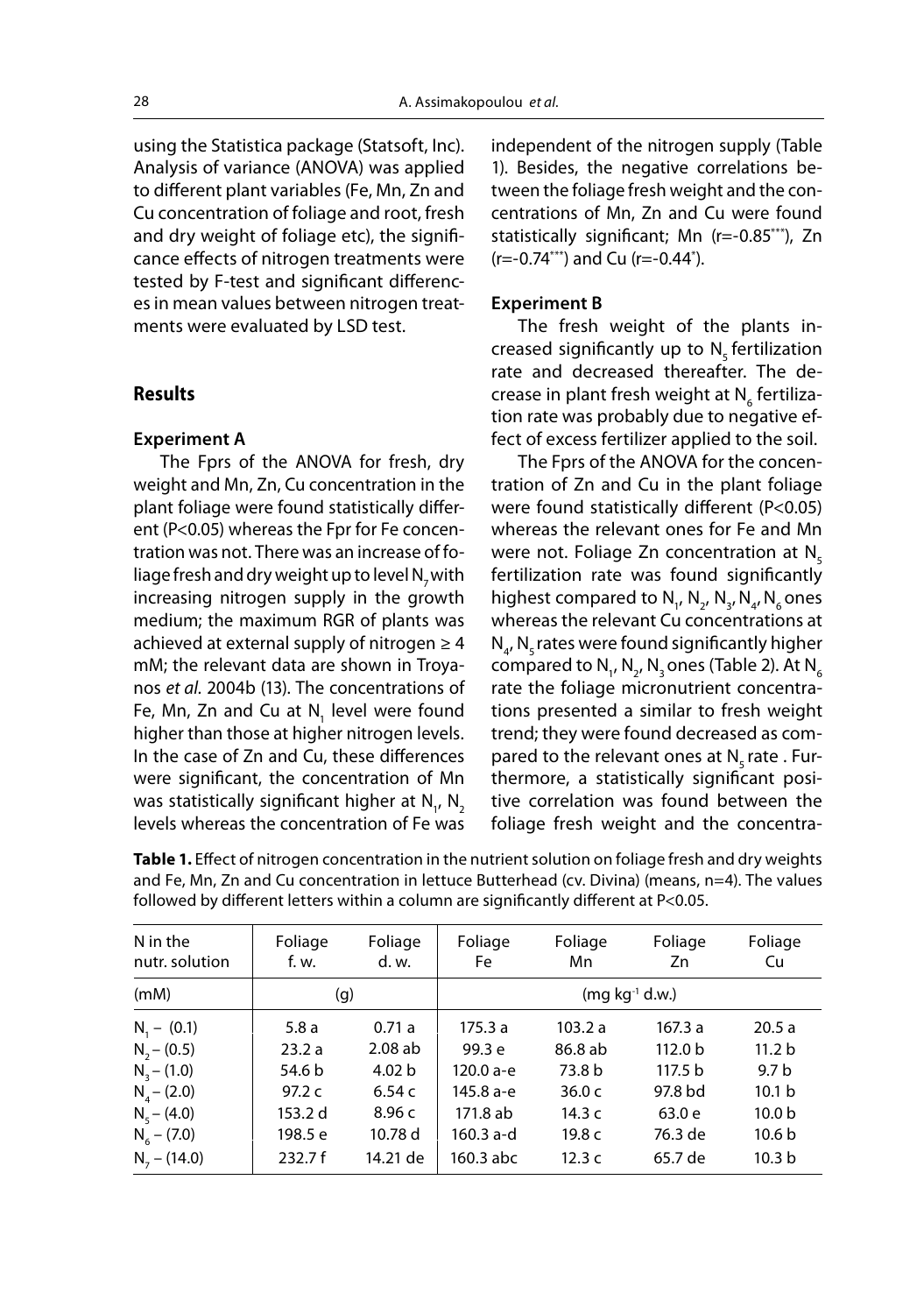using the Statistica package (Statsoft, Inc). Analysis of variance (ANOVA) was applied to different plant variables (Fe, Mn, Zn and Cu concentration of foliage and root, fresh and dry weight of foliage etc), the significance effects of nitrogen treatments were tested by F-test and significant differences in mean values between nitrogen treatments were evaluated by LSD test.

## Results

### Experiment A

The Fprs of the ANOVA for fresh, dry weight and Mn, Zn, Cu concentration in the plant foliage were found statistically different (P<0.05) whereas the Fpr for Fe concentration was not. There was an increase of foliage fresh and dry weight up to level $N_7$ with increasing nitrogen supply in the growth medium; the maximum RGR of plants was achieved at external supply of nitrogen ≥ 4 mM; the relevant data are shown in Troyanos *et al.* 2004b (13). The concentrations of Fe, Mn, Zn and Cu at $N_1$ level were found higher than those at higher nitrogen levels. In the case of Zn and Cu, these differences were significant, the concentration of Mn was statistically significant higher at $N_1$, $N_2$ levels whereas the concentration of Fe was independent of the nitrogen supply (Table 1). Besides, the negative correlations between the foliage fresh weight and the concentrations of Mn, Zn and Cu were found statistically significant; Mn ($r=-0.85^{***}$), Zn ($r=-0.74^{***}$) and Cu ($r=-0.44^{*}$).

### Experiment B

The fresh weight of the plants increased significantly up to $N_5$ fertilization rate and decreased thereafter. The decrease in plant fresh weight at $N_6$ fertilization rate was probably due to negative effect of excess fertilizer applied to the soil.

The Fprs of the ANOVA for the concentration of Zn and Cu in the plant foliage were found statistically different (P<0.05) whereas the relevant ones for Fe and Mn were not. Foliage Zn concentration at $N_5$ fertilization rate was found significantly highest compared to $N_1$, $N_2$, $N_3$, $N_4$, $N_6$ ones whereas the relevant Cu concentrations at $N_4$, $N_5$ rates were found significantly higher compared to $N_1$, $N_2$, $N_3$ ones (Table 2). At $N_6$ rate the foliage micronutrient concentrations presented a similar to fresh weight trend; they were found decreased as compared to the relevant ones at $N_5$ rate . Furthermore, a statistically significant positive correlation was found between the foliage fresh weight and the concentra-

**Table 1.** Effect of nitrogen concentration in the nutrient solution on foliage fresh and dry weights and Fe, Mn, Zn and Cu concentration in lettuce Butterhead (cv. Divina) (means, n=4). The values followed by different letters within a column are significantly different at P<0.05.

| N in the nutr. solution | Foliage f. w. | Foliage d. w. | Foliage Fe | Foliage Mn | Foliage Zn | Foliage Cu |
|---|---|---|---|---|---|---|
| (mM) | (g) | | ($mg\ kg^{-1}$ d.w.) | | | |
| $N_1$ – (0.1) | 5.8 a | 0.71 a | 175.3 a | 103.2 a | 167.3 a | 20.5 a |
| $N_2$ – (0.5) | 23.2 a | 2.08 ab | 99.3 e | 86.8 ab | 112.0 b | 11.2 b |
| $N_3$ – (1.0) | 54.6 b | 4.02 b | 120.0 a-e | 73.8 b | 117.5 b | 9.7 b |
| $N_4$ – (2.0) | 97.2 c | 6.54 c | 145.8 a-e | 36.0 c | 97.8 bd | 10.1 b |
| $N_5$ – (4.0) | 153.2 d | 8.96 c | 171.8 ab | 14.3 c | 63.0 e | 10.0 b |
| $N_6$ – (7.0) | 198.5 e | 10.78 d | 160.3 a-d | 19.8 c | 76.3 de | 10.6 b |
| $N_7$ – (14.0) | 232.7 f | 14.21 de | 160.3 abc | 12.3 c | 65.7 de | 10.3 b |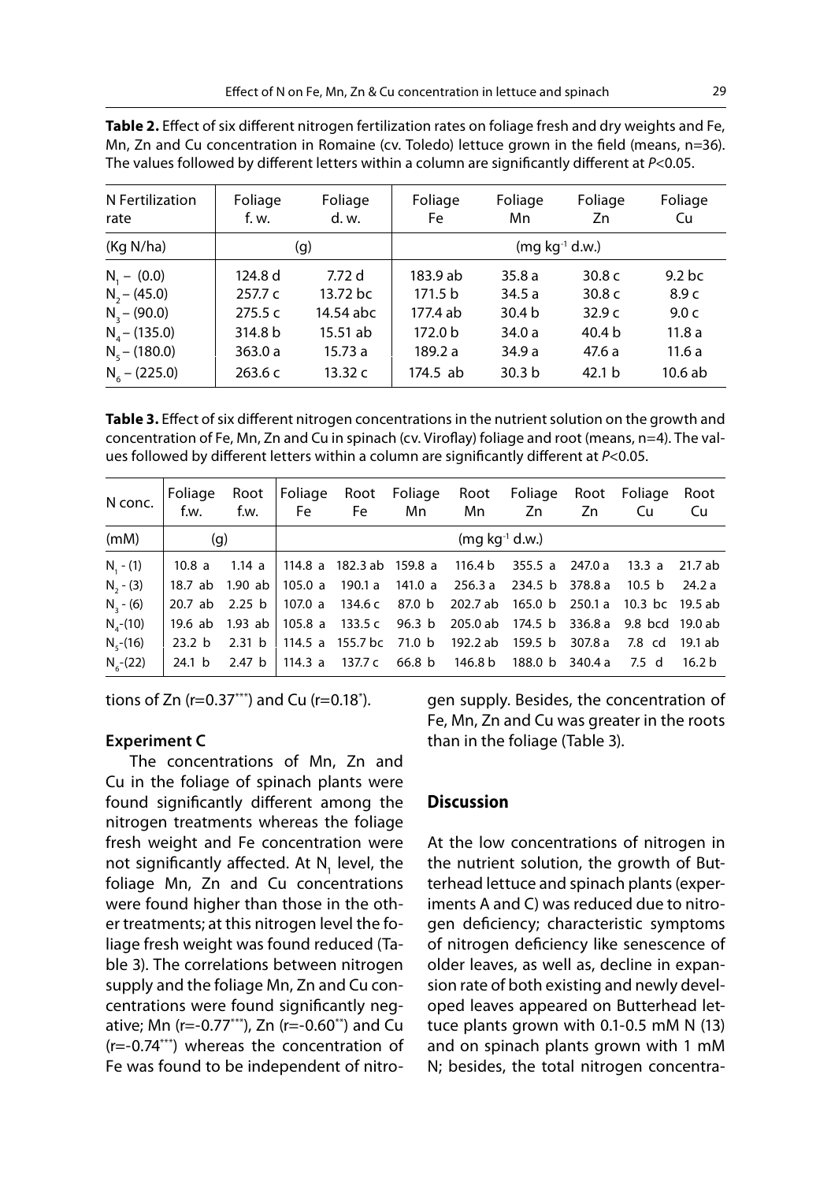**Table 2.** Effect of six different nitrogen fertilization rates on foliage fresh and dry weights and Fe, Mn, Zn and Cu concentration in Romaine (cv. Toledo) lettuce grown in the field (means, n=36). The values followed by different letters within a column are significantly different at $P$<0.05.

| N Fertilization rate | Foliage f. w. | Foliage d. w. | Foliage Fe | Foliage Mn | Foliage Zn | Foliage Cu |
|---|---|---|---|---|---|---|
| (Kg N/ha) | (g) | | (mg kg$^{-1}$ d.w.) | | | |
| $N_1$ – (0.0) | 124.8 d | 7.72 d | 183.9 ab | 35.8 a | 30.8 c | 9.2 bc |
| $N_2$ – (45.0) | 257.7 c | 13.72 bc | 171.5 b | 34.5 a | 30.8 c | 8.9 c |
| $N_3$ – (90.0) | 275.5 c | 14.54 abc | 177.4 ab | 30.4 b | 32.9 c | 9.0 c |
| $N_4$ – (135.0) | 314.8 b | 15.51 ab | 172.0 b | 34.0 a | 40.4 b | 11.8 a |
| $N_5$ – (180.0) | 363.0 a | 15.73 a | 189.2 a | 34.9 a | 47.6 a | 11.6 a |
| $N_6$ – (225.0) | 263.6 c | 13.32 c | 174.5 ab | 30.3 b | 42.1 b | 10.6 ab |

**Table 3.** Effect of six different nitrogen concentrations in the nutrient solution on the growth and concentration of Fe, Mn, Zn and Cu in spinach (cv. Viroflay) foliage and root (means, n=4). The values followed by different letters within a column are significantly different at $P$<0.05.

| N conc. | Foliage f.w. | Root f.w. | Foliage Fe | Root Fe | Foliage Mn | Root Mn | Foliage Zn | Root Zn | Foliage Cu | Root Cu |
|---|---|---|---|---|---|---|---|---|---|---|
| (mM) | (g) | | (mg kg$^{-1}$ d.w.) | | | | | | | |
| $N_1$ - (1) | 10.8 a | 1.14 a | 114.8 a | 182.3 ab | 159.8 a | 116.4 b | 355.5 a | 247.0 a | 13.3 a | 21.7 ab |
| $N_2$ - (3) | 18.7 ab | 1.90 ab | 105.0 a | 190.1 a | 141.0 a | 256.3 a | 234.5 b | 378.8 a | 10.5 b | 24.2 a |
| $N_3$ - (6) | 20.7 ab | 2.25 b | 107.0 a | 134.6 c | 87.0 b | 202.7 ab | 165.0 b | 250.1 a | 10.3 bc | 19.5 ab |
| $N_4$-(10) | 19.6 ab | 1.93 ab | 105.8 a | 133.5 c | 96.3 b | 205.0 ab | 174.5 b | 336.8 a | 9.8 bcd | 19.0 ab |
| $N_5$-(16) | 23.2 b | 2.31 b | 114.5 a | 155.7 bc | 71.0 b | 192.2 ab | 159.5 b | 307.8 a | 7.8 cd | 19.1 ab |
| $N_6$-(22) | 24.1 b | 2.47 b | 114.3 a | 137.7 c | 66.8 b | 146.8 b | 188.0 b | 340.4 a | 7.5 d | 16.2 b |

tions of Zn (r=0.37***) and Cu (r=0.18*).

### Experiment C

The concentrations of Mn, Zn and Cu in the foliage of spinach plants were found significantly different among the nitrogen treatments whereas the foliage fresh weight and Fe concentration were not significantly affected. At $N_1$ level, the foliage Mn, Zn and Cu concentrations were found higher than those in the other treatments; at this nitrogen level the foliage fresh weight was found reduced (Table 3). The correlations between nitrogen supply and the foliage Mn, Zn and Cu concentrations were found significantly negative; Mn (r=-0.77***), Zn (r=-0.60**) and Cu (r=-0.74***) whereas the concentration of Fe was found to be independent of nitrogen supply. Besides, the concentration of Fe, Mn, Zn and Cu was greater in the roots than in the foliage (Table 3).

## Discussion

At the low concentrations of nitrogen in the nutrient solution, the growth of Butterhead lettuce and spinach plants (experiments A and C) was reduced due to nitrogen deficiency; characteristic symptoms of nitrogen deficiency like senescence of older leaves, as well as, decline in expansion rate of both existing and newly developed leaves appeared on Butterhead lettuce plants grown with 0.1-0.5 mM N (13) and on spinach plants grown with 1 mM N; besides, the total nitrogen concentra-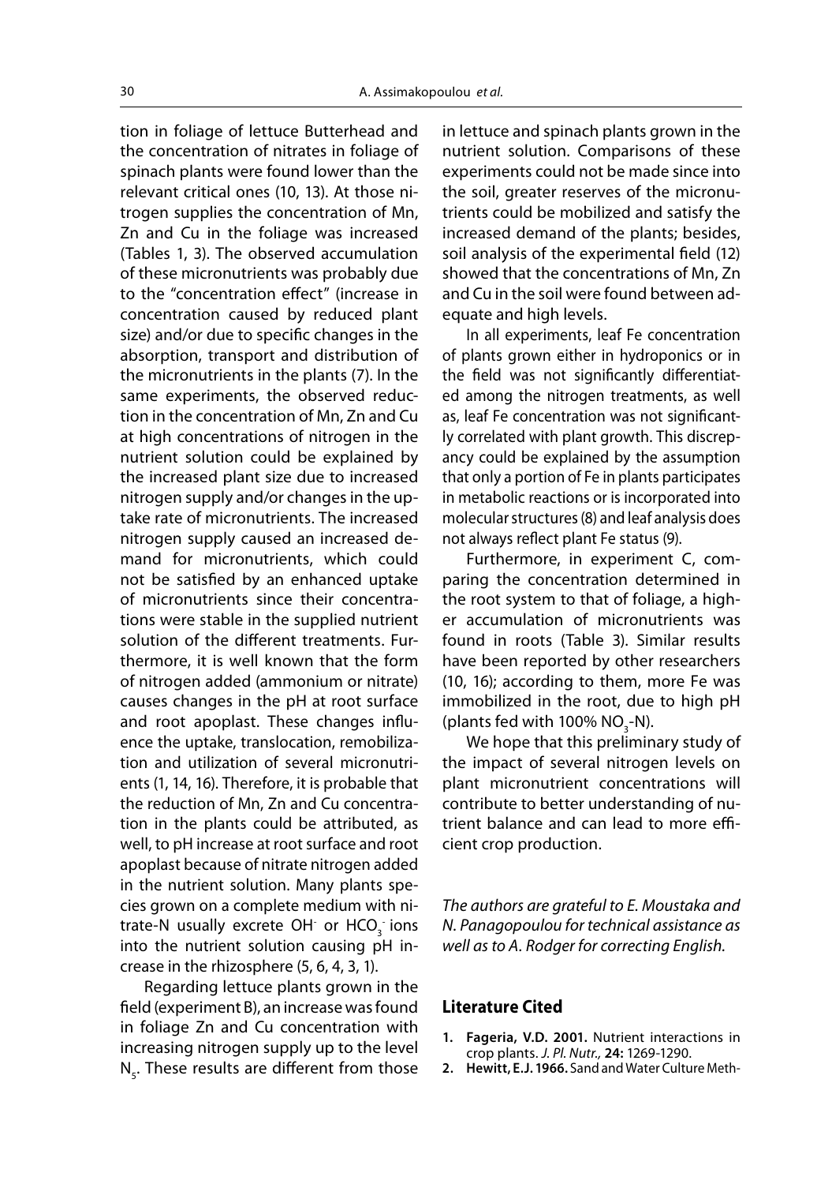tion in foliage of lettuce Butterhead and the concentration of nitrates in foliage of spinach plants were found lower than the relevant critical ones (10, 13). At those nitrogen supplies the concentration of Mn, Zn and Cu in the foliage was increased (Tables 1, 3). The observed accumulation of these micronutrients was probably due to the "concentration effect" (increase in concentration caused by reduced plant size) and/or due to specific changes in the absorption, transport and distribution of the micronutrients in the plants (7). In the same experiments, the observed reduction in the concentration of Mn, Zn and Cu at high concentrations of nitrogen in the nutrient solution could be explained by the increased plant size due to increased nitrogen supply and/or changes in the uptake rate of micronutrients. The increased nitrogen supply caused an increased demand for micronutrients, which could not be satisfied by an enhanced uptake of micronutrients since their concentrations were stable in the supplied nutrient solution of the different treatments. Furthermore, it is well known that the form of nitrogen added (ammonium or nitrate) causes changes in the pH at root surface and root apoplast. These changes influence the uptake, translocation, remobilization and utilization of several micronutrients (1, 14, 16). Therefore, it is probable that the reduction of Mn, Zn and Cu concentration in the plants could be attributed, as well, to pH increase at root surface and root apoplast because of nitrate nitrogen added in the nutrient solution. Many plants species grown on a complete medium with nitrate-N usually excrete $OH^-$ or $HCO_3^-$ ions into the nutrient solution causing pH increase in the rhizosphere (5, 6, 4, 3, 1).

Regarding lettuce plants grown in the field (experiment B), an increase was found in foliage Zn and Cu concentration with increasing nitrogen supply up to the level $N_5$. These results are different from those in lettuce and spinach plants grown in the nutrient solution. Comparisons of these experiments could not be made since into the soil, greater reserves of the micronutrients could be mobilized and satisfy the increased demand of the plants; besides, soil analysis of the experimental field (12) showed that the concentrations of Mn, Zn and Cu in the soil were found between adequate and high levels.

In all experiments, leaf Fe concentration of plants grown either in hydroponics or in the field was not significantly differentiated among the nitrogen treatments, as well as, leaf Fe concentration was not significantly correlated with plant growth. This discrepancy could be explained by the assumption that only a portion of Fe in plants participates in metabolic reactions or is incorporated into molecular structures (8) and leaf analysis does not always reflect plant Fe status (9).

Furthermore, in experiment C, comparing the concentration determined in the root system to that of foliage, a higher accumulation of micronutrients was found in roots (Table 3). Similar results have been reported by other researchers (10, 16); according to them, more Fe was immobilized in the root, due to high pH (plants fed with 100% $NO_3$-N).

We hope that this preliminary study of the impact of several nitrogen levels on plant micronutrient concentrations will contribute to better understanding of nutrient balance and can lead to more efficient crop production.

*The authors are grateful to E. Moustaka and N. Panagopoulou for technical assistance as well as to A. Rodger for correcting English.*

## Literature Cited

1. **Fageria, V.D. 2001.** Nutrient interactions in crop plants. *J. Pl. Nutr.,* **24:** 1269-1290.
2. **Hewitt, E.J. 1966.** Sand and Water Culture Meth-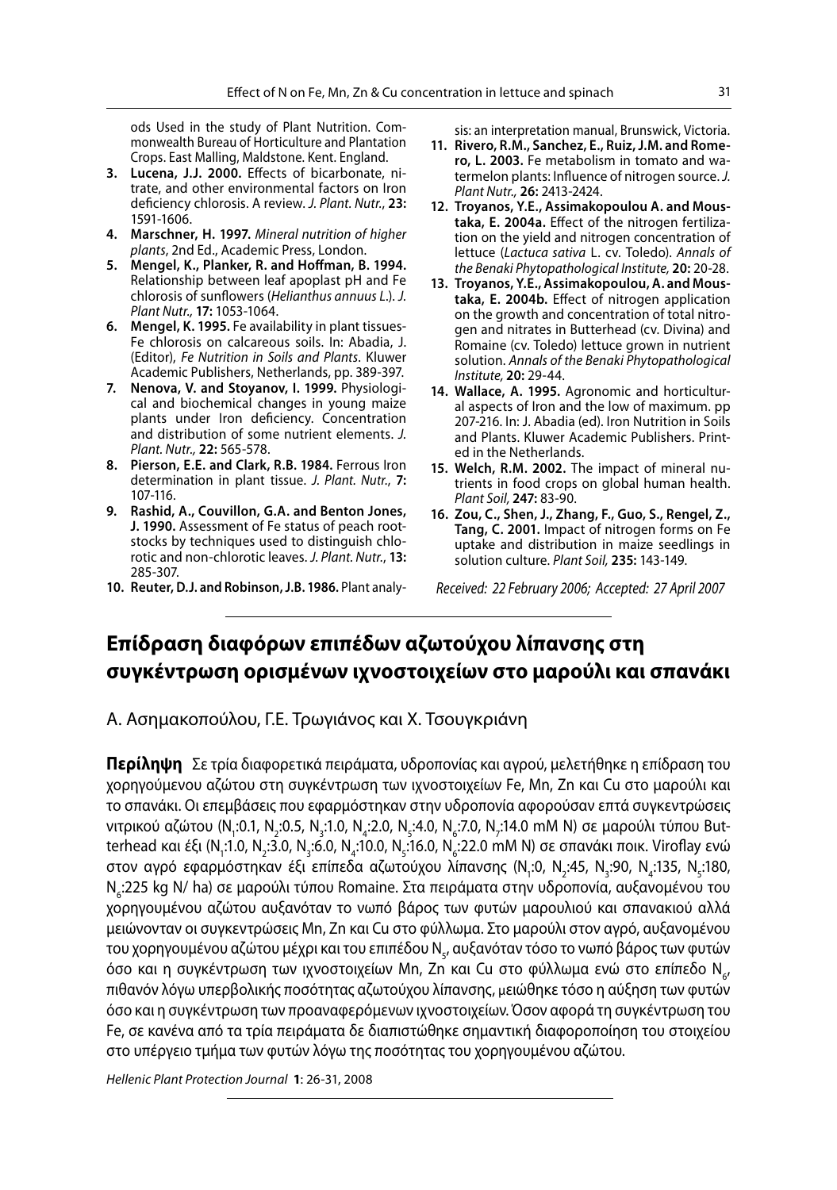ods Used in the study of Plant Nutrition. Commonwealth Bureau of Horticulture and Plantation Crops. East Malling, Maldstone. Kent. England.

3. **Lucena, J.J. 2000.** Effects of bicarbonate, nitrate, and other environmental factors on Iron deficiency chlorosis. A review. *J. Plant. Nutr.*, **23:** 1591-1606.
4. **Marschner, H. 1997.** *Mineral nutrition of higher plants*, 2nd Ed., Academic Press, London.
5. **Mengel, K., Planker, R. and Hoffman, B. 1994.** Relationship between leaf apoplast pH and Fe chlorosis of sunflowers (*Helianthus annuus L.*). *J. Plant Nutr.,* **17:** 1053-1064.
6. **Mengel, K. 1995.** Fe availability in plant tissues-Fe chlorosis on calcareous soils. In: Abadia, J. (Editor), *Fe Nutrition in Soils and Plants*. Kluwer Academic Publishers, Netherlands, pp. 389-397.
7. **Nenova, V. and Stoyanov, I. 1999.** Physiological and biochemical changes in young maize plants under Iron deficiency. Concentration and distribution of some nutrient elements. *J. Plant. Nutr.,* **22:** 565-578.
8. **Pierson, E.E. and Clark, R.B. 1984.** Ferrous Iron determination in plant tissue. *J. Plant. Nutr.,* **7:** 107-116.
9. **Rashid, A., Couvillon, G.A. and Benton Jones, J. 1990.** Assessment of Fe status of peach rootstocks by techniques used to distinguish chlorotic and non-chlorotic leaves. *J. Plant. Nutr.*, **13:** 285-307.
10. **Reuter, D.J. and Robinson, J.B. 1986.** Plant analysis: an interpretation manual, Brunswick, Victoria.
11. **Rivero, R.M., Sanchez, E., Ruiz, J.M. and Romero, L. 2003.** Fe metabolism in tomato and watermelon plants: Influence of nitrogen source. *J. Plant Nutr.,* **26:** 2413-2424.
12. **Troyanos, Y.E., Assimakopoulou A. and Moustaka, E. 2004a.** Effect of the nitrogen fertilization on the yield and nitrogen concentration of lettuce (*Lactuca sativa* L. cv. Toledo). *Annals of the Benaki Phytopathological Institute,* **20:** 20-28.
13. **Troyanos, Y.E., Assimakopoulou, A. and Moustaka, E. 2004b.** Effect of nitrogen application on the growth and concentration of total nitrogen and nitrates in Butterhead (cv. Divina) and Romaine (cv. Toledo) lettuce grown in nutrient solution. *Annals of the Benaki Phytopathological Institute,* **20:** 29-44.
14. **Wallace, A. 1995.** Agronomic and horticultural aspects of Iron and the low of maximum. pp 207-216. In: J. Abadia (ed). Iron Nutrition in Soils and Plants. Kluwer Academic Publishers. Printed in the Netherlands.
15. **Welch, R.M. 2002.** The impact of mineral nutrients in food crops on global human health. *Plant Soil,* **247:** 83-90.
16. **Zou, C., Shen, J., Zhang, F., Guo, S., Rengel, Z., Tang, C. 2001.** Impact of nitrogen forms on Fe uptake and distribution in maize seedlings in solution culture. *Plant Soil,* **235:** 143-149.

*Received: 22 February 2006; Accepted: 27 April 2007*

---

## Επίδραση διαφόρων επιπέδων αζωτούχου λίπανσης στη συγκέντρωση ορισμένων ιχνοστοιχείων στο μαρούλι και σπανάκι

Α. Ασημακοπούλου, Γ.Ε. Τρωγιάνος και Χ. Τσουγκριάνη

**Περίληψη** Σε τρία διαφορετικά πειράματα, υδροπονίας και αγρού, μελετήθηκε η επίδραση του χορηγούμενου αζώτου στη συγκέντρωση των ιχνοστοιχείων Fe, Mn, Zn και Cu στο μαρούλι και το σπανάκι. Οι επεμβάσεις που εφαρμόστηκαν στην υδροπονία αφορούσαν επτά συγκεντρώσεις νιτρικού αζώτου ($N_1$:0.1, $N_2$:0.5, $N_3$:1.0, $N_4$:2.0, $N_5$:4.0, $N_6$:7.0, $N_7$:14.0 mM N) σε μαρούλι τύπου Butterhead και έξι ($N_1$:1.0, $N_2$:3.0, $N_3$:6.0, $N_4$:10.0, $N_5$:16.0, $N_6$:22.0 mM N) σε σπανάκι ποικ. Viroflay ενώ στον αγρό εφαρμόστηκαν έξι επίπεδα αζωτούχου λίπανσης ($N_1$:0, $N_2$:45, $N_3$:90, $N_4$:135, $N_5$:180, $N_6$:225 kg N/ ha) σε μαρούλι τύπου Romaine. Στα πειράματα στην υδροπονία, αυξανομένου του χορηγουμένου αζώτου αυξανόταν το νωπό βάρος των φυτών μαρουλιού και σπανακιού αλλά μειώνονταν οι συγκεντρώσεις Mn, Zn και Cu στο φύλλωμα. Στο μαρούλι στον αγρό, αυξανομένου του χορηγουμένου αζώτου μέχρι και του επιπέδου $N_5$, αυξανόταν τόσο το νωπό βάρος των φυτών όσο και η συγκέντρωση των ιχνοστοιχείων Mn, Zn και Cu στο φύλλωμα ενώ στο επίπεδο $N_6$, πιθανόν λόγω υπερβολικής ποσότητας αζωτούχου λίπανσης, μειώθηκε τόσο η αύξηση των φυτών όσο και η συγκέντρωση των προαναφερόμενων ιχνοστοιχείων. Όσον αφορά τη συγκέντρωση του Fe, σε κανένα από τα τρία πειράματα δε διαπιστώθηκε σημαντική διαφοροποίηση του στοιχείου στο υπέργειο τμήμα των φυτών λόγω της ποσότητας του χορηγουμένου αζώτου.

*Hellenic Plant Protection Journal* **1**: 26-31, 2008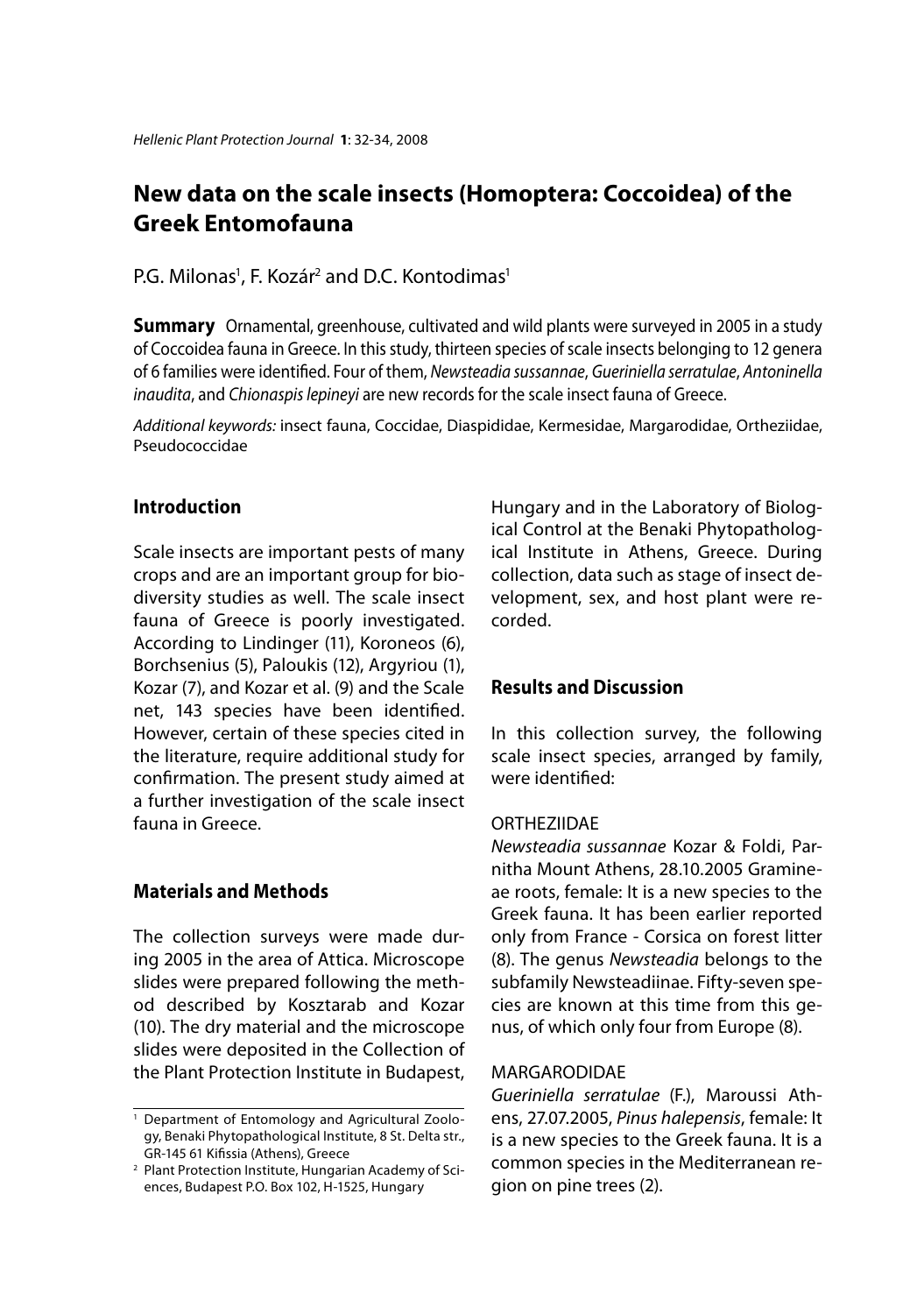# New data on the scale insects (Homoptera: Coccoidea) of the Greek Entomofauna

P.G. Milonas[1], F. Kozár[2] and D.C. Kontodimas[1]

**Summary** Ornamental, greenhouse, cultivated and wild plants were surveyed in 2005 in a study of Coccoidea fauna in Greece. In this study, thirteen species of scale insects belonging to 12 genera of 6 families were identified. Four of them, *Newsteadia sussannae*, *Gueriniella serratulae*, *Antoninella inaudita*, and *Chionaspis lepineyi* are new records for the scale insect fauna of Greece.

*Additional keywords:* insect fauna, Coccidae, Diaspididae, Kermesidae, Margarodidae, Ortheziidae, Pseudococcidae

## Introduction

Scale insects are important pests of many crops and are an important group for biodiversity studies as well. The scale insect fauna of Greece is poorly investigated. According to Lindinger (11), Koroneos (6), Borchsenius (5), Paloukis (12), Argyriou (1), Kozar (7), and Kozar et al. (9) and the Scale net, 143 species have been identified. However, certain of these species cited in the literature, require additional study for confirmation. The present study aimed at a further investigation of the scale insect fauna in Greece.

## Materials and Methods

The collection surveys were made during 2005 in the area of Attica. Microscope slides were prepared following the method described by Kosztarab and Kozar (10). The dry material and the microscope slides were deposited in the Collection of the Plant Protection Institute in Budapest, Hungary and in the Laboratory of Biological Control at the Benaki Phytopathological Institute in Athens, Greece. During collection, data such as stage of insect development, sex, and host plant were recorded.

## Results and Discussion

In this collection survey, the following scale insect species, arranged by family, were identified:

ORTHEZIIDAE

*Newsteadia sussannae* Kozar & Foldi, Parnitha Mount Athens, 28.10.2005 Gramineae roots, female: It is a new species to the Greek fauna. It has been earlier reported only from France - Corsica on forest litter (8). The genus *Newsteadia* belongs to the subfamily Newsteadiinae. Fifty-seven species are known at this time from this genus, of which only four from Europe (8).

MARGARODIDAE

*Gueriniella serratulae* (F.), Maroussi Athens, 27.07.2005, *Pinus halepensis*, female: It is a new species to the Greek fauna. It is a common species in the Mediterranean region on pine trees (2).

---

[1] Department of Entomology and Agricultural Zoology, Benaki Phytopathological Institute, 8 St. Delta str., GR-145 61 Kifissia (Athens), Greece

[2] Plant Protection Institute, Hungarian Academy of Sciences, Budapest P.O. Box 102, H-1525, Hungary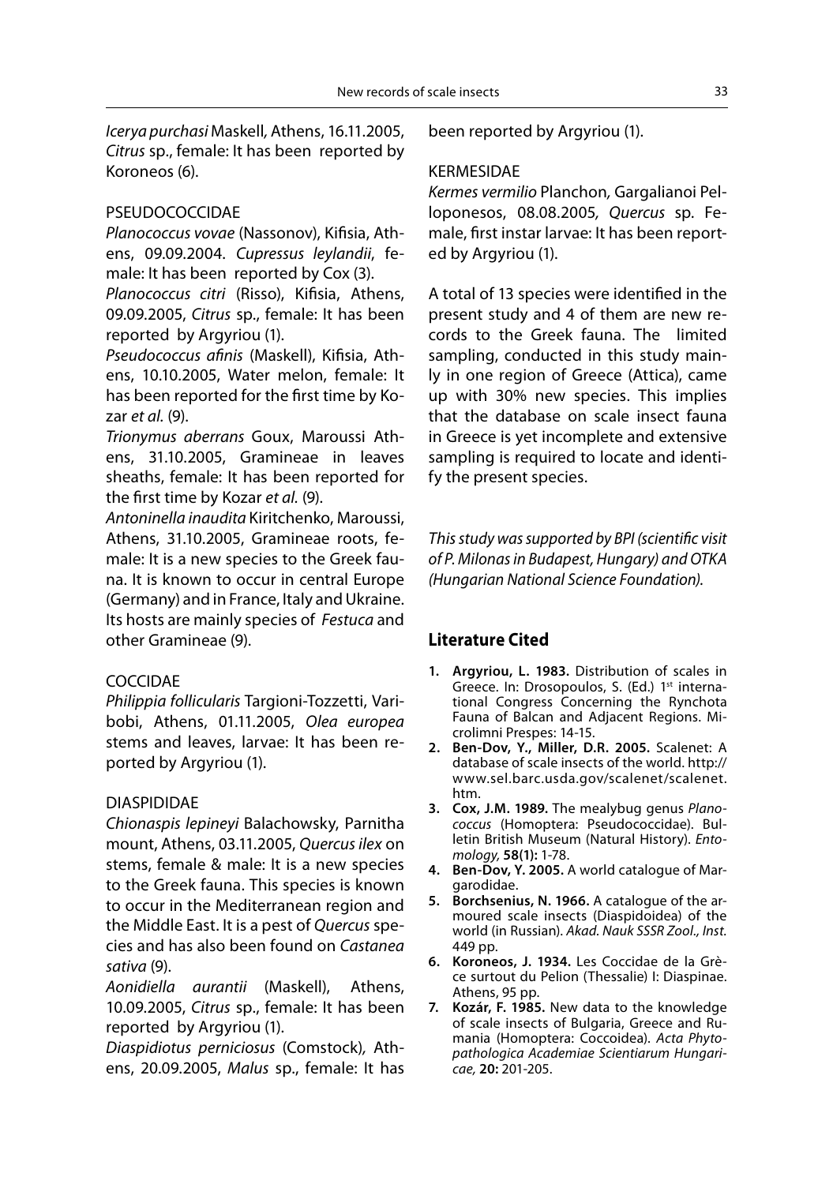*Icerya purchasi* Maskell, Athens, 16.11.2005, *Citrus* sp., female: It has been reported by Koroneos (6).

PSEUDOCOCCIDAE

*Planococcus vovae* (Nassonov), Kifisia, Athens, 09.09.2004. *Cupressus leylandii*, female: It has been reported by Cox (3).

*Planococcus citri* (Risso), Kifisia, Athens, 09.09.2005, *Citrus* sp., female: It has been reported by Argyriou (1).

*Pseudococcus afinis* (Maskell), Kifisia, Athens, 10.10.2005, Water melon, female: It has been reported for the first time by Kozar *et al.* (9).

*Trionymus aberrans* Goux, Maroussi Athens, 31.10.2005, Gramineae in leaves sheaths, female: It has been reported for the first time by Kozar *et al.* (9).

*Antoninella inaudita* Kiritchenko, Maroussi, Athens, 31.10.2005, Gramineae roots, female: It is a new species to the Greek fauna. It is known to occur in central Europe (Germany) and in France, Italy and Ukraine. Its hosts are mainly species of *Festuca* and other Gramineae (9).

COCCIDAE

*Philippia follicularis* Targioni-Tozzetti, Varibobi, Athens, 01.11.2005, *Olea europea* stems and leaves, larvae: It has been reported by Argyriou (1).

DIASPIDIDAE

*Chionaspis lepineyi* Balachowsky, Parnitha mount, Athens, 03.11.2005, *Quercus ilex* on stems, female & male: It is a new species to the Greek fauna. This species is known to occur in the Mediterranean region and the Middle East. It is a pest of *Quercus* species and has also been found on *Castanea sativa* (9).

*Aonidiella aurantii* (Maskell), Athens, 10.09.2005, *Citrus* sp., female: It has been reported by Argyriou (1).

*Diaspidiotus perniciosus* (Comstock), Athens, 20.09.2005, *Malus* sp., female: It has been reported by Argyriou (1).

KERMESIDAE

*Kermes vermilio* Planchon, Gargalianoi Pelloponesos, 08.08.2005, *Quercus* sp. Female, first instar larvae: It has been reported by Argyriou (1).

A total of 13 species were identified in the present study and 4 of them are new records to the Greek fauna. The limited sampling, conducted in this study mainly in one region of Greece (Attica), came up with 30% new species. This implies that the database on scale insect fauna in Greece is yet incomplete and extensive sampling is required to locate and identify the present species.

*This study was supported by BPI (scientific visit of P. Milonas in Budapest, Hungary) and OTKA (Hungarian National Science Foundation).*

## Literature Cited

1. **Argyriou, L. 1983.** Distribution of scales in Greece. In: Drosopoulos, S. (Ed.) 1st international Congress Concerning the Rynchota Fauna of Balcan and Adjacent Regions. Microlimni Prespes: 14-15.
2. **Ben-Dov, Y., Miller, D.R. 2005.** Scalenet: A database of scale insects of the world. http://www.sel.barc.usda.gov/scalenet/scalenet.htm.
3. **Cox, J.M. 1989.** The mealybug genus *Planococcus* (Homoptera: Pseudococcidae). Bulletin British Museum (Natural History). *Entomology,* **58(1):** 1-78.
4. **Ben-Dov, Y. 2005.** A world catalogue of Margarodidae.
5. **Borchsenius, N. 1966.** A catalogue of the armoured scale insects (Diaspidoidea) of the world (in Russian). *Akad. Nauk SSSR Zool., Inst.* 449 pp.
6. **Koroneos, J. 1934.** Les Coccidae de la Grèce surtout du Pelion (Thessalie) I: Diaspinae. Athens, 95 pp.
7. **Kozár, F. 1985.** New data to the knowledge of scale insects of Bulgaria, Greece and Rumania (Homoptera: Coccoidea). *Acta Phytopathologica Academiae Scientiarum Hungaricae,* **20:** 201-205.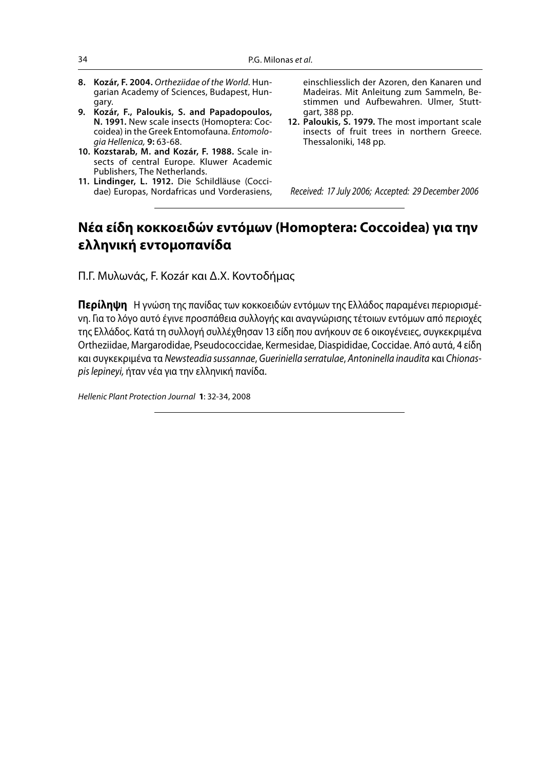8. **Kozár, F. 2004.** *Ortheziidae of the World*. Hungarian Academy of Sciences, Budapest, Hungary.
9. **Kozár, F., Paloukis, S. and Papadopoulos, N. 1991.** New scale insects (Homoptera: Coccoidea) in the Greek Entomofauna. *Entomologia Hellenica,* **9:** 63-68.
10. **Kozstarab, M. and Kozár, F. 1988.** Scale insects of central Europe. Kluwer Academic Publishers, The Netherlands.
11. **Lindinger, L. 1912.** Die Schildläuse (Coccidae) Europas, Nordafricas und Vorderasiens, einschliesslich der Azoren, den Kanaren und Madeiras. Mit Anleitung zum Sammeln, Bestimmen und Aufbewahren. Ulmer, Stuttgart, 388 pp.
12. **Paloukis, S. 1979.** The most important scale insects of fruit trees in northern Greece. Thessaloniki, 148 pp.

*Received: 17 July 2006; Accepted: 29 December 2006*

## Νέα είδη κοκκοειδών εντόμων (Homoptera: Coccoidea) για την ελληνική εντομοπανίδα

Π.Γ. Μυλωνάς, F. Kozár και Δ.Χ. Κοντοδήμας

**Περίληψη** Η γνώση της πανίδας των κοκκοειδών εντόμων της Ελλάδος παραμένει περιορισμένη. Για το λόγο αυτό έγινε προσπάθεια συλλογής και αναγνώρισης τέτοιων εντόμων από περιοχές της Ελλάδος. Κατά τη συλλογή συλλέχθησαν 13 είδη που ανήκουν σε 6 οικογένειες, συγκεκριμένα Ortheziidae, Margarodidae, Pseudococcidae, Kermesidae, Diaspididae, Coccidae. Από αυτά, 4 είδη και συγκεκριμένα τα *Newsteadia sussannae*, *Gueriniella serratulae*, *Antoninella inaudita* και *Chionaspis lepineyi,* ήταν νέα για την ελληνική πανίδα.

*Hellenic Plant Protection Journal* **1**: 32-34, 2008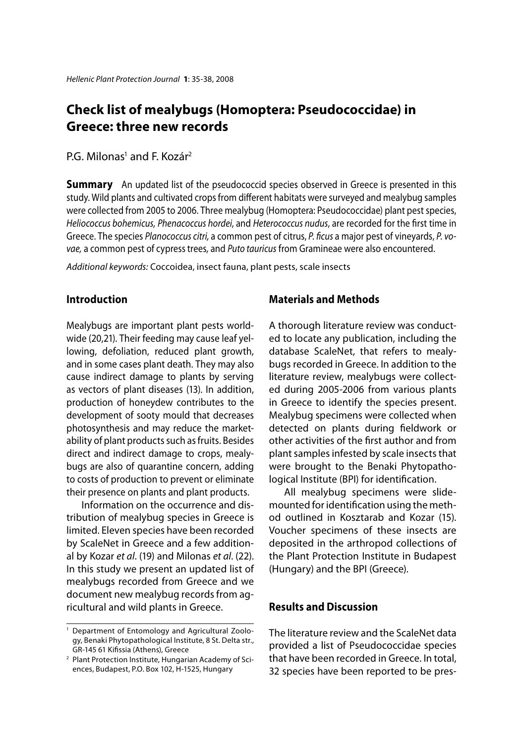# Check list of mealybugs (Homoptera: Pseudococcidae) in Greece: three new records

P.G. Milonas[1] and F. Kozár[2]

**Summary** An updated list of the pseudococcid species observed in Greece is presented in this study. Wild plants and cultivated crops from different habitats were surveyed and mealybug samples were collected from 2005 to 2006. Three mealybug (Homoptera: Pseudococcidae) plant pest species, *Heliococcus bohemicus, Phenacoccus hordei*, and *Heterococcus nudus*, are recorded for the first time in Greece. The species *Planococcus citri*, a common pest of citrus, *P. ficus* a major pest of vineyards, *P. vovae*, a common pest of cypress trees, and *Puto tauricus* from Gramineae were also encountered.

*Additional keywords:* Coccoidea, insect fauna, plant pests, scale insects

## Introduction

Mealybugs are important plant pests worldwide (20,21). Their feeding may cause leaf yellowing, defoliation, reduced plant growth, and in some cases plant death. They may also cause indirect damage to plants by serving as vectors of plant diseases (13). In addition, production of honeydew contributes to the development of sooty mould that decreases photosynthesis and may reduce the marketability of plant products such as fruits. Besides direct and indirect damage to crops, mealybugs are also of quarantine concern, adding to costs of production to prevent or eliminate their presence on plants and plant products.

Information on the occurrence and distribution of mealybug species in Greece is limited. Eleven species have been recorded by ScaleNet in Greece and a few additional by Kozar *et al*. (19) and Milonas *et al*. (22). In this study we present an updated list of mealybugs recorded from Greece and we document new mealybug records from agricultural and wild plants in Greece.

## Materials and Methods

A thorough literature review was conducted to locate any publication, including the database ScaleNet, that refers to mealybugs recorded in Greece. In addition to the literature review, mealybugs were collected during 2005-2006 from various plants in Greece to identify the species present. Mealybug specimens were collected when detected on plants during fieldwork or other activities of the first author and from plant samples infested by scale insects that were brought to the Benaki Phytopathological Institute (BPI) for identification.

All mealybug specimens were slide-mounted for identification using the method outlined in Kosztarab and Kozar (15). Voucher specimens of these insects are deposited in the arthropod collections of the Plant Protection Institute in Budapest (Hungary) and the BPI (Greece).

## Results and Discussion

The literature review and the ScaleNet data provided a list of Pseudococcidae species that have been recorded in Greece. In total, 32 species have been reported to be pres-

[1] Department of Entomology and Agricultural Zoology, Benaki Phytopathological Institute, 8 St. Delta str., GR-145 61 Kifissia (Athens), Greece

[2] Plant Protection Institute, Hungarian Academy of Sciences, Budapest, P.O. Box 102, H-1525, Hungary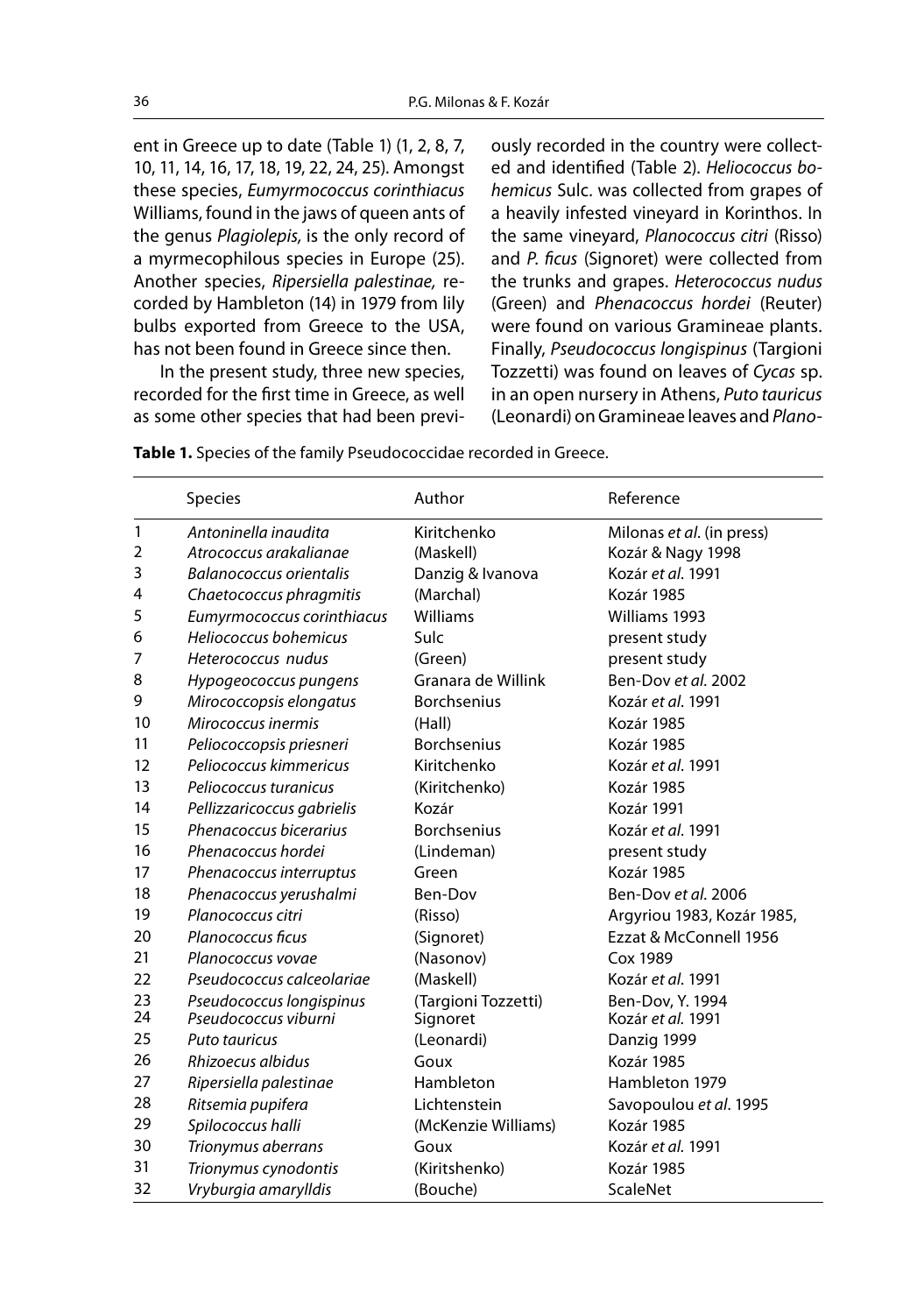ent in Greece up to date (Table 1) (1, 2, 8, 7, 10, 11, 14, 16, 17, 18, 19, 22, 24, 25). Amongst these species, *Eumyrmococcus corinthiacus* Williams, found in the jaws of queen ants of the genus *Plagiolepis,* is the only record of a myrmecophilous species in Europe (25). Another species, *Ripersiella palestinae,* recorded by Hambleton (14) in 1979 from lily bulbs exported from Greece to the USA, has not been found in Greece since then.

In the present study, three new species, recorded for the first time in Greece, as well as some other species that had been previously recorded in the country were collected and identified (Table 2). *Heliococcus bohemicus* Sulc. was collected from grapes of a heavily infested vineyard in Korinthos. In the same vineyard, *Planococcus citri* (Risso) and *P. ficus* (Signoret) were collected from the trunks and grapes. *Heterococcus nudus* (Green) and *Phenacoccus hordei* (Reuter) were found on various Gramineae plants. Finally, *Pseudococcus longispinus* (Targioni Tozzetti) was found on leaves of *Cycas* sp. in an open nursery in Athens, *Puto tauricus* (Leonardi) on Gramineae leaves and *Plano-*

**Table 1.** Species of the family Pseudococcidae recorded in Greece.

| | Species | Author | Reference |
|---|---|---|---|
| 1 | *Antoninella inaudita* | Kiritchenko | Milonas *et al.* (in press) |
| 2 | *Atrococcus arakalianae* | (Maskell) | Kozár & Nagy 1998 |
| 3 | *Balanococcus orientalis* | Danzig & Ivanova | Kozár *et al.* 1991 |
| 4 | *Chaetococcus phragmitis* | (Marchal) | Kozár 1985 |
| 5 | *Eumyrmococcus corinthiacus* | Williams | Williams 1993 |
| 6 | *Heliococcus bohemicus* | Sulc | present study |
| 7 | *Heterococcus nudus* | (Green) | present study |
| 8 | *Hypogeococcus pungens* | Granara de Willink | Ben-Dov *et al.* 2002 |
| 9 | *Mirococcopsis elongatus* | Borchsenius | Kozár *et al.* 1991 |
| 10 | *Mirococcus inermis* | (Hall) | Kozár 1985 |
| 11 | *Peliococcopsis priesneri* | Borchsenius | Kozár 1985 |
| 12 | *Peliococcus kimmericus* | Kiritchenko | Kozár *et al.* 1991 |
| 13 | *Peliococcus turanicus* | (Kiritchenko) | Kozár 1985 |
| 14 | *Pellizzaricoccus gabrielis* | Kozár | Kozár 1991 |
| 15 | *Phenacoccus bicerarius* | Borchsenius | Kozár *et al.* 1991 |
| 16 | *Phenacoccus hordei* | (Lindeman) | present study |
| 17 | *Phenacoccus interruptus* | Green | Kozár 1985 |
| 18 | *Phenacoccus yerushalmi* | Ben-Dov | Ben-Dov *et al.* 2006 |
| 19 | *Planococcus citri* | (Risso) | Argyriou 1983, Kozár 1985, |
| 20 | *Planococcus ficus* | (Signoret) | Ezzat & McConnell 1956 |
| 21 | *Planococcus vovae* | (Nasonov) | Cox 1989 |
| 22 | *Pseudococcus calceolariae* | (Maskell) | Kozár *et al.* 1991 |
| 23 | *Pseudococcus longispinus* | (Targioni Tozzetti) | Ben-Dov, Y. 1994 |
| 24 | *Pseudococcus viburni* | Signoret | Kozár *et al.* 1991 |
| 25 | *Puto tauricus* | (Leonardi) | Danzig 1999 |
| 26 | *Rhizoecus albidus* | Goux | Kozár 1985 |
| 27 | *Ripersiella palestinae* | Hambleton | Hambleton 1979 |
| 28 | *Ritsemia pupifera* | Lichtenstein | Savopoulou *et al.* 1995 |
| 29 | *Spilococcus halli* | (McKenzie Williams) | Kozár 1985 |
| 30 | *Trionymus aberrans* | Goux | Kozár *et al.* 1991 |
| 31 | *Trionymus cynodontis* | (Kiritshenko) | Kozár 1985 |
| 32 | *Vryburgia amarylldis* | (Bouche) | ScaleNet |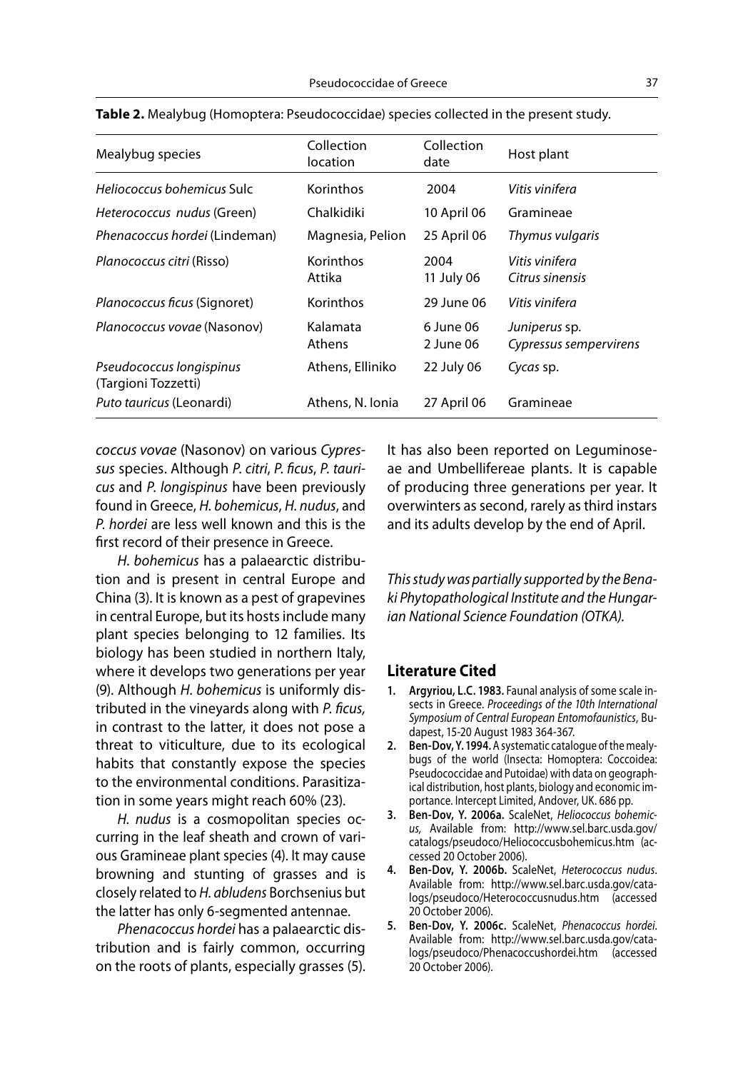**Table 2.** Mealybug (Homoptera: Pseudococcidae) species collected in the present study.

| Mealybug species | Collection location | Collection date | Host plant |
|---|---|---|---|
| *Heliococcus bohemicus* Sulc | Korinthos | 2004 | *Vitis vinifera* |
| *Heterococcus nudus* (Green) | Chalkidiki | 10 April 06 | Gramineae |
| *Phenacoccus hordei* (Lindeman) | Magnesia, Pelion | 25 April 06 | *Thymus vulgaris* |
| *Planococcus citri* (Risso) | Korinthos<br>Attika | 2004<br>11 July 06 | *Vitis vinifera*<br>*Citrus sinensis* |
| *Planococcus ficus* (Signoret) | Korinthos | 29 June 06 | *Vitis vinifera* |
| *Planococcus vovae* (Nasonov) | Kalamata<br>Athens | 6 June 06<br>2 June 06 | *Juniperus* sp.<br>*Cypressus sempervirens* |
| *Pseudococcus longispinus* (Targioni Tozzetti) | Athens, Elliniko | 22 July 06 | *Cycas* sp. |
| *Puto tauricus* (Leonardi) | Athens, N. Ionia | 27 April 06 | Gramineae |

*coccus vovae* (Nasonov) on various *Cypressus* species. Although *P. citri*, *P. ficus*, *P. tauricus* and *P. longispinus* have been previously found in Greece, *H. bohemicus*, *H. nudus*, and *P. hordei* are less well known and this is the first record of their presence in Greece.

*H. bohemicus* has a palaearctic distribution and is present in central Europe and China (3). It is known as a pest of grapevines in central Europe, but its hosts include many plant species belonging to 12 families. Its biology has been studied in northern Italy, where it develops two generations per year (9). Although *H. bohemicus* is uniformly distributed in the vineyards along with *P. ficus,* in contrast to the latter, it does not pose a threat to viticulture, due to its ecological habits that constantly expose the species to the environmental conditions. Parasitization in some years might reach 60% (23).

*H. nudus* is a cosmopolitan species occurring in the leaf sheath and crown of various Gramineae plant species (4). It may cause browning and stunting of grasses and is closely related to *H. abludens* Borchsenius but the latter has only 6-segmented antennae.

*Phenacoccus hordei* has a palaearctic distribution and is fairly common, occurring on the roots of plants, especially grasses (5). It has also been reported on Leguminoseae and Umbellifereae plants. It is capable of producing three generations per year. It overwinters as second, rarely as third instars and its adults develop by the end of April.

*This study was partially supported by the Benaki Phytopathological Institute and the Hungarian National Science Foundation (OTKA).*

## Literature Cited

1. **Argyriou, L.C. 1983.** Faunal analysis of some scale insects in Greece. *Proceedings of the 10th International Symposium of Central European Entomofaunistics*, Budapest, 15-20 August 1983 364-367.
2. **Ben-Dov, Y. 1994.** A systematic catalogue of the mealybugs of the world (Insecta: Homoptera: Coccoidea: Pseudococcidae and Putoidae) with data on geographical distribution, host plants, biology and economic importance. Intercept Limited, Andover, UK. 686 pp.
3. **Ben-Dov, Y. 2006a.** ScaleNet, *Heliococcus bohemicus,* Available from: http://www.sel.barc.usda.gov/catalogs/pseudoco/Heliococcusbohemicus.htm (accessed 20 October 2006).
4. **Ben-Dov, Y. 2006b.** ScaleNet, *Heterococcus nudus*. Available from: http://www.sel.barc.usda.gov/catalogs/pseudoco/Heterococcusnudus.htm (accessed 20 October 2006).
5. **Ben-Dov, Y. 2006c.** ScaleNet, *Phenacoccus hordei*. Available from: http://www.sel.barc.usda.gov/catalogs/pseudoco/Phenacoccushordei.htm (accessed 20 October 2006).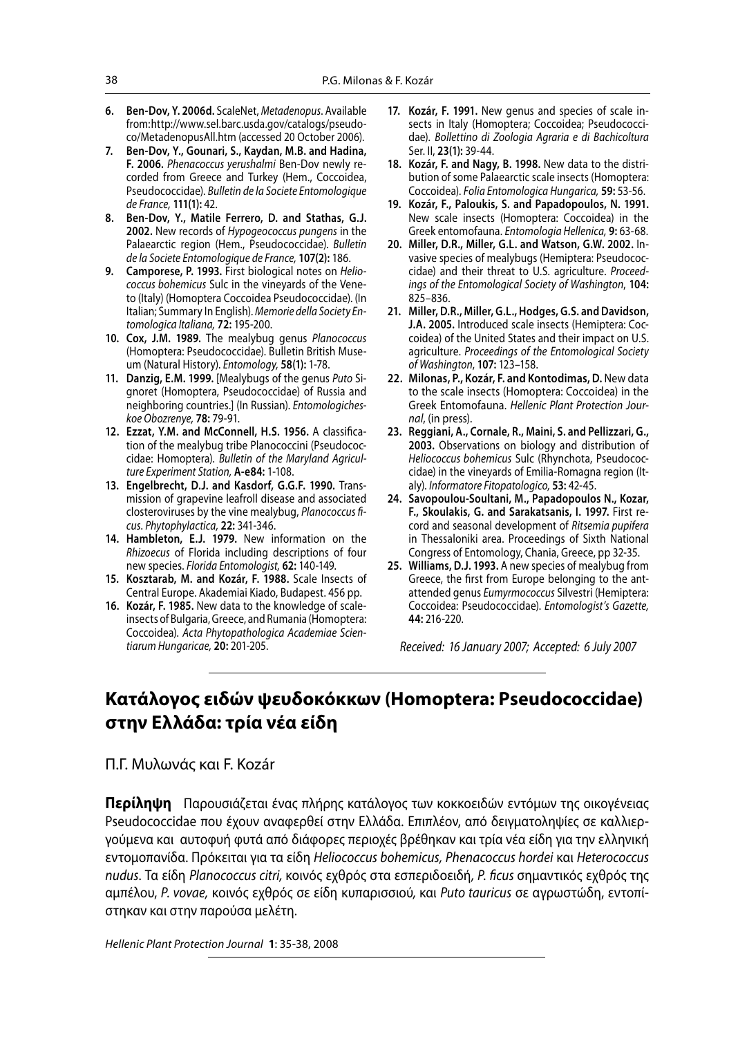6. **Ben-Dov, Y. 2006d.** ScaleNet, *Metadenopus*. Available from:http://www.sel.barc.usda.gov/catalogs/pseudoco/MetadenopusAll.htm (accessed 20 October 2006).
7. **Ben-Dov, Y., Gounari, S., Kaydan, M.B. and Hadina, F. 2006.** *Phenacoccus yerushalmi* Ben-Dov newly recorded from Greece and Turkey (Hem., Coccoidea, Pseudococcidae). *Bulletin de la Societe Entomologique de France,* **111(1):** 42.
8. **Ben-Dov, Y., Matile Ferrero, D. and Stathas, G.J. 2002.** New records of *Hypogeococcus pungens* in the Palaearctic region (Hem., Pseudococcidae). *Bulletin de la Societe Entomologique de France,* **107(2):** 186.
9. **Camporese, P. 1993.** First biological notes on *Heliococcus bohemicus* Sulc in the vineyards of the Veneto (Italy) (Homoptera Coccoidea Pseudococcidae). (In Italian; Summary In English). *Memorie della Society Entomologica Italiana,* **72:** 195-200.
10. **Cox, J.M. 1989.** The mealybug genus *Planococcus* (Homoptera: Pseudococcidae). Bulletin British Museum (Natural History). *Entomology,* **58(1):** 1-78.
11. **Danzig, E.M. 1999.** [Mealybugs of the genus *Puto* Signoret (Homoptera, Pseudococcidae) of Russia and neighboring countries.] (In Russian). *Entomologicheskoe Obozrenye,* **78:** 79-91.
12. **Ezzat, Y.M. and McConnell, H.S. 1956.** A classification of the mealybug tribe Planococcini (Pseudococcidae: Homoptera). *Bulletin of the Maryland Agriculture Experiment Station,* **A-e84:** 1-108.
13. **Engelbrecht, D.J. and Kasdorf, G.G.F. 1990.** Transmission of grapevine leafroll disease and associated closteroviruses by the vine mealybug, *Planococcus ficus*. *Phytophylactica,* **22:** 341-346.
14. **Hambleton, E.J. 1979.** New information on the *Rhizoecus* of Florida including descriptions of four new species. *Florida Entomologist,* **62:** 140-149.
15. **Kosztarab, M. and Kozár, F. 1988.** Scale Insects of Central Europe. Akademiai Kiado, Budapest. 456 pp.
16. **Kozár, F. 1985.** New data to the knowledge of scale-insects of Bulgaria, Greece, and Rumania (Homoptera: Coccoidea). *Acta Phytopathologica Academiae Scientiarum Hungaricae,* **20:** 201-205.
17. **Kozár, F. 1991.** New genus and species of scale insects in Italy (Homoptera; Coccoidea; Pseudococcidae). *Bollettino di Zoologia Agraria e di Bachicoltura* Ser. II, **23(1):** 39-44.
18. **Kozár, F. and Nagy, B. 1998.** New data to the distribution of some Palaearctic scale insects (Homoptera: Coccoidea). *Folia Entomologica Hungarica,* **59:** 53-56.
19. **Kozár, F., Paloukis, S. and Papadopoulos, N. 1991.** New scale insects (Homoptera: Coccoidea) in the Greek entomofauna. *Entomologia Hellenica,* **9:** 63-68.
20. **Miller, D.R., Miller, G.L. and Watson, G.W. 2002.** Invasive species of mealybugs (Hemiptera: Pseudococcidae) and their threat to U.S. agriculture. *Proceedings of the Entomological Society of Washington*, **104:** 825–836.
21. **Miller, D.R., Miller, G.L., Hodges, G.S. and Davidson, J.A. 2005.** Introduced scale insects (Hemiptera: Coccoidea) of the United States and their impact on U.S. agriculture. *Proceedings of the Entomological Society of Washington*, **107:** 123–158.
22. **Milonas, P., Kozár, F. and Kontodimas, D.** New data to the scale insects (Homoptera: Coccoidea) in the Greek Entomofauna. *Hellenic Plant Protection Journal*, (in press).
23. **Reggiani, A., Cornale, R., Maini, S. and Pellizzari, G., 2003.** Observations on biology and distribution of *Heliococcus bohemicus* Sulc (Rhynchota, Pseudococcidae) in the vineyards of Emilia-Romagna region (Italy). *Informatore Fitopatologico,* **53:** 42-45.
24. **Savopoulou-Soultani, M., Papadopoulos N., Kozar, F., Skoulakis, G. and Sarakatsanis, I. 1997.** First record and seasonal development of *Ritsemia pupifera* in Thessaloniki area. Proceedings of Sixth National Congress of Entomology, Chania, Greece, pp 32-35.
25. **Williams, D.J. 1993.** A new species of mealybug from Greece, the first from Europe belonging to the ant-attended genus *Eumyrmococcus* Silvestri (Hemiptera: Coccoidea: Pseudococcidae). *Entomologist's Gazette,* **44:** 216-220.

*Received: 16 January 2007; Accepted: 6 July 2007*

## Κατάλογος ειδών ψευδοκόκκων (Homoptera: Pseudococcidae) στην Ελλάδα: τρία νέα είδη

Π.Γ. Μυλωνάς και F. Kozár

**Περίληψη** Παρουσιάζεται ένας πλήρης κατάλογος των κοκκοειδών εντόμων της οικογένειας Pseudococcidae που έχουν αναφερθεί στην Ελλάδα. Επιπλέον, από δειγματοληψίες σε καλλιεργούμενα και αυτοφυή φυτά από διάφορες περιοχές βρέθηκαν και τρία νέα είδη για την ελληνική εντομοπανίδα. Πρόκειται για τα είδη *Heliococcus bohemicus, Phenacoccus hordei* και *Heterococcus nudus*. Τα είδη *Planococcus citri,* κοινός εχθρός στα εσπεριδοειδή, *P. ficus* σημαντικός εχθρός της αμπέλου, *P. vovae,* κοινός εχθρός σε είδη κυπαρισσιού, και *Puto tauricus* σε αγρωστώδη, εντοπίστηκαν και στην παρούσα μελέτη.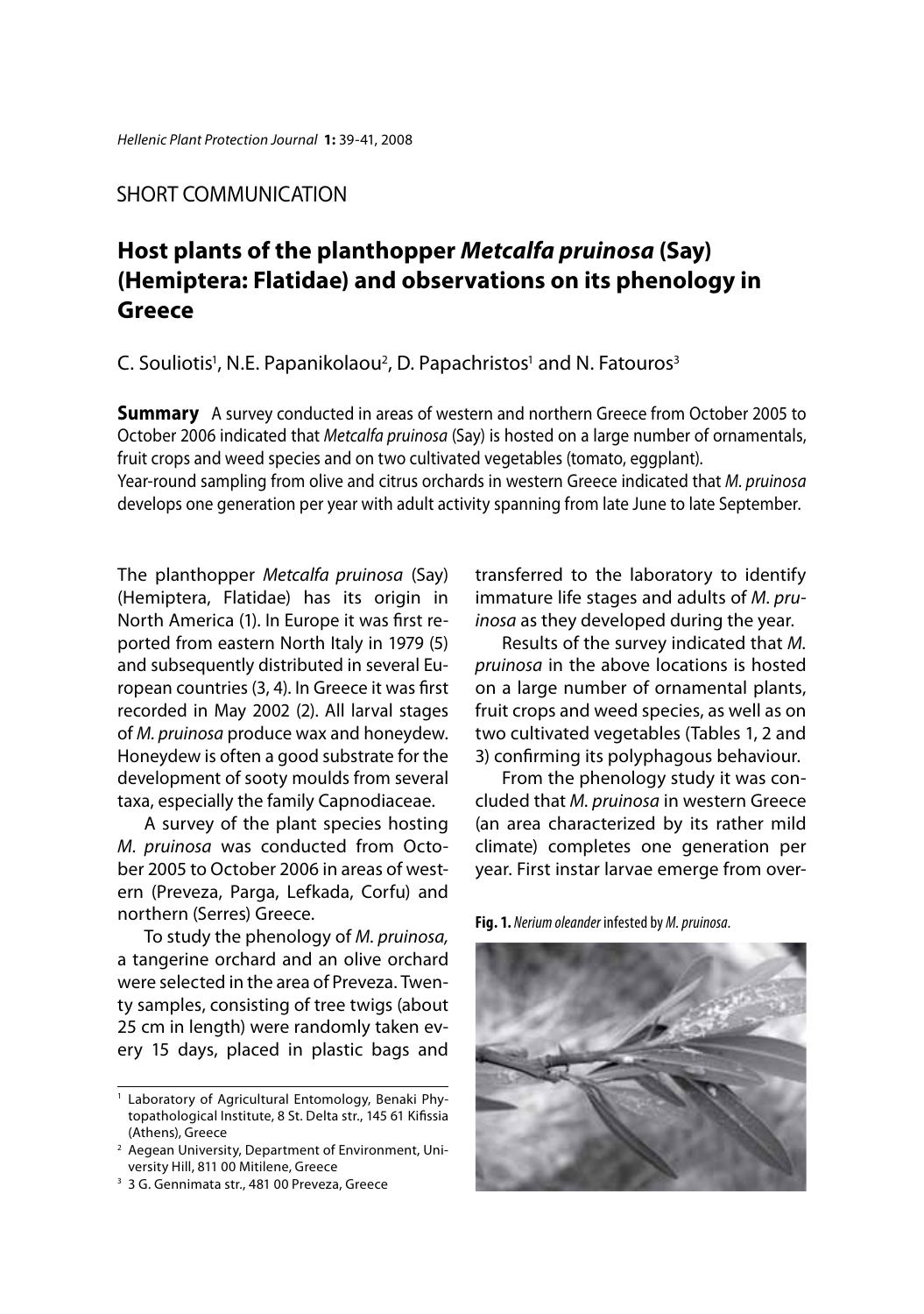## SHORT COMMUNICATION

# Host plants of the planthopper *Metcalfa pruinosa* (Say) (Hemiptera: Flatidae) and observations on its phenology in Greece

C. Souliotis[1], N.E. Papanikolaou[2], D. Papachristos[1] and N. Fatouros[3]

**Summary** A survey conducted in areas of western and northern Greece from October 2005 to October 2006 indicated that *Metcalfa pruinosa* (Say) is hosted on a large number of ornamentals, fruit crops and weed species and on two cultivated vegetables (tomato, eggplant). Year-round sampling from olive and citrus orchards in western Greece indicated that *M. pruinosa* develops one generation per year with adult activity spanning from late June to late September.

The planthopper *Metcalfa pruinosa* (Say) (Hemiptera, Flatidae) has its origin in North America (1). In Europe it was first reported from eastern North Italy in 1979 (5) and subsequently distributed in several European countries (3, 4). In Greece it was first recorded in May 2002 (2). All larval stages of *M. pruinosa* produce wax and honeydew. Honeydew is often a good substrate for the development of sooty moulds from several taxa, especially the family Capnodiaceae.

A survey of the plant species hosting *M. pruinosa* was conducted from October 2005 to October 2006 in areas of western (Preveza, Parga, Lefkada, Corfu) and northern (Serres) Greece.

To study the phenology of *M. pruinosa,* a tangerine orchard and an olive orchard were selected in the area of Preveza. Twenty samples, consisting of tree twigs (about 25 cm in length) were randomly taken every 15 days, placed in plastic bags and transferred to the laboratory to identify immature life stages and adults of *M. pruinosa* as they developed during the year.

Results of the survey indicated that *M. pruinosa* in the above locations is hosted on a large number of ornamental plants, fruit crops and weed species, as well as on two cultivated vegetables (Tables 1, 2 and 3) confirming its polyphagous behaviour.

From the phenology study it was concluded that *M. pruinosa* in western Greece (an area characterized by its rather mild climate) completes one generation per year. First instar larvae emerge from over-

**Fig. 1.** *Nerium oleander* infested by *M. pruinosa*.

[1] Laboratory of Agricultural Entomology, Benaki Phytopathological Institute, 8 St. Delta str., 145 61 Kifissia (Athens), Greece

[2] Aegean University, Department of Environment, University Hill, 811 00 Mitilene, Greece

[3] 3 G. Gennimata str., 481 00 Preveza, Greece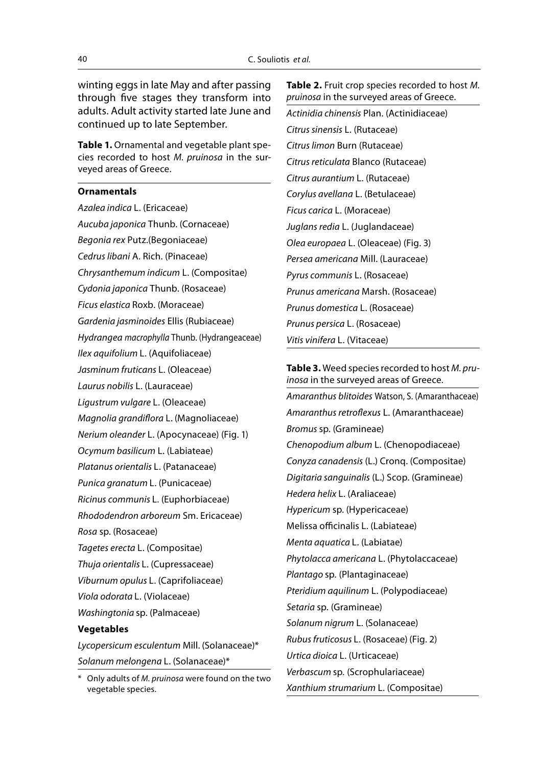wintering eggs in late May and after passing through five stages they transform into adults. Adult activity started late June and continued up to late September.

**Table 1.** Ornamental and vegetable plant species recorded to host *M. pruinosa* in the surveyed areas of Greece.

| **Ornamentals** |
|---|
| *Azalea indica* L. (Ericaceae) |
| *Aucuba japonica* Thunb. (Cornaceae) |
| *Begonia rex* Putz.(Begoniaceae) |
| *Cedrus libani* A. Rich. (Pinaceae) |
| *Chrysanthemum indicum* L. (Compositae) |
| *Cydonia japonica* Thunb. (Rosaceae) |
| *Ficus elastica* Roxb. (Moraceae) |
| *Gardenia jasminoides* Ellis (Rubiaceae) |
| *Hydrangea macrophylla* Thunb. (Hydrangeaceae) |
| *Ilex aquifolium* L. (Aquifoliaceae) |
| *Jasminum fruticans* L. (Oleaceae) |
| *Laurus nobilis* L. (Lauraceae) |
| *Ligustrum vulgare* L. (Oleaceae) |
| *Magnolia grandiflora* L. (Magnoliaceae) |
| *Nerium oleander* L. (Apocynaceae) (Fig. 1) |
| *Ocymum basilicum* L. (Labiateae) |
| *Platanus orientalis* L. (Patanaceae) |
| *Punica granatum* L. (Punicaceae) |
| *Ricinus communis* L. (Euphorbiaceae) |
| *Rhododendron arboreum* Sm. Ericaceae) |
| *Rosa* sp. (Rosaceae) |
| *Tagetes erecta* L. (Compositae) |
| *Thuja orientalis* L. (Cupressaceae) |
| *Viburnum opulus* L. (Caprifoliaceae) |
| *Viola odorata* L. (Violaceae) |
| *Washingtonia* sp. (Palmaceae) |
| **Vegetables** |
| *Lycopersicum esculentum* Mill. (Solanaceae)* |
| *Solanum melongena* L. (Solanaceae)* |

\* Only adults of *M. pruinosa* were found on the two vegetable species.

**Table 2.** Fruit crop species recorded to host *M. pruinosa* in the surveyed areas of Greece.

| |
|---|
| *Actinidia chinensis* Plan. (Actinidiaceae) |
| *Citrus sinensis* L. (Rutaceae) |
| *Citrus limon* Burn (Rutaceae) |
| *Citrus reticulata* Blanco (Rutaceae) |
| *Citrus aurantium* L. (Rutaceae) |
| *Corylus avellana* L. (Betulaceae) |
| *Ficus carica* L. (Moraceae) |
| *Juglans redia* L. (Juglandaceae) |
| *Olea europaea* L. (Oleaceae) (Fig. 3) |
| *Persea americana* Mill. (Lauraceae) |
| *Pyrus communis* L. (Rosaceae) |
| *Prunus americana* Marsh. (Rosaceae) |
| *Prunus domestica* L. (Rosaceae) |
| *Prunus persica* L. (Rosaceae) |
| *Vitis vinifera* L. (Vitaceae) |

**Table 3.** Weed species recorded to host *M. pruinosa* in the surveyed areas of Greece.

| |
|---|
| *Amaranthus blitoides* Watson, S. (Amaranthaceae) |
| *Amaranthus retroflexus* L. (Amaranthaceae) |
| *Bromus* sp. (Gramineae) |
| *Chenopodium album* L. (Chenopodiaceae) |
| *Conyza canadensis* (L.) Cronq. (Compositae) |
| *Digitaria sanguinalis* (L.) Scop. (Gramineae) |
| *Hedera helix* L. (Araliaceae) |
| *Hypericum* sp. (Hypericaceae) |
| Melissa officinalis L. (Labiateae) |
| *Menta aquatica* L. (Labiatae) |
| *Phytolacca americana* L. (Phytolaccaceae) |
| *Plantago* sp. (Plantaginaceae) |
| *Pteridium aquilinum* L. (Polypodiaceae) |
| *Setaria* sp. (Gramineae) |
| *Solanum nigrum* L. (Solanaceae) |
| *Rubus fruticosus* L. (Rosaceae) (Fig. 2) |
| *Urtica dioica* L. (Urticaceae) |
| *Verbascum* sp. (Scrophulariaceae) |
| *Xanthium strumarium* L. (Compositae) |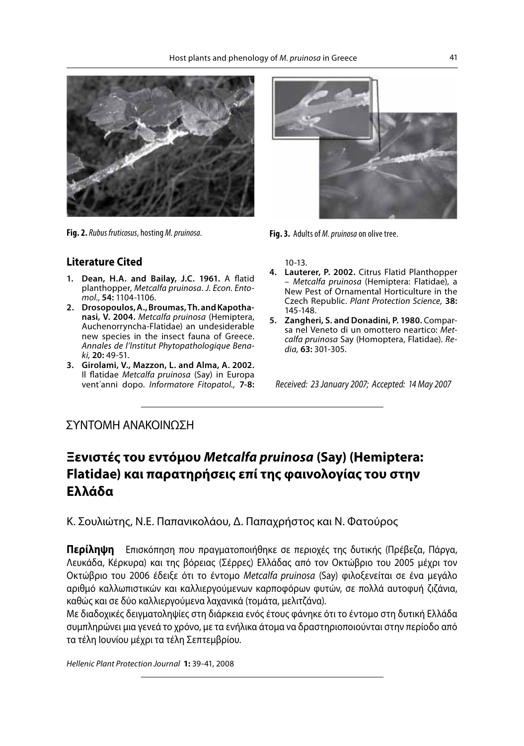Fig. 2. *Rubus fruticosus*, hosting *M. pruinosa*.

Fig. 3. Adults of *M. pruinosa* on olive tree.

## Literature Cited

1. **Dean, H.A. and Bailay, J.C. 1961.** A flatid planthopper, *Metcalfa pruinosa*. *J. Econ. Entomol.,* **54:** 1104-1106.
2. **Drosopoulos, A., Broumas, Th. and Kapothanasi, V. 2004.** *Metcalfa pruinosa* (Hemiptera, Auchenorryncha-Flatidae) an undesiderable new species in the insect fauna of Greece. *Annales de l'Institut Phytopathologique Benaki,* **20:** 49-51.
3. **Girolami, V., Mazzon, L. and Alma, A. 2002.** Il flatidae *Metcalfa pruinosa* (Say) in Europa vent'anni dopo. *Informatore Fitopatol.,* **7-8:** 10-13.
4. **Lauterer, P. 2002.** Citrus Flatid Planthopper – *Metcalfa pruinosa* (Hemiptera: Flatidae), a New Pest of Ornamental Horticulture in the Czech Republic. *Plant Protection Science,* **38:** 145-148.
5. **Zangheri, S. and Donadini, P. 1980.** Comparsa nel Veneto di un omottero neartico: *Metcalfa pruinosa* Say (Homoptera, Flatidae). *Redia,* **63:** 301-305.

*Received: 23 January 2007; Accepted: 14 May 2007*

---

ΣΥΝΤΟΜΗ ΑΝΑΚΟΙΝΩΣΗ

# Ξενιστές του εντόμου *Metcalfa pruinosa* (Say) (Hemiptera: Flatidae) και παρατηρήσεις επί της φαινολογίας του στην Ελλάδα

Κ. Σουλιώτης, Ν.Ε. Παπανικολάου, Δ. Παπαχρήστος και Ν. Φατούρος

**Περίληψη** Επισκόπηση που πραγματοποιήθηκε σε περιοχές της δυτικής (Πρέβεζα, Πάργα, Λευκάδα, Κέρκυρα) και της βόρειας (Σέρρες) Ελλάδας από τον Οκτώβριο του 2005 μέχρι τον Οκτώβριο του 2006 έδειξε ότι το έντομο *Metcalfa pruinosa* (Say) φιλοξενείται σε ένα μεγάλο αριθμό καλλωπιστικών και καλλιεργούμενων καρποφόρων φυτών, σε πολλά αυτοφυή ζιζάνια, καθώς και σε δύο καλλιεργούμενα λαχανικά (τομάτα, μελιτζάνα).

Με διαδοχικές δειγματοληψίες στη διάρκεια ενός έτους φάνηκε ότι το έντομο στη δυτική Ελλάδα συμπληρώνει μια γενεά το χρόνο, με τα ενήλικα άτομα να δραστηριοποιούνται στην περίοδο από τα τέλη Ιουνίου μέχρι τα τέλη Σεπτεμβρίου.

*Hellenic Plant Protection Journal* **1:** 39-41, 2008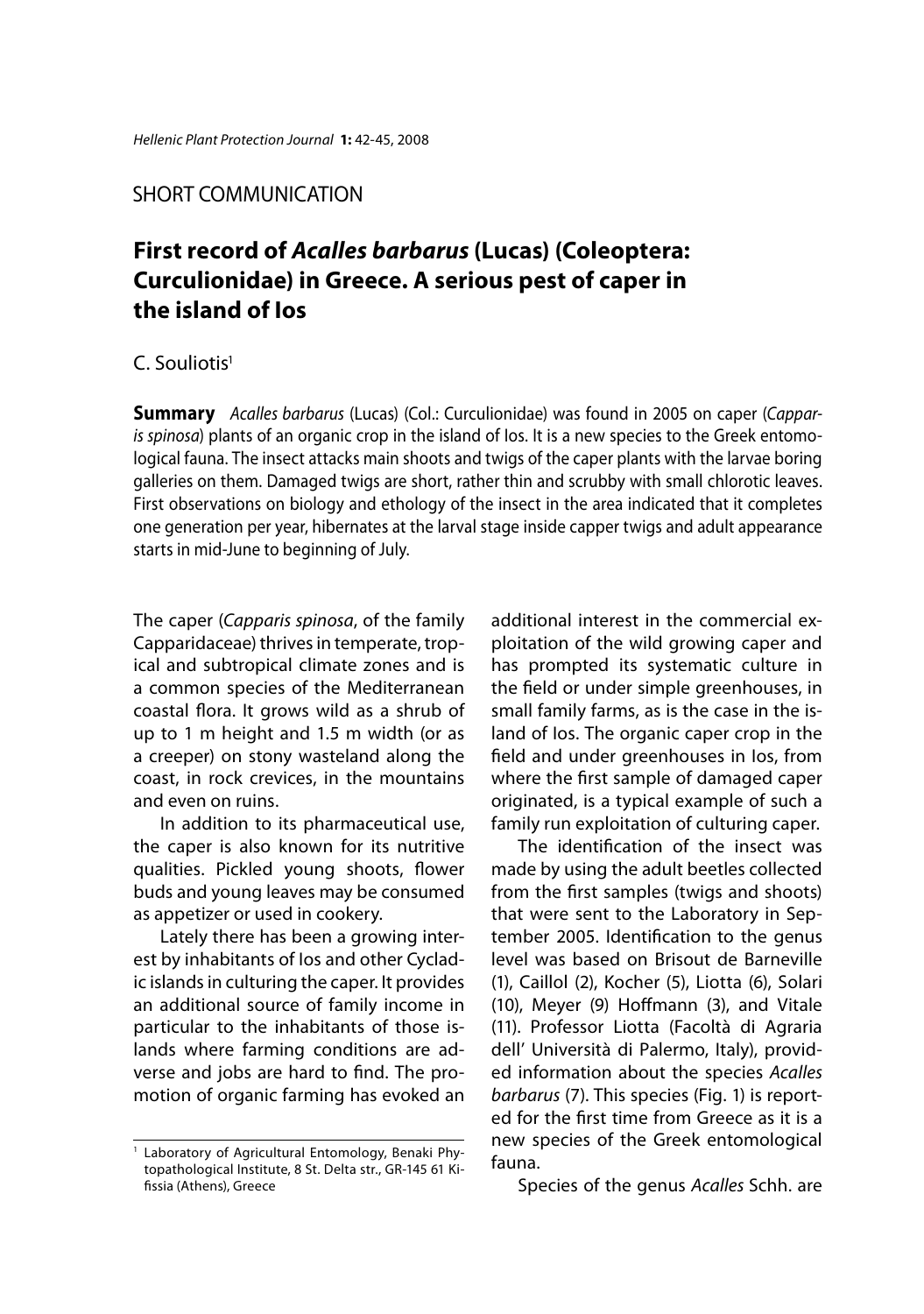SHORT COMMUNICATION

# First record of *Acalles barbarus* (Lucas) (Coleoptera: Curculionidae) in Greece. A serious pest of caper in the island of Ios

C. Souliotis[1]

**Summary** *Acalles barbarus* (Lucas) (Col.: Curculionidae) was found in 2005 on caper (*Capparis spinosa*) plants of an organic crop in the island of Ios. It is a new species to the Greek entomological fauna. The insect attacks main shoots and twigs of the caper plants with the larvae boring galleries on them. Damaged twigs are short, rather thin and scrubby with small chlorotic leaves. First observations on biology and ethology of the insect in the area indicated that it completes one generation per year, hibernates at the larval stage inside capper twigs and adult appearance starts in mid-June to beginning of July.

The caper (*Capparis spinosa*, of the family Capparidaceae) thrives in temperate, tropical and subtropical climate zones and is a common species of the Mediterranean coastal flora. It grows wild as a shrub of up to 1 m height and 1.5 m width (or as a creeper) on stony wasteland along the coast, in rock crevices, in the mountains and even on ruins.

In addition to its pharmaceutical use, the caper is also known for its nutritive qualities. Pickled young shoots, flower buds and young leaves may be consumed as appetizer or used in cookery.

Lately there has been a growing interest by inhabitants of Ios and other Cycladic islands in culturing the caper. It provides an additional source of family income in particular to the inhabitants of those islands where farming conditions are adverse and jobs are hard to find. The promotion of organic farming has evoked an additional interest in the commercial exploitation of the wild growing caper and has prompted its systematic culture in the field or under simple greenhouses, in small family farms, as is the case in the island of Ios. The organic caper crop in the field and under greenhouses in Ios, from where the first sample of damaged caper originated, is a typical example of such a family run exploitation of culturing caper.

The identification of the insect was made by using the adult beetles collected from the first samples (twigs and shoots) that were sent to the Laboratory in September 2005. Identification to the genus level was based on Brisout de Barneville (1), Caillol (2), Kocher (5), Liotta (6), Solari (10), Meyer (9) Hoffmann (3), and Vitale (11). Professor Liotta (Facoltà di Agraria dell' Università di Palermo, Italy), provided information about the species *Acalles barbarus* (7). This species (Fig. 1) is reported for the first time from Greece as it is a new species of the Greek entomological fauna.

Species of the genus *Acalles* Schh. are

[1] Laboratory of Agricultural Entomology, Benaki Phytopathological Institute, 8 St. Delta str., GR-145 61 Kifissia (Athens), Greece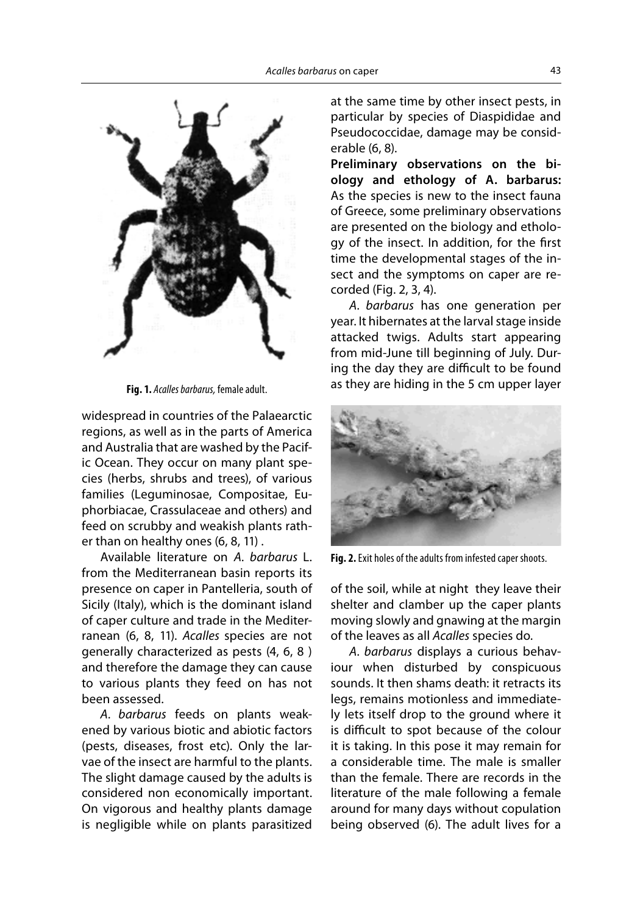Fig. 1. *Acalles barbarus*, female adult.

widespread in countries of the Palaearctic regions, as well as in the parts of America and Australia that are washed by the Pacific Ocean. They occur on many plant species (herbs, shrubs and trees), of various families (Leguminosae, Compositae, Euphorbiacae, Crassulaceae and others) and feed on scrubby and weakish plants rather than on healthy ones (6, 8, 11) .

Available literature on *A. barbarus* L. from the Mediterranean basin reports its presence on caper in Pantelleria, south of Sicily (Italy), which is the dominant island of caper culture and trade in the Mediterranean (6, 8, 11). *Acalles* species are not generally characterized as pests (4, 6, 8 ) and therefore the damage they can cause to various plants they feed on has not been assessed.

*A. barbarus* feeds on plants weakened by various biotic and abiotic factors (pests, diseases, frost etc). Only the larvae of the insect are harmful to the plants. The slight damage caused by the adults is considered non economically important. On vigorous and healthy plants damage is negligible while on plants parasitized at the same time by other insect pests, in particular by species of Diaspididae and Pseudococcidae, damage may be considerable (6, 8).

**Preliminary observations on the biology and ethology of A. barbarus:** As the species is new to the insect fauna of Greece, some preliminary observations are presented on the biology and ethology of the insect. In addition, for the first time the developmental stages of the insect and the symptoms on caper are recorded (Fig. 2, 3, 4).

*A. barbarus* has one generation per year. It hibernates at the larval stage inside attacked twigs. Adults start appearing from mid-June till beginning of July. During the day they are difficult to be found as they are hiding in the 5 cm upper layer of the soil, while at night they leave their shelter and clamber up the caper plants moving slowly and gnawing at the margin of the leaves as all *Acalles* species do.

Fig. 2. Exit holes of the adults from infested caper shoots.

*A. barbarus* displays a curious behaviour when disturbed by conspicuous sounds. It then shams death: it retracts its legs, remains motionless and immediately lets itself drop to the ground where it is difficult to spot because of the colour it is taking. In this pose it may remain for a considerable time. The male is smaller than the female. There are records in the literature of the male following a female around for many days without copulation being observed (6). The adult lives for a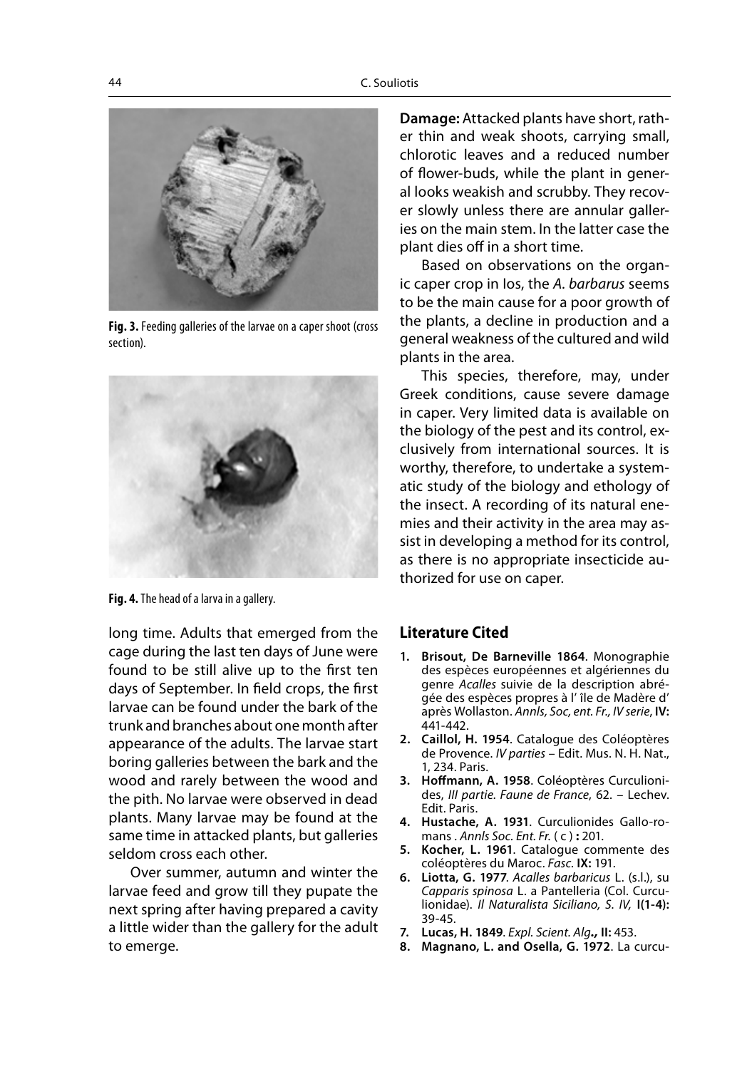Fig. 3. Feeding galleries of the larvae on a caper shoot (cross section).

Fig. 4. The head of a larva in a gallery.

long time. Adults that emerged from the cage during the last ten days of June were found to be still alive up to the first ten days of September. In field crops, the first larvae can be found under the bark of the trunk and branches about one month after appearance of the adults. The larvae start boring galleries between the bark and the wood and rarely between the wood and the pith. No larvae were observed in dead plants. Many larvae may be found at the same time in attacked plants, but galleries seldom cross each other.

Over summer, autumn and winter the larvae feed and grow till they pupate the next spring after having prepared a cavity a little wider than the gallery for the adult to emerge.

**Damage:** Attacked plants have short, rather thin and weak shoots, carrying small, chlorotic leaves and a reduced number of flower-buds, while the plant in general looks weakish and scrubby. They recover slowly unless there are annular galleries on the main stem. In the latter case the plant dies off in a short time.

Based on observations on the organic caper crop in Ios, the *A. barbarus* seems to be the main cause for a poor growth of the plants, a decline in production and a general weakness of the cultured and wild plants in the area.

This species, therefore, may, under Greek conditions, cause severe damage in caper. Very limited data is available on the biology of the pest and its control, exclusively from international sources. It is worthy, therefore, to undertake a systematic study of the biology and ethology of the insect. A recording of its natural enemies and their activity in the area may assist in developing a method for its control, as there is no appropriate insecticide authorized for use on caper.

## Literature Cited

1. **Brisout, De Barneville 1864**. Monographie des espèces européennes et algériennes du genre *Acalles* suivie de la description abrégée des espèces propres à l' île de Madère d' après Wollaston. *Annls, Soc, ent. Fr., IV serie*, **IV:** 441-442.
2. **Caillol, H. 1954**. Catalogue des Coléoptères de Provence. *IV parties* – Edit. Mus. N. H. Nat., 1, 234. Paris.
3. **Hoffmann, A. 1958**. Coléoptères Curculionides, *III partie. Faune de France*, 62. – Lechev. Edit. Paris.
4. **Hustache, A. 1931**. Curculionides Gallo-romans . *Annls Soc. Ent. Fr.* ( c ) **:** 201.
5. **Kocher, L. 1961**. Catalogue commente des coléoptères du Maroc. *Fasc.* **IX:** 191.
6. **Liotta, G. 1977**. *Acalles barbaricus* L. (s.l.), su *Capparis spinosa* L. a Pantelleria (Col. Curculionidae). *Il Naturalista Siciliano, S. IV,* **I(1-4):** 39-45.
7. **Lucas, H. 1849**. *Expl. Scient. Alg***.,** **II:** 453.
8. **Magnano, L. and Osella, G. 1972**. La curcu-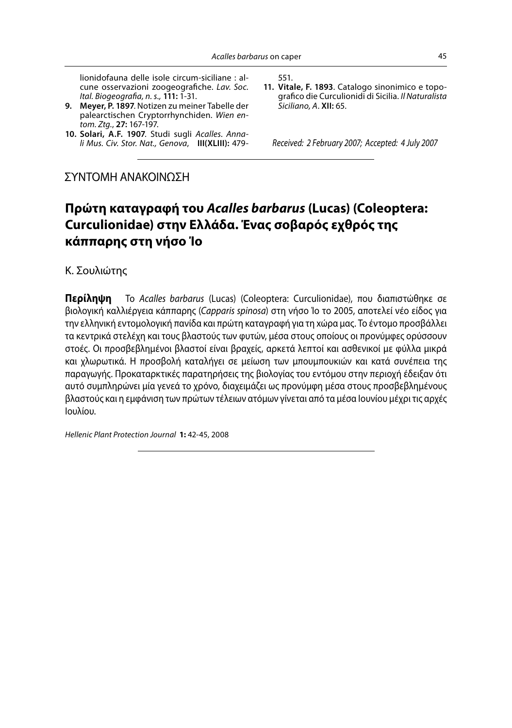lionidofauna delle isole circum-siciliane : alcune osservazioni zoogeografiche. *Lav. Soc. Ital. Biogeografia, n. s.,* **111:** 1-31.

9. **Meyer, P. 1897**. Notizen zu meiner Tabelle der palearctischen Cryptorrhynchiden. *Wien entom. Ztg.*, **27:** 167-197.
10. **Solari, A.F. 1907**. Studi sugli *Acalles*. *Annali Mus. Civ. Stor. Nat., Genova*, **III(XLIII):** 479-551.
11. **Vitale, F. 1893**. Catalogo sinonimico e topografico die Curculionidi di Sicilia. *Il Naturalista Siciliano, A*. **XII:** 65.

*Received: 2 February 2007; Accepted: 4 July 2007*

---

ΣΥΝΤΟΜΗ ΑΝΑΚΟΙΝΩΣΗ

# Πρώτη καταγραφή του *Acalles barbarus* (Lucas) (Coleoptera: Curculionidae) στην Ελλάδα. Ένας σοβαρός εχθρός της κάππαρης στη νήσο Ίο

Κ. Σουλιώτης

**Περίληψη** Το *Acalles barbarus* (Lucas) (Coleoptera: Curculionidae), που διαπιστώθηκε σε βιολογική καλλιέργεια κάππαρης (*Capparis spinosa*) στη νήσο Ίο το 2005, αποτελεί νέο είδος για την ελληνική εντομολογική πανίδα και πρώτη καταγραφή για τη χώρα μας. Το έντομο προσβάλλει τα κεντρικά στελέχη και τους βλαστούς των φυτών, μέσα στους οποίους οι προνύμφες ορύσσουν στοές. Οι προσβεβλημένοι βλαστοί είναι βραχείς, αρκετά λεπτοί και ασθενικοί με φύλλα μικρά και χλωρωτικά. Η προσβολή καταλήγει σε μείωση των μπουμπουκιών και κατά συνέπεια της παραγωγής. Προκαταρκτικές παρατηρήσεις της βιολογίας του εντόμου στην περιοχή έδειξαν ότι αυτό συμπληρώνει μία γενεά το χρόνο, διαχειμάζει ως προνύμφη μέσα στους προσβεβλημένους βλαστούς και η εμφάνιση των πρώτων τέλειων ατόμων γίνεται από τα μέσα Ιουνίου μέχρι τις αρχές Ιουλίου.

*Hellenic Plant Protection Journal* **1:** 42-45, 2008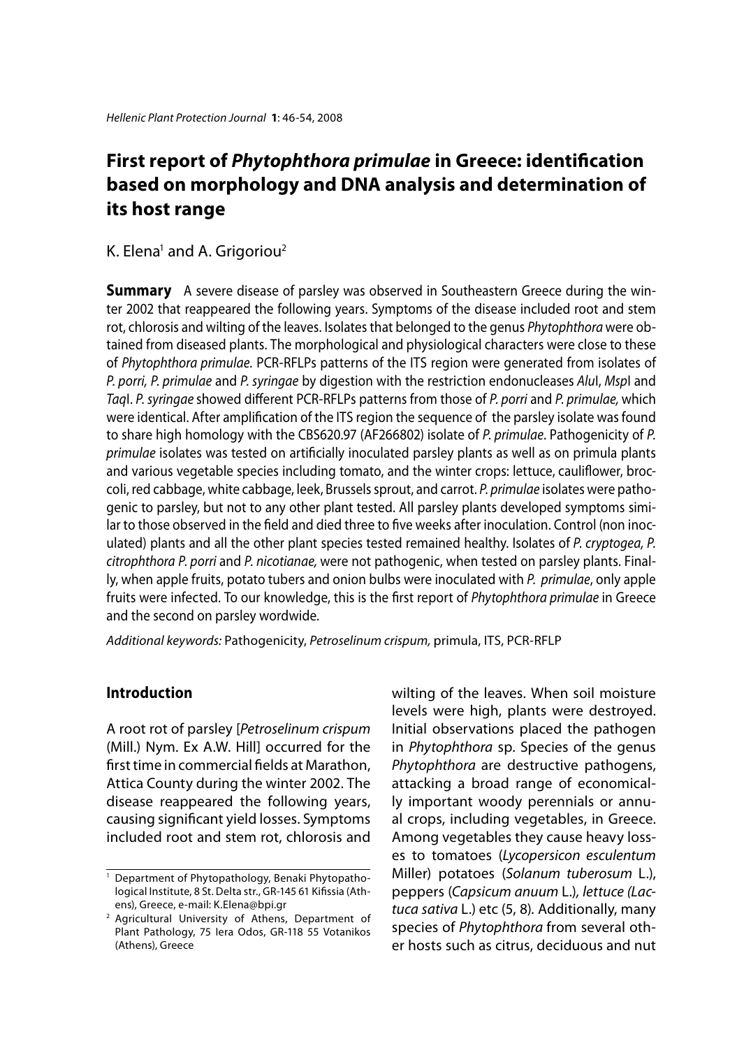# First report of *Phytophthora primulae* in Greece: identification based on morphology and DNA analysis and determination of its host range

K. Elena[1] and A. Grigoriou[2]

**Summary** A severe disease of parsley was observed in Southeastern Greece during the winter 2002 that reappeared the following years. Symptoms of the disease included root and stem rot, chlorosis and wilting of the leaves. Isolates that belonged to the genus *Phytophthora* were obtained from diseased plants. The morphological and physiological characters were close to these of *Phytophthora primulae.* PCR-RFLPs patterns of the ITS region were generated from isolates of *P. porri, P. primulae* and *P. syringae* by digestion with the restriction endonucleases *Alu*I, *Msp*I and *Taq*I. *P. syringae* showed different PCR-RFLPs patterns from those of *P. porri* and *P. primulae,* which were identical. After amplification of the ITS region the sequence of the parsley isolate was found to share high homology with the CBS620.97 (AF266802) isolate of *P. primulae*. Pathogenicity of *P. primulae* isolates was tested on artificially inoculated parsley plants as well as on primula plants and various vegetable species including tomato, and the winter crops: lettuce, cauliflower, broccoli, red cabbage, white cabbage, leek, Brussels sprout, and carrot. *P. primulae* isolates were pathogenic to parsley, but not to any other plant tested. All parsley plants developed symptoms similar to those observed in the field and died three to five weeks after inoculation. Control (non inoculated) plants and all the other plant species tested remained healthy. Isolates of *P. cryptogea, P. citrophthora P. porri* and *P. nicotianae,* were not pathogenic, when tested on parsley plants. Finally, when apple fruits, potato tubers and onion bulbs were inoculated with *P. primulae*, only apple fruits were infected. To our knowledge, this is the first report of *Phytophthora primulae* in Greece and the second on parsley wordwide.

*Additional keywords:* Pathogenicity, *Petroselinum crispum,* primula, ITS, PCR-RFLP

## Introduction

A root rot of parsley [*Petroselinum crispum* (Mill.) Nym. Ex A.W. Hill] occurred for the first time in commercial fields at Marathon, Attica County during the winter 2002. The disease reappeared the following years, causing significant yield losses. Symptoms included root and stem rot, chlorosis and wilting of the leaves. When soil moisture levels were high, plants were destroyed. Initial observations placed the pathogen in *Phytophthora* sp. Species of the genus *Phytophthora* are destructive pathogens, attacking a broad range of economically important woody perennials or annual crops, including vegetables, in Greece. Among vegetables they cause heavy losses to tomatoes (*Lycopersicon esculentum* Miller) potatoes (*Solanum tuberosum* L.), peppers (*Capsicum anuum* L.), lettuce (*Lactuca sativa* L.) etc (5, 8). Additionally, many species of *Phytophthora* from several other hosts such as citrus, deciduous and nut

[1] Department of Phytopathology, Benaki Phytopathological Institute, 8 St. Delta str., GR-145 61 Kifissia (Athens), Greece, e-mail: K.Elena@bpi.gr

[2] Agricultural University of Athens, Department of Plant Pathology, 75 Iera Odos, GR-118 55 Votanikos (Athens), Greece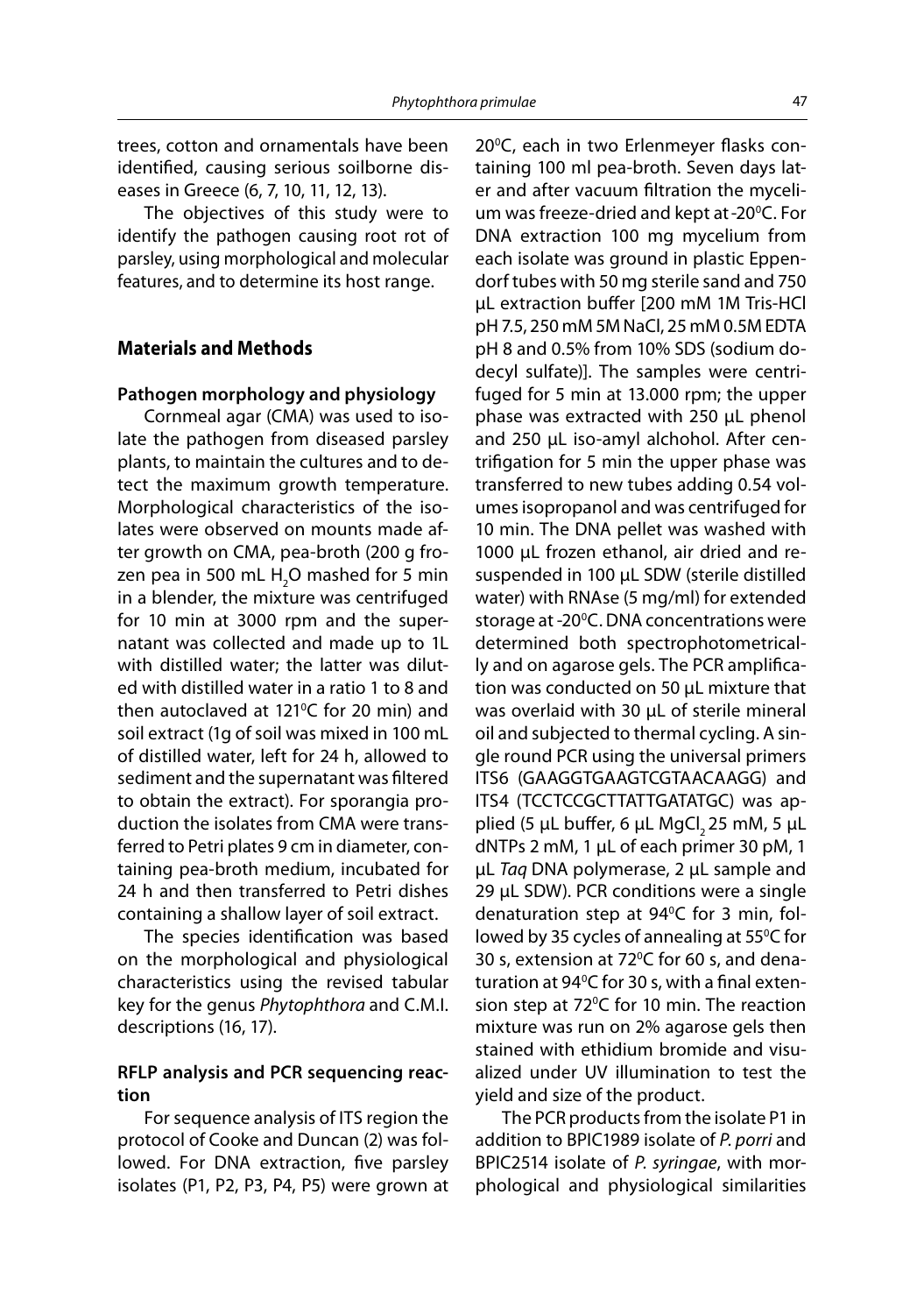trees, cotton and ornamentals have been identified, causing serious soilborne diseases in Greece (6, 7, 10, 11, 12, 13).

The objectives of this study were to identify the pathogen causing root rot of parsley, using morphological and molecular features, and to determine its host range.

## Materials and Methods

### Pathogen morphology and physiology

Cornmeal agar (CMA) was used to isolate the pathogen from diseased parsley plants, to maintain the cultures and to detect the maximum growth temperature. Morphological characteristics of the isolates were observed on mounts made after growth on CMA, pea-broth (200 g frozen pea in 500 mL $H_2O$ mashed for 5 min in a blender, the mixture was centrifuged for 10 min at 3000 rpm and the supernatant was collected and made up to 1L with distilled water; the latter was diluted with distilled water in a ratio 1 to 8 and then autoclaved at 121$^0$C for 20 min) and soil extract (1g of soil was mixed in 100 mL of distilled water, left for 24 h, allowed to sediment and the supernatant was filtered to obtain the extract). For sporangia production the isolates from CMA were transferred to Petri plates 9 cm in diameter, containing pea-broth medium, incubated for 24 h and then transferred to Petri dishes containing a shallow layer of soil extract.

The species identification was based on the morphological and physiological characteristics using the revised tabular key for the genus *Phytophthora* and C.M.I. descriptions (16, 17).

### RFLP analysis and PCR sequencing reaction

For sequence analysis of ITS region the protocol of Cooke and Duncan (2) was followed. For DNA extraction, five parsley isolates (P1, P2, P3, P4, P5) were grown at 20$^0$C, each in two Erlenmeyer flasks containing 100 ml pea-broth. Seven days later and after vacuum filtration the mycelium was freeze-dried and kept at -20$^0$C. For DNA extraction 100 mg mycelium from each isolate was ground in plastic Eppendorf tubes with 50 mg sterile sand and 750 μL extraction buffer [200 mM 1M Tris-HCl pH 7.5, 250 mM 5M NaCl, 25 mM 0.5M EDTA pH 8 and 0.5% from 10% SDS (sodium dodecyl sulfate)]. The samples were centrifuged for 5 min at 13.000 rpm; the upper phase was extracted with 250 μL phenol and 250 μL iso-amyl alchohol. After centrifigation for 5 min the upper phase was transferred to new tubes adding 0.54 volumes isopropanol and was centrifuged for 10 min. The DNA pellet was washed with 1000 μL frozen ethanol, air dried and resuspended in 100 μL SDW (sterile distilled water) with RNAse (5 mg/ml) for extended storage at -20$^0$C. DNA concentrations were determined both spectrophotometrically and on agarose gels. The PCR amplification was conducted on 50 μL mixture that was overlaid with 30 μL of sterile mineral oil and subjected to thermal cycling. A single round PCR using the universal primers ITS6 (GAAGGTGAAGTCGTAACAAGG) and ITS4 (TCCTCCGCTTATTGATATGC) was applied (5 μL buffer, 6 μL $MgCl_2$ 25 mM, 5 μL dNTPs 2 mM, 1 μL of each primer 30 pM, 1 μL *Taq* DNA polymerase, 2 μL sample and 29 μL SDW). PCR conditions were a single denaturation step at 94$^0$C for 3 min, followed by 35 cycles of annealing at 55$^0$C for 30 s, extension at 72$^0$C for 60 s, and denaturation at 94$^0$C for 30 s, with a final extension step at 72$^0$C for 10 min. The reaction mixture was run on 2% agarose gels then stained with ethidium bromide and visualized under UV illumination to test the yield and size of the product.

The PCR products from the isolate P1 in addition to BPIC1989 isolate of *P. porri* and BPIC2514 isolate of *P. syringae*, with morphological and physiological similarities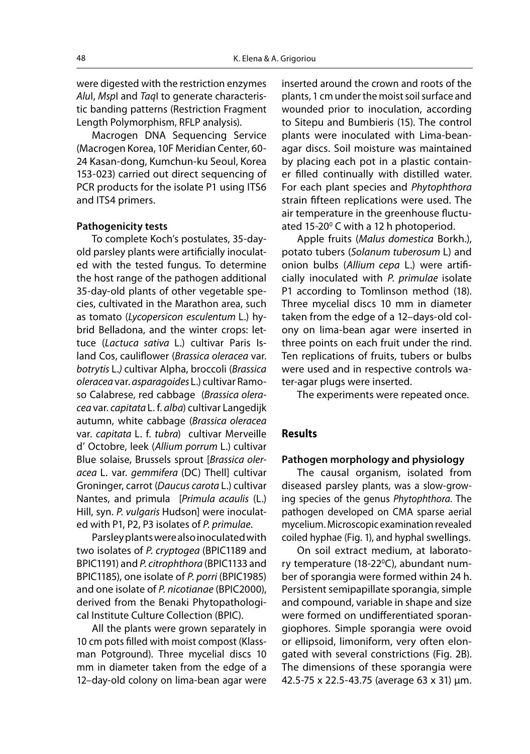were digested with the restriction enzymes *Alu*I, *Msp*I and *Taq*I to generate characteristic banding patterns (Restriction Fragment Length Polymorphism, RFLP analysis).

Macrogen DNA Sequencing Service (Macrogen Korea, 10F Meridian Center, 60-24 Kasan-dong, Kumchun-ku Seoul, Korea 153-023) carried out direct sequencing of PCR products for the isolate P1 using ITS6 and ITS4 primers.

### Pathogenicity tests

To complete Koch's postulates, 35-day-old parsley plants were artificially inoculated with the tested fungus. To determine the host range of the pathogen additional 35-day-old plants of other vegetable species, cultivated in the Marathon area, such as tomato (*Lycopersicon esculentum* L.) hybrid Belladona, and the winter crops: lettuce (*Lactuca sativa* L.) cultivar Paris Island Cos, cauliflower (*Brassica oleracea* var. *botrytis* L.) cultivar Alpha, broccoli (*Brassica oleracea* var. *asparagoides* L.) cultivar Ramoso Calabrese, red cabbage (*Brassica oleracea* var. *capitata* L. f. *alba*) cultivar Langedijk autumn, white cabbage (*Brassica oleracea* var. *capitata* L. f. *tubra*) cultivar Merveille d' Octobre, leek (*Allium porrum* L.) cultivar Blue solaise, Brussels sprout [*Brassica oleracea* L. var. *gemmifera* (DC) Thell] cultivar Groninger, carrot (*Daucus carota* L.) cultivar Nantes, and primula [*Primula acaulis* (L.) Hill, syn. *P. vulgaris* Hudson] were inoculated with P1, P2, P3 isolates of *P. primulae*.

Parsley plants were also inoculated with two isolates of *P. cryptogea* (BPIC1189 and BPIC1191) and *P. citrophthora* (BPIC1133 and BPIC1185), one isolate of *P. porri* (BPIC1985) and one isolate of *P. nicotianae* (BPIC2000), derived from the Benaki Phytopathological Institute Culture Collection (BPIC).

All the plants were grown separately in 10 cm pots filled with moist compost (Klassman Potground). Three mycelial discs 10 mm in diameter taken from the edge of a 12–day-old colony on lima-bean agar were inserted around the crown and roots of the plants, 1 cm under the moist soil surface and wounded prior to inoculation, according to Sitepu and Bumbieris (15). The control plants were inoculated with Lima-bean-agar discs. Soil moisture was maintained by placing each pot in a plastic container filled continually with distilled water. For each plant species and *Phytophthora* strain fifteen replications were used. The air temperature in the greenhouse fluctuated 15-20$^0$ C with a 12 h photoperiod.

Apple fruits (*Malus domestica* Borkh.), potato tubers (*Solanum tuberosum* L) and onion bulbs (*Allium cepa* L.) were artificially inoculated with *P. primulae* isolate P1 according to Tomlinson method (18). Three mycelial discs 10 mm in diameter taken from the edge of a 12–days-old colony on lima-bean agar were inserted in three points on each fruit under the rind. Ten replications of fruits, tubers or bulbs were used and in respective controls water-agar plugs were inserted.

The experiments were repeated once.

## Results

### Pathogen morphology and physiology

The causal organism, isolated from diseased parsley plants, was a slow-growing species of the genus *Phytophthora*. The pathogen developed on CMA sparse aerial mycelium. Microscopic examination revealed coiled hyphae (Fig. 1), and hyphal swellings.

On soil extract medium, at laboratory temperature (18-22$^0$C), abundant number of sporangia were formed within 24 h. Persistent semipapillate sporangia, simple and compound, variable in shape and size were formed on undifferentiated sporangiophores. Simple sporangia were ovoid or ellipsoid, limoniform, very often elongated with several constrictions (Fig. 2B). The dimensions of these sporangia were 42.5-75 x 22.5-43.75 (average 63 x 31) μm.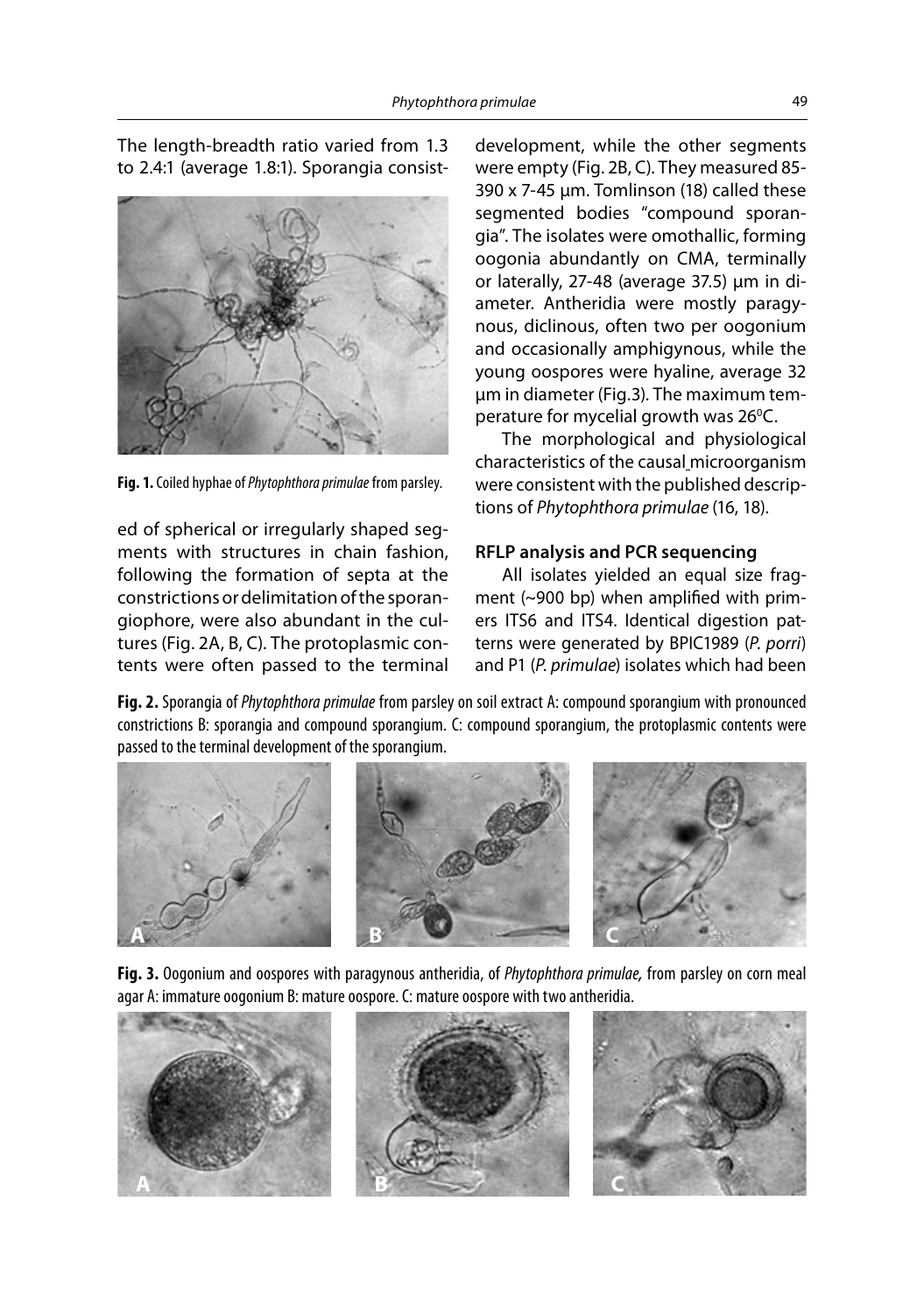The length-breadth ratio varied from 1.3 to 2.4:1 (average 1.8:1). Sporangia consisted of spherical or irregularly shaped segments with structures in chain fashion, following the formation of septa at the constrictions or delimitation of the sporangiophore, were also abundant in the cultures (Fig. 2A, B, C). The protoplasmic contents were often passed to the terminal development, while the other segments were empty (Fig. 2B, C). They measured 85-390 x 7-45 µm. Tomlinson (18) called these segmented bodies "compound sporangia". The isolates were omothallic, forming oogonia abundantly on CMA, terminally or laterally, 27-48 (average 37.5) µm in diameter. Antheridia were mostly paragynous, diclinous, often two per oogonium and occasionally amphigynous, while the young oospores were hyaline, average 32 µm in diameter (Fig.3). The maximum temperature for mycelial growth was 26$^0$C.

**Fig. 1.** Coiled hyphae of *Phytophthora primulae* from parsley.

The morphological and physiological characteristics of the causal microorganism were consistent with the published descriptions of *Phytophthora primulae* (16, 18).

### RFLP analysis and PCR sequencing

All isolates yielded an equal size fragment (~900 bp) when amplified with primers ITS6 and ITS4. Identical digestion patterns were generated by BPIC1989 (*P. porri*) and P1 (*P. primulae*) isolates which had been

**Fig. 2.** Sporangia of *Phytophthora primulae* from parsley on soil extract A: compound sporangium with pronounced constrictions B: sporangia and compound sporangium. C: compound sporangium, the protoplasmic contents were passed to the terminal development of the sporangium.

**Fig. 3.** Oogonium and oospores with paragynous antheridia, of *Phytophthora primulae,* from parsley on corn meal agar A: immature oogonium B: mature oospore. C: mature oospore with two antheridia.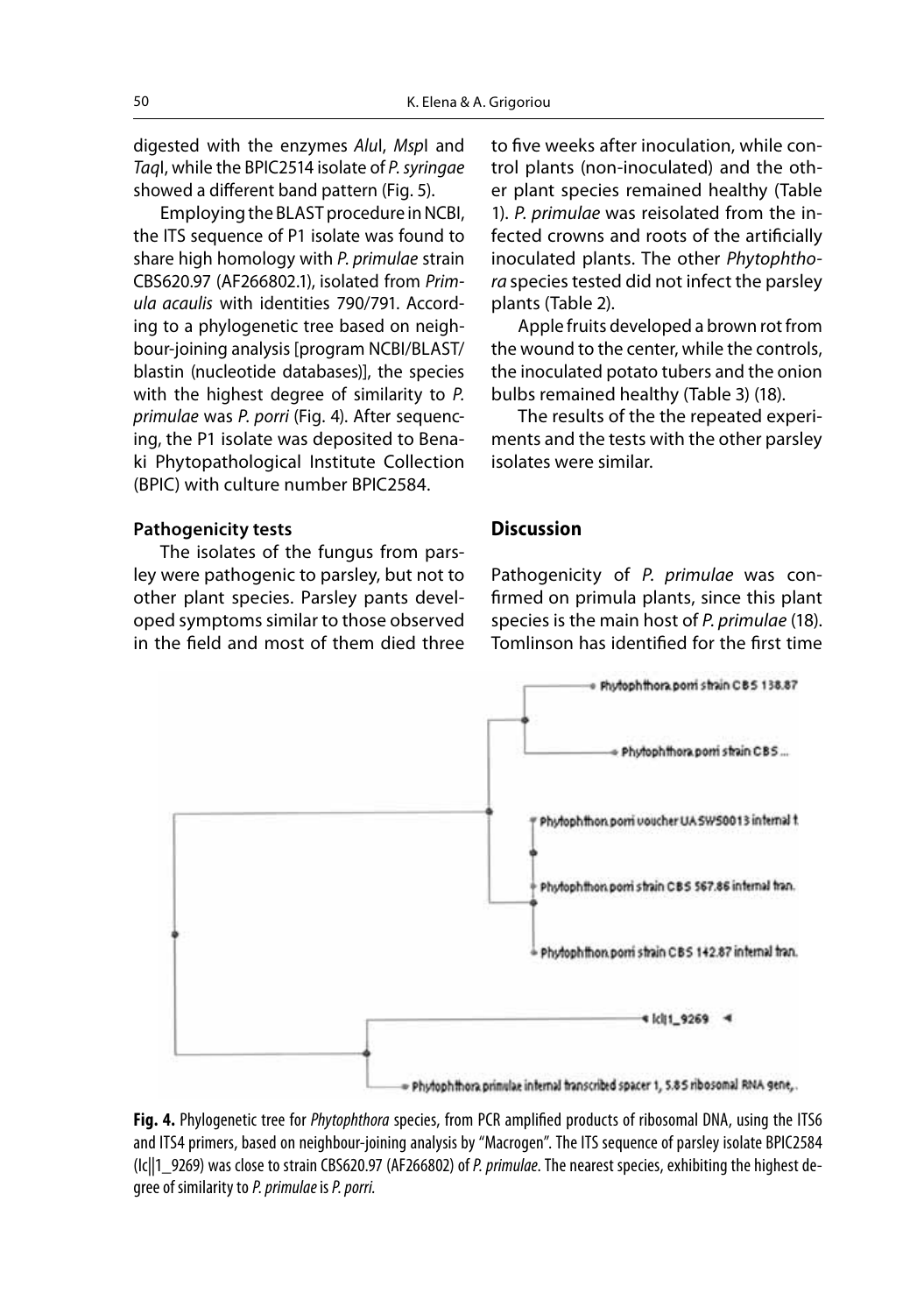digested with the enzymes *Alu*I, *Msp*I and *Taq*I, while the BPIC2514 isolate of *P. syringae* showed a different band pattern (Fig. 5).

Employing the BLAST procedure in NCBI, the ITS sequence of P1 isolate was found to share high homology with *P. primulae* strain CBS620.97 (AF266802.1), isolated from *Primula acaulis* with identities 790/791. According to a phylogenetic tree based on neighbour-joining analysis [program NCBI/BLAST/blastin (nucleotide databases)], the species with the highest degree of similarity to *P. primulae* was *P. porri* (Fig. 4). After sequencing, the P1 isolate was deposited to Benaki Phytopathological Institute Collection (BPIC) with culture number BPIC2584.

**Pathogenicity tests**

The isolates of the fungus from parsley were pathogenic to parsley, but not to other plant species. Parsley pants developed symptoms similar to those observed in the field and most of them died three to five weeks after inoculation, while control plants (non-inoculated) and the other plant species remained healthy (Table 1). *P. primulae* was reisolated from the infected crowns and roots of the artificially inoculated plants. The other *Phytophthora* species tested did not infect the parsley plants (Table 2).

Apple fruits developed a brown rot from the wound to the center, while the controls, the inoculated potato tubers and the onion bulbs remained healthy (Table 3) (18).

The results of the the repeated experiments and the tests with the other parsley isolates were similar.

## Discussion

Pathogenicity of *P. primulae* was confirmed on primula plants, since this plant species is the main host of *P. primulae* (18). Tomlinson has identified for the first time

**Fig. 4.** Phylogenetic tree for *Phytophthora* species, from PCR amplified products of ribosomal DNA, using the ITS6 and ITS4 primers, based on neighbour-joining analysis by "Macrogen". The ITS sequence of parsley isolate BPIC2584 (lc||1_9269) was close to strain CBS620.97 (AF266802) of *P. primulae*. The nearest species, exhibiting the highest degree of similarity to *P. primulae* is *P. porri*.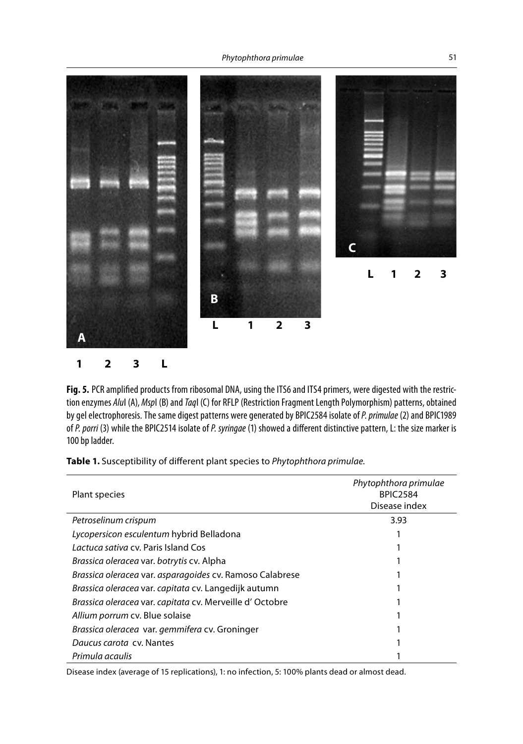**Fig. 5.** PCR amplified products from ribosomal DNA, using the ITS6 and ITS4 primers, were digested with the restriction enzymes *Alu*I (A), *Msp*I (B) and *Taq*I (C) for RFLP (Restriction Fragment Length Polymorphism) patterns, obtained by gel electrophoresis. The same digest patterns were generated by BPIC2584 isolate of *P. primulae* (2) and BPIC1989 of *P. porri* (3) while the BPIC2514 isolate of *P. syringae* (1) showed a different distinctive pattern, L: the size marker is 100 bp ladder.

**Table 1.** Susceptibility of different plant species to *Phytophthora primulae.*

| Plant species | *Phytophthora primulae* BPIC2584 Disease index |
|---|---|
| *Petroselinum crispum* | 3.93 |
| *Lycopersicon esculentum* hybrid Belladona | 1 |
| *Lactuca sativa* cv. Paris Island Cos | 1 |
| *Brassica oleracea* var. *botrytis* cv. Alpha | 1 |
| *Brassica oleracea* var. *asparagoides* cv. Ramoso Calabrese | 1 |
| *Brassica oleracea* var. *capitata* cv. Langedijk autumn | 1 |
| *Brassica oleracea* var. *capitata* cv. Merveille d' Octobre | 1 |
| *Allium porrum* cv. Blue solaise | 1 |
| *Brassica oleracea* var. *gemmifera* cv. Groninger | 1 |
| *Daucus carota* cv. Nantes | 1 |
| *Primula acaulis* | 1 |

Disease index (average of 15 replications), 1: no infection, 5: 100% plants dead or almost dead.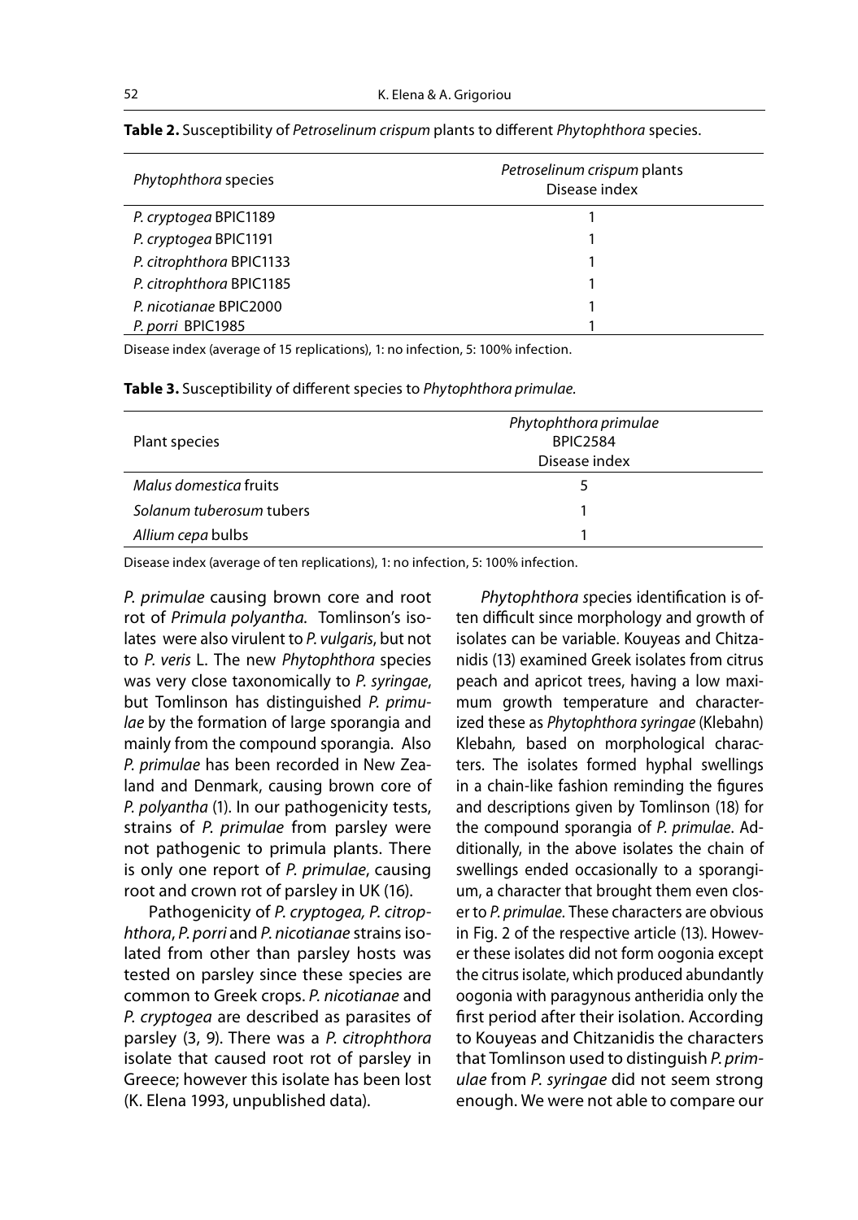**Table 2.** Susceptibility of *Petroselinum crispum* plants to different *Phytophthora* species.

| *Phytophthora* species | *Petroselinum crispum* plants Disease index |
|---|---|
| *P. cryptogea* BPIC1189 | 1 |
| *P. cryptogea* BPIC1191 | 1 |
| *P. citrophthora* BPIC1133 | 1 |
| *P. citrophthora* BPIC1185 | 1 |
| *P. nicotianae* BPIC2000 | 1 |
| *P. porri* BPIC1985 | 1 |

Disease index (average of 15 replications), 1: no infection, 5: 100% infection.

**Table 3.** Susceptibility of different species to *Phytophthora primulae.*

| Plant species | *Phytophthora primulae* BPIC2584 Disease index |
|---|---|
| *Malus domestica* fruits | 5 |
| *Solanum tuberosum* tubers | 1 |
| *Allium cepa* bulbs | 1 |

Disease index (average of ten replications), 1: no infection, 5: 100% infection.

*P. primulae* causing brown core and root rot of *Primula polyantha.* Tomlinson's isolates were also virulent to *P. vulgaris*, but not to *P. veris* L. The new *Phytophthora* species was very close taxonomically to *P. syringae*, but Tomlinson has distinguished *P. primulae* by the formation of large sporangia and mainly from the compound sporangia. Also *P. primulae* has been recorded in New Zealand and Denmark, causing brown core of *P. polyantha* (1). In our pathogenicity tests, strains of *P. primulae* from parsley were not pathogenic to primula plants. There is only one report of *P. primulae*, causing root and crown rot of parsley in UK (16).

Pathogenicity of *P. cryptogea, P. citrophthora*, *P. porri* and *P. nicotianae* strains isolated from other than parsley hosts was tested on parsley since these species are common to Greek crops. *P. nicotianae* and *P. cryptogea* are described as parasites of parsley (3, 9). There was a *P. citrophthora* isolate that caused root rot of parsley in Greece; however this isolate has been lost (K. Elena 1993, unpublished data).

*Phytophthora s*pecies identification is often difficult since morphology and growth of isolates can be variable. Kouyeas and Chitzanidis (13) examined Greek isolates from citrus peach and apricot trees, having a low maximum growth temperature and characterized these as *Phytophthora syringae* (Klebahn) Klebahn*,* based on morphological characters. The isolates formed hyphal swellings in a chain-like fashion reminding the figures and descriptions given by Tomlinson (18) for the compound sporangia of *P. primulae*. Additionally, in the above isolates the chain of swellings ended occasionally to a sporangium, a character that brought them even closer to *P. primulae.* These characters are obvious in Fig. 2 of the respective article (13)*.* However these isolates did not form oogonia except the citrus isolate, which produced abundantly oogonia with paragynous antheridia only the first period after their isolation. According to Kouyeas and Chitzanidis the characters that Tomlinson used to distinguish *P. primulae* from *P. syringae* did not seem strong enough. We were not able to compare our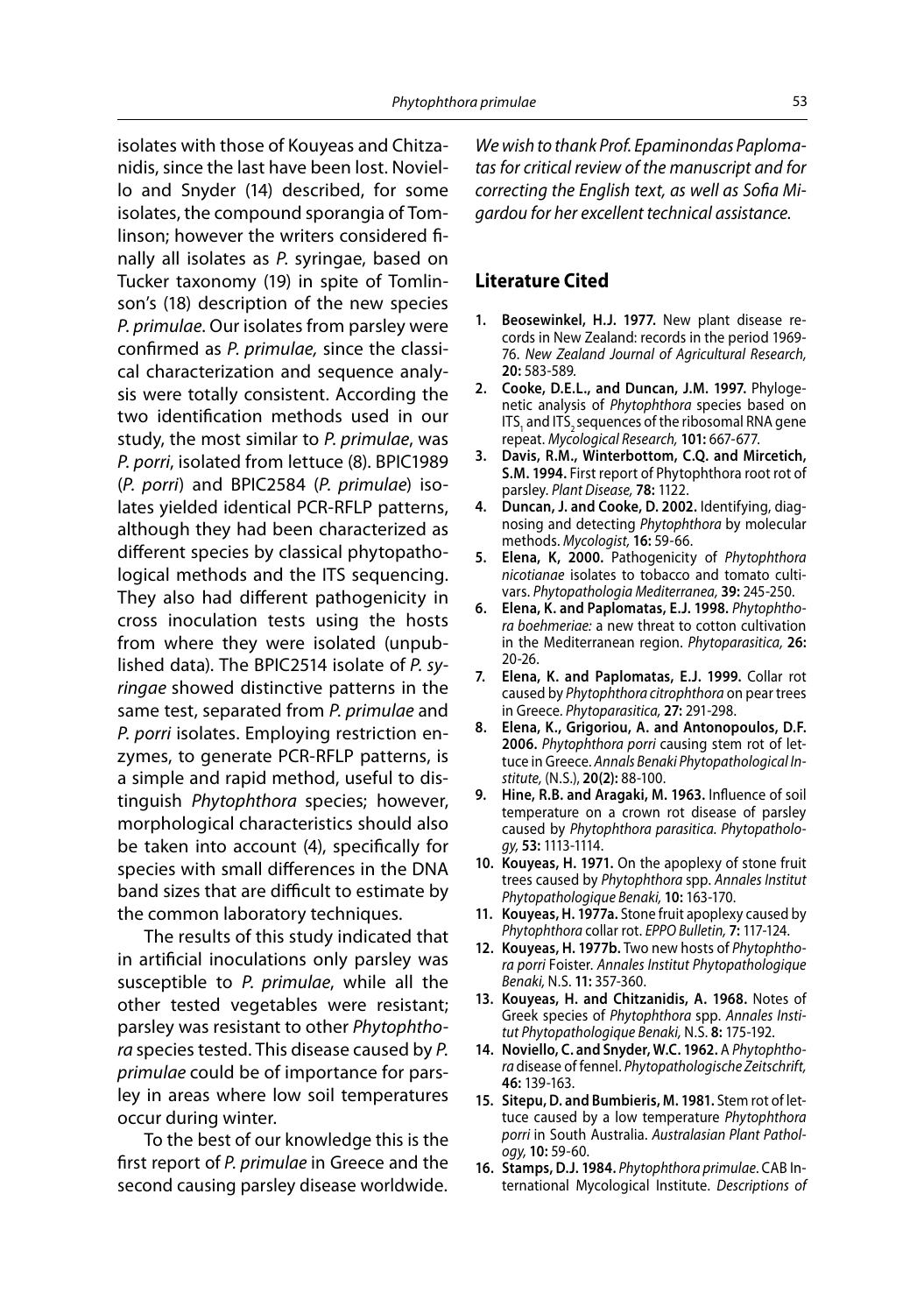isolates with those of Kouyeas and Chitzanidis, since the last have been lost. Noviello and Snyder (14) described, for some isolates, the compound sporangia of Tomlinson; however the writers considered finally all isolates as *P.* syringae, based on Tucker taxonomy (19) in spite of Tomlinson's (18) description of the new species *P. primulae*. Our isolates from parsley were confirmed as *P. primulae,* since the classical characterization and sequence analysis were totally consistent. According the two identification methods used in our study, the most similar to *P. primulae*, was *P. porri*, isolated from lettuce (8). BPIC1989 (*P. porri*) and BPIC2584 (*P. primulae*) isolates yielded identical PCR-RFLP patterns, although they had been characterized as different species by classical phytopathological methods and the ITS sequencing. They also had different pathogenicity in cross inoculation tests using the hosts from where they were isolated (unpublished data). The BPIC2514 isolate of *P. syringae* showed distinctive patterns in the same test, separated from *P. primulae* and *P. porri* isolates. Employing restriction enzymes, to generate PCR-RFLP patterns, is a simple and rapid method, useful to distinguish *Phytophthora* species; however, morphological characteristics should also be taken into account (4), specifically for species with small differences in the DNA band sizes that are difficult to estimate by the common laboratory techniques.

The results of this study indicated that in artificial inoculations only parsley was susceptible to *P. primulae*, while all the other tested vegetables were resistant; parsley was resistant to other *Phytophthora* species tested. This disease caused by *P. primulae* could be of importance for parsley in areas where low soil temperatures occur during winter.

To the best of our knowledge this is the first report of *P. primulae* in Greece and the second causing parsley disease worldwide.

*We wish to thank Prof. Epaminondas Paplomatas for critical review of the manuscript and for correcting the English text, as well as Sofia Migardou for her excellent technical assistance.*

## Literature Cited

1. **Beosewinkel, H.J. 1977.** New plant disease records in New Zealand: records in the period 1969-76. *New Zealand Journal of Agricultural Research,* **20:** 583-589.
2. **Cooke, D.E.L., and Duncan, J.M. 1997.** Phylogenetic analysis of *Phytophthora* species based on $ITS_1$ and $ITS_2$ sequences of the ribosomal RNA gene repeat. *Mycological Research,* **101:** 667-677.
3. **Davis, R.M., Winterbottom, C.Q. and Mircetich, S.M. 1994.** First report of Phytophthora root rot of parsley. *Plant Disease,* **78:** 1122.
4. **Duncan, J. and Cooke, D. 2002.** Identifying, diagnosing and detecting *Phytophthora* by molecular methods. *Mycologist,* **16:** 59-66.
5. **Elena, K, 2000.** Pathogenicity of *Phytophthora nicotianae* isolates to tobacco and tomato cultivars. *Phytopathologia Mediterranea,* **39:** 245-250.
6. **Elena, K. and Paplomatas, E.J. 1998.** *Phytophthora boehmeriae:* a new threat to cotton cultivation in the Mediterranean region. *Phytoparasitica,* **26:** 20-26.
7. **Elena, K. and Paplomatas, E.J. 1999.** Collar rot caused by *Phytophthora citrophthora* on pear trees in Greece. *Phytoparasitica,* **27:** 291-298.
8. **Elena, K., Grigoriou, A. and Antonopoulos, D.F. 2006.** *Phytophthora porri* causing stem rot of lettuce in Greece. *Annals Benaki Phytopathological Institute,* (N.S.), **20(2):** 88-100.
9. **Hine, R.B. and Aragaki, M. 1963.** Influence of soil temperature on a crown rot disease of parsley caused by *Phytophthora parasitica. Phytopathology,* **53:** 1113-1114.
10. **Kouyeas, H. 1971.** On the apoplexy of stone fruit trees caused by *Phytophthora* spp. *Annales Institut Phytopathologique Benaki,* **10:** 163-170.
11. **Kouyeas, H. 1977a.** Stone fruit apoplexy caused by *Phytophthora* collar rot. *EPPO Bulletin,* **7:** 117-124.
12. **Kouyeas, H. 1977b.** Two new hosts of *Phytophthora porri* Foister. *Annales Institut Phytopathologique Benaki,* N.S. **11:** 357-360.
13. **Kouyeas, H. and Chitzanidis, A. 1968.** Notes of Greek species of *Phytophthora* spp. *Annales Institut Phytopathologique Benaki,* N.S. **8:** 175-192.
14. **Noviello, C. and Snyder, W.C. 1962.** A *Phytophthora* disease of fennel. *Phytopathologische Zeitschrift,* **46:** 139-163.
15. **Sitepu, D. and Bumbieris, M. 1981.** Stem rot of lettuce caused by a low temperature *Phytophthora porri* in South Australia. *Australasian Plant Pathology,* **10:** 59-60.
16. **Stamps, D.J. 1984.** *Phytophthora primulae*. CAB International Mycological Institute. *Descriptions of*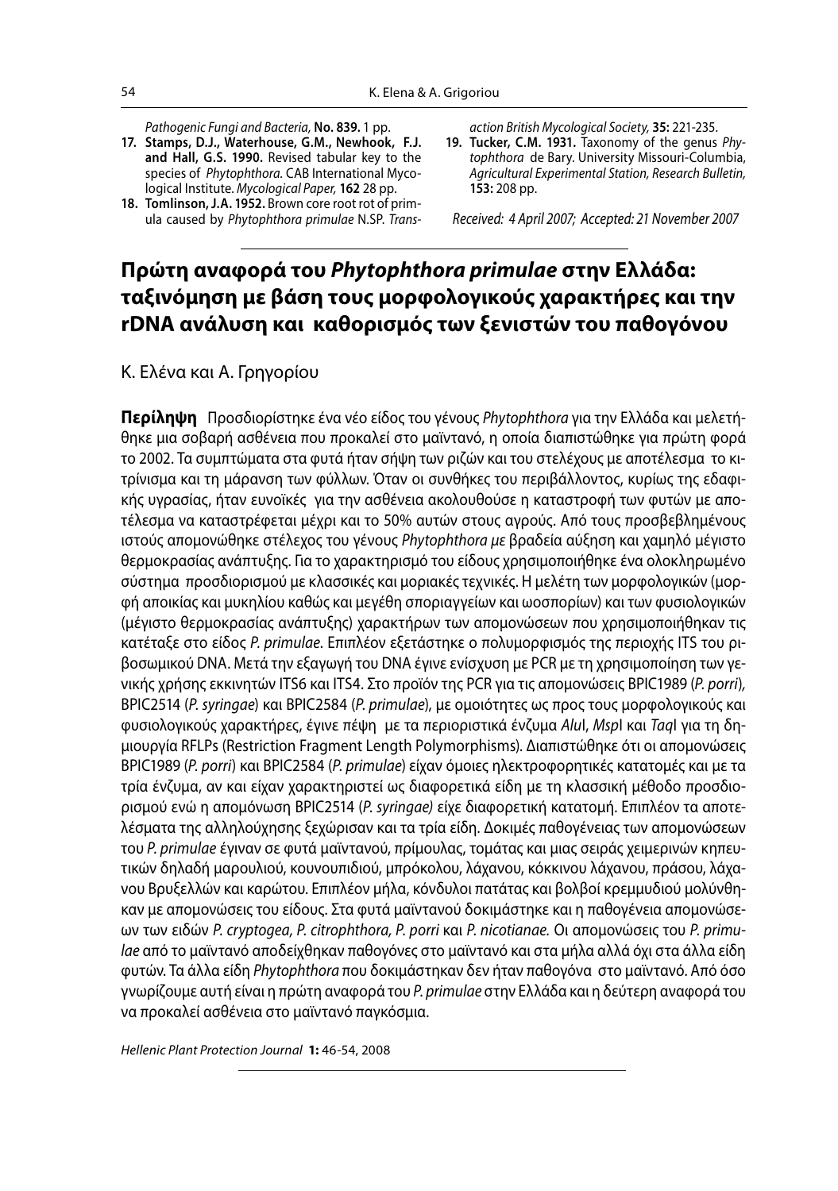Pathogenic Fungi and Bacteria, **No. 839.** 1 pp.

17. **Stamps, D.J., Waterhouse, G.M., Newhook, F.J. and Hall, G.S. 1990.** Revised tabular key to the species of *Phytophthora*. CAB International Mycological Institute. *Mycological Paper,* **162** 28 pp.
18. **Tomlinson, J.A. 1952.** Brown core root rot of primula caused by *Phytophthora primulae* N.SP. *Transaction British Mycological Society,* **35:** 221-235.
19. **Tucker, C.M. 1931.** Taxonomy of the genus *Phytophthora* de Bary. University Missouri-Columbia, *Agricultural Experimental Station, Research Bulletin,* **153:** 208 pp.

*Received: 4 April 2007; Accepted: 21 November 2007*

# Πρώτη αναφορά του *Phytophthora primulae* στην Ελλάδα: ταξινόμηση με βάση τους μορφολογικούς χαρακτήρες και την rDNA ανάλυση και καθορισμός των ξενιστών του παθογόνου

Κ. Ελένα και Α. Γρηγορίου

**Περίληψη** Προσδιορίστηκε ένα νέο είδος του γένους *Phytophthora* για την Ελλάδα και μελετήθηκε μια σοβαρή ασθένεια που προκαλεί στο μαϊντανό, η οποία διαπιστώθηκε για πρώτη φορά το 2002. Τα συμπτώματα στα φυτά ήταν σήψη των ριζών και του στελέχους με αποτέλεσμα το κιτρίνισμα και τη μάρανση των φύλλων. Όταν οι συνθήκες του περιβάλλοντος, κυρίως της εδαφικής υγρασίας, ήταν ευνοϊκές για την ασθένεια ακολουθούσε η καταστροφή των φυτών με αποτέλεσμα να καταστρέφεται μέχρι και το 50% αυτών στους αγρούς. Από τους προσβεβλημένους ιστούς απομονώθηκε στέλεχος του γένους *Phytophthora με* βραδεία αύξηση και χαμηλό μέγιστο θερμοκρασίας ανάπτυξης. Για το χαρακτηρισμό του είδους χρησιμοποιήθηκε ένα ολοκληρωμένο σύστημα προσδιορισμού με κλασσικές και μοριακές τεχνικές. Η μελέτη των μορφολογικών (μορφή αποικίας και μυκηλίου καθώς και μεγέθη σποριαγγείων και ωοσπορίων) και των φυσιολογικών (μέγιστο θερμοκρασίας ανάπτυξης) χαρακτήρων των απομονώσεων που χρησιμοποιήθηκαν τις κατέταξε στο είδος *P. primulae*. Επιπλέον εξετάστηκε ο πολυμορφισμός της περιοχής ITS του ριβοσωμικού DNA. Μετά την εξαγωγή του DNA έγινε ενίσχυση με PCR με τη χρησιμοποίηση των γενικής χρήσης εκκινητών ITS6 και ITS4. Στο προϊόν της PCR για τις απομονώσεις BPIC1989 (*P. porri*), BPIC2514 (*P. syringae*) και BPIC2584 (*P. primulae*), με ομοιότητες ως προς τους μορφολογικούς και φυσιολογικούς χαρακτήρες, έγινε πέψη με τα περιοριστικά ένζυμα *Alu*I, *Msp*I και *Taq*I για τη δημιουργία RFLPs (Restriction Fragment Length Polymorphisms). Διαπιστώθηκε ότι οι απομονώσεις BPIC1989 (*P. porri*) και BPIC2584 (*P. primulae*) είχαν όμοιες ηλεκτροφορητικές κατατομές και με τα τρία ένζυμα, αν και είχαν χαρακτηριστεί ως διαφορετικά είδη με τη κλασσική μέθοδο προσδιορισμού ενώ η απομόνωση BPIC2514 (*P. syringae)* είχε διαφορετική κατατομή. Επιπλέον τα αποτελέσματα της αλληλούχησης ξεχώρισαν και τα τρία είδη. Δοκιμές παθογένειας των απομονώσεων του *P. primulae* έγιναν σε φυτά μαϊντανού, πρίμουλας, τομάτας και μιας σειράς χειμερινών κηπευτικών δηλαδή μαρουλιού, κουνουπιδιού, μπρόκολου, λάχανου, κόκκινου λάχανου, πράσου, λάχανου Βρυξελλών και καρώτου. Επιπλέον μήλα, κόνδυλοι πατάτας και βολβοί κρεμμυδιού μολύνθηκαν με απομονώσεις του είδους. Στα φυτά μαϊντανού δοκιμάστηκε και η παθογένεια απομονώσεων των ειδών *P. cryptogea, P. citrophthora, P. porri* και *P. nicotianae.* Οι απομονώσεις του *P. primulae* από το μαϊντανό αποδείχθηκαν παθογόνες στο μαϊντανό και στα μήλα αλλά όχι στα άλλα είδη φυτών. Τα άλλα είδη *Phytophthora* που δοκιμάστηκαν δεν ήταν παθογόνα στο μαϊντανό. Από όσο γνωρίζουμε αυτή είναι η πρώτη αναφορά του *P. primulae* στην Ελλάδα και η δεύτερη αναφορά του να προκαλεί ασθένεια στο μαϊντανό παγκόσμια.

*Hellenic Plant Protection Journal* **1:** 46-54, 2008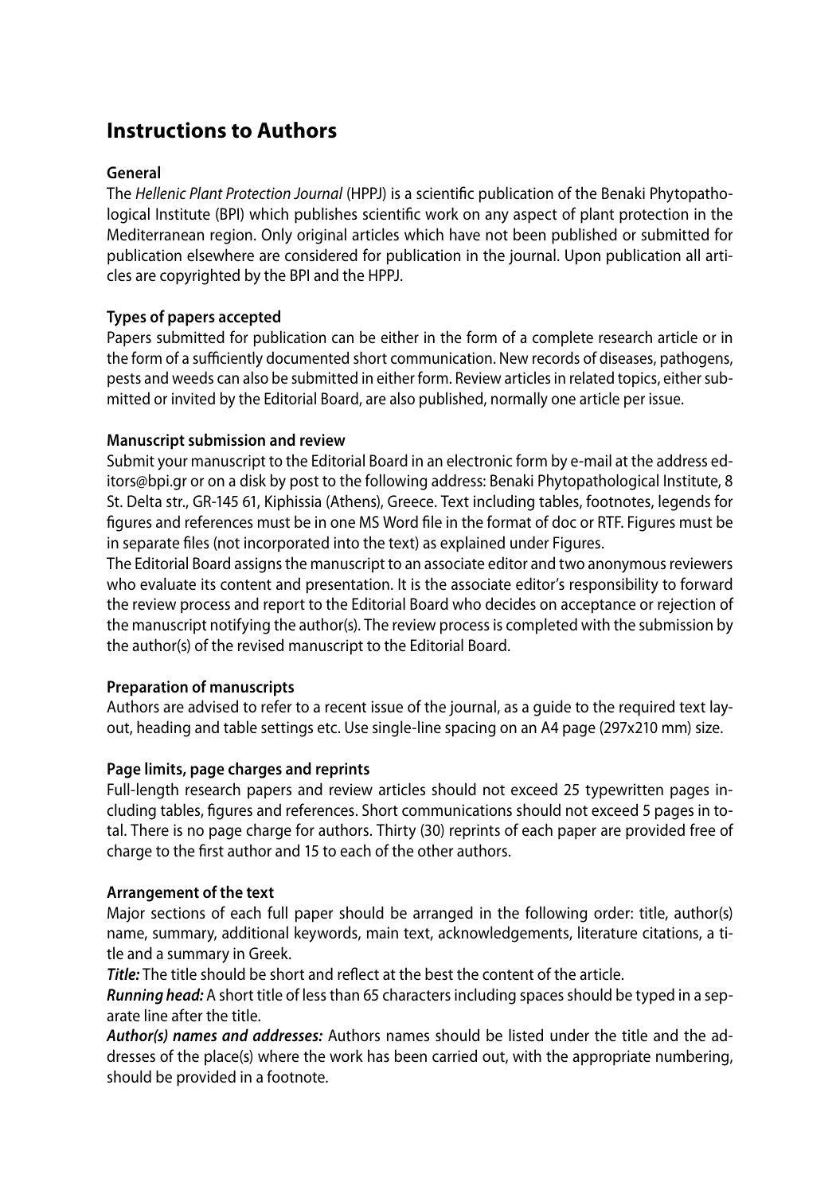# Instructions to Authors

### General

The *Hellenic Plant Protection Journal* (HPPJ) is a scientific publication of the Benaki Phytopathological Institute (BPI) which publishes scientific work on any aspect of plant protection in the Mediterranean region. Only original articles which have not been published or submitted for publication elsewhere are considered for publication in the journal. Upon publication all articles are copyrighted by the BPI and the HPPJ.

### Types of papers accepted

Papers submitted for publication can be either in the form of a complete research article or in the form of a sufficiently documented short communication. New records of diseases, pathogens, pests and weeds can also be submitted in either form. Review articles in related topics, either submitted or invited by the Editorial Board, are also published, normally one article per issue.

### Manuscript submission and review

Submit your manuscript to the Editorial Board in an electronic form by e-mail at the address editors@bpi.gr or on a disk by post to the following address: Benaki Phytopathological Institute, 8 St. Delta str., GR-145 61, Kiphissia (Athens), Greece. Text including tables, footnotes, legends for figures and references must be in one MS Word file in the format of doc or RTF. Figures must be in separate files (not incorporated into the text) as explained under Figures.

The Editorial Board assigns the manuscript to an associate editor and two anonymous reviewers who evaluate its content and presentation. It is the associate editor's responsibility to forward the review process and report to the Editorial Board who decides on acceptance or rejection of the manuscript notifying the author(s). The review process is completed with the submission by the author(s) of the revised manuscript to the Editorial Board.

### Preparation of manuscripts

Authors are advised to refer to a recent issue of the journal, as a guide to the required text layout, heading and table settings etc. Use single-line spacing on an A4 page (297x210 mm) size.

### Page limits, page charges and reprints

Full-length research papers and review articles should not exceed 25 typewritten pages including tables, figures and references. Short communications should not exceed 5 pages in total. There is no page charge for authors. Thirty (30) reprints of each paper are provided free of charge to the first author and 15 to each of the other authors.

### Arrangement of the text

Major sections of each full paper should be arranged in the following order: title, author(s) name, summary, additional keywords, main text, acknowledgements, literature citations, a title and a summary in Greek.

***Title:*** The title should be short and reflect at the best the content of the article.

***Running head:*** A short title of less than 65 characters including spaces should be typed in a separate line after the title.

***Author(s) names and addresses:*** Authors names should be listed under the title and the addresses of the place(s) where the work has been carried out, with the appropriate numbering, should be provided in a footnote.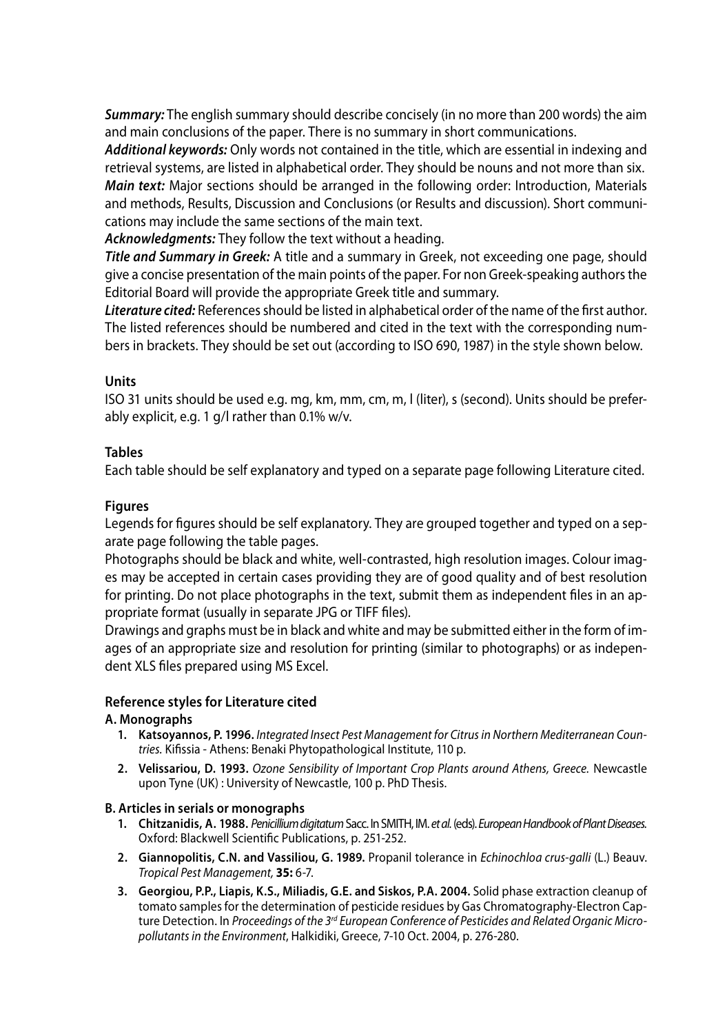***Summary:*** The english summary should describe concisely (in no more than 200 words) the aim and main conclusions of the paper. There is no summary in short communications.

***Additional keywords:*** Only words not contained in the title, which are essential in indexing and retrieval systems, are listed in alphabetical order. They should be nouns and not more than six.

***Main text:*** Major sections should be arranged in the following order: Introduction, Materials and methods, Results, Discussion and Conclusions (or Results and discussion). Short communications may include the same sections of the main text.

***Acknowledgments:*** They follow the text without a heading.

***Title and Summary in Greek:*** A title and a summary in Greek, not exceeding one page, should give a concise presentation of the main points of the paper. For non Greek-speaking authors the Editorial Board will provide the appropriate Greek title and summary.

***Literature cited:*** References should be listed in alphabetical order of the name of the first author. The listed references should be numbered and cited in the text with the corresponding numbers in brackets. They should be set out (according to ISO 690, 1987) in the style shown below.

### Units

ISO 31 units should be used e.g. mg, km, mm, cm, m, l (liter), s (second). Units should be preferably explicit, e.g. 1 g/l rather than 0.1% w/v.

### Tables

Each table should be self explanatory and typed on a separate page following Literature cited.

### Figures

Legends for figures should be self explanatory. They are grouped together and typed on a separate page following the table pages.

Photographs should be black and white, well-contrasted, high resolution images. Colour images may be accepted in certain cases providing they are of good quality and of best resolution for printing. Do not place photographs in the text, submit them as independent files in an appropriate format (usually in separate JPG or TIFF files).

Drawings and graphs must be in black and white and may be submitted either in the form of images of an appropriate size and resolution for printing (similar to photographs) or as independent XLS files prepared using MS Excel.

### Reference styles for Literature cited

**A. Monographs**

1. **Katsoyannos, P. 1996.** *Integrated Insect Pest Management for Citrus in Northern Mediterranean Countries.* Kifissia - Athens: Benaki Phytopathological Institute, 110 p.
2. **Velissariou, D. 1993.** *Ozone Sensibility of Important Crop Plants around Athens, Greece.* Newcastle upon Tyne (UK) : University of Newcastle, 100 p. PhD Thesis.

**B. Articles in serials or monographs**

1. **Chitzanidis, A. 1988.** *Penicillium digitatum* Sacc. In SMITH, IM. *et al.* (eds). *European Handbook of Plant Diseases.* Oxford: Blackwell Scientific Publications, p. 251-252.
2. **Giannopolitis, C.N. and Vassiliou, G. 1989.** Propanil tolerance in *Echinochloa crus-galli* (L.) Beauv. *Tropical Pest Management,* **35:** 6-7.
3. **Georgiou, P.P., Liapis, K.S., Miliadis, G.E. and Siskos, P.A. 2004.** Solid phase extraction cleanup of tomato samples for the determination of pesticide residues by Gas Chromatography-Electron Capture Detection. In *Proceedings of the 3rd European Conference of Pesticides and Related Organic Micropollutants in the Environment*, Halkidiki, Greece, 7-10 Oct. 2004, p. 276-280.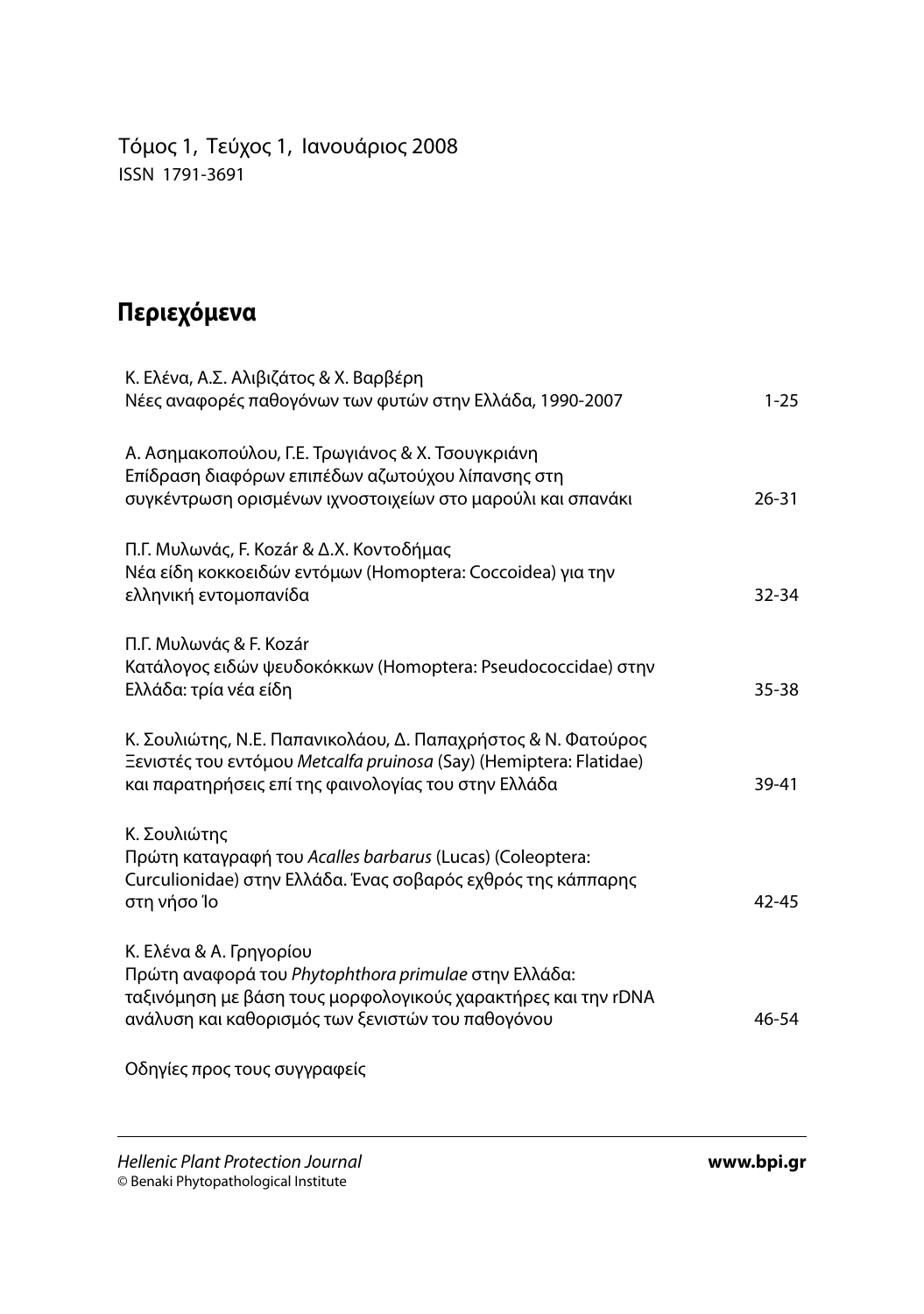Τόμος 1, Τεύχος 1, Ιανουάριος 2008
ISSN 1791-3691

## Περιεχόμενα

| | |
|---|---|
| Κ. Ελένα, Α.Σ. Αλιβιζάτος & Χ. Βαρβέρη<br>Νέες αναφορές παθογόνων των φυτών στην Ελλάδα, 1990-2007 | 1-25 |
| Α. Ασημακοπούλου, Γ.Ε. Τρωγιάνος & Χ. Τσουγκριάνη<br>Επίδραση διαφόρων επιπέδων αζωτούχου λίπανσης στη συγκέντρωση ορισμένων ιχνοστοιχείων στο μαρούλι και σπανάκι | 26-31 |
| Π.Γ. Μυλωνάς, F. Kozár & Δ.Χ. Κοντοδήμας<br>Νέα είδη κοκκοειδών εντόμων (Homoptera: Coccoidea) για την ελληνική εντομοπανίδα | 32-34 |
| Π.Γ. Μυλωνάς & F. Kozár<br>Κατάλογος ειδών ψευδοκόκκων (Homoptera: Pseudococcidae) στην Ελλάδα: τρία νέα είδη | 35-38 |
| Κ. Σουλιώτης, Ν.Ε. Παπανικολάου, Δ. Παπαχρήστος & Ν. Φατούρος<br>Ξενιστές του εντόμου *Metcalfa pruinosa* (Say) (Hemiptera: Flatidae) και παρατηρήσεις επί της φαινολογίας του στην Ελλάδα | 39-41 |
| Κ. Σουλιώτης<br>Πρώτη καταγραφή του *Acalles barbarus* (Lucas) (Coleoptera: Curculionidae) στην Ελλάδα. Ένας σοβαρός εχθρός της κάππαρης στη νήσο Ίο | 42-45 |
| Κ. Ελένα & Α. Γρηγορίου<br>Πρώτη αναφορά του *Phytophthora primulae* στην Ελλάδα: ταξινόμηση με βάση τους μορφολογικούς χαρακτήρες και την rDNA ανάλυση και καθορισμός των ξενιστών του παθογόνου | 46-54 |
| Οδηγίες προς τους συγγραφείς | |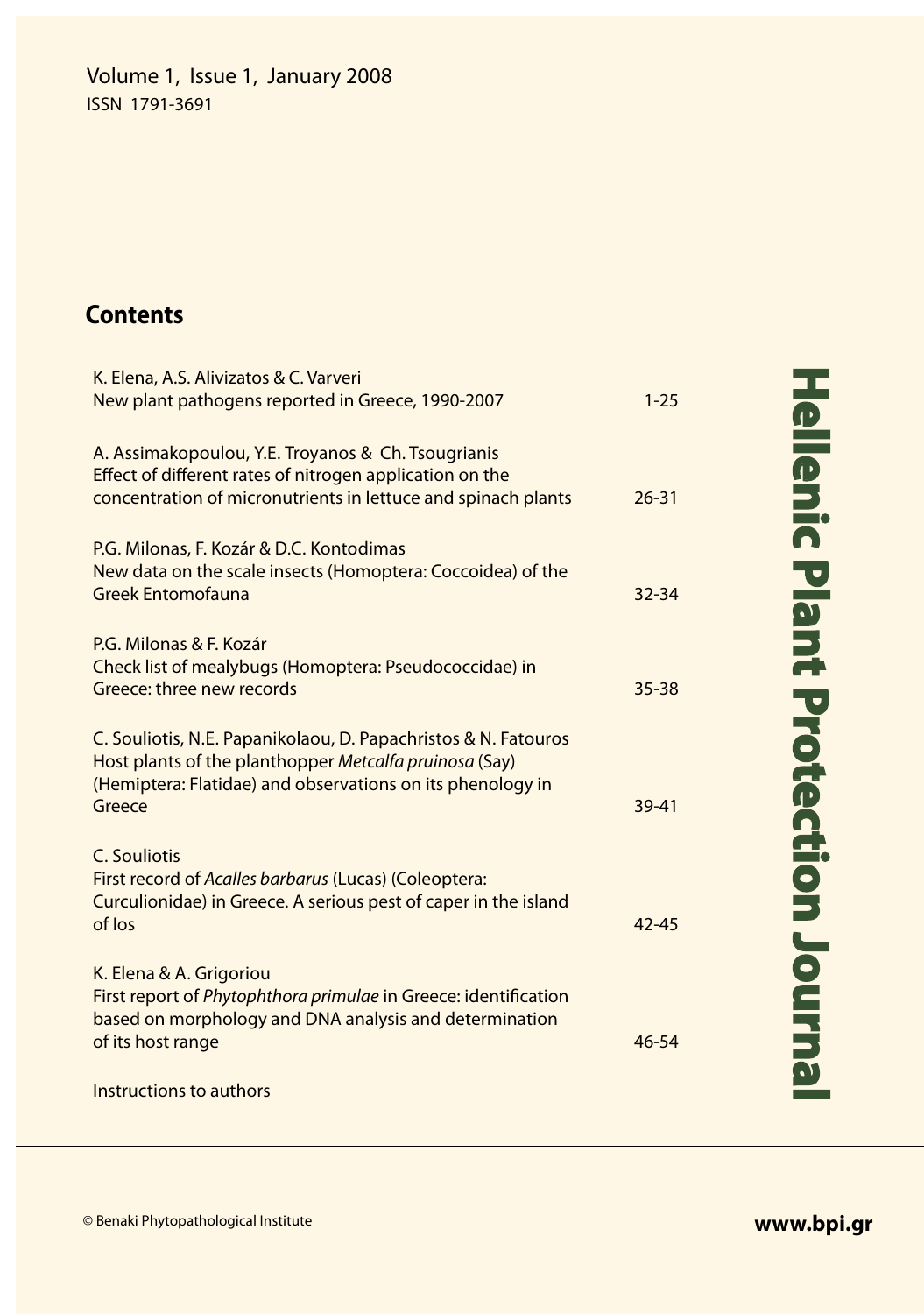Volume 1, Issue 1, January 2008
ISSN 1791-3691

## Contents

K. Elena, A.S. Alivizatos & C. Varveri
New plant pathogens reported in Greece, 1990-2007 — 1-25

A. Assimakopoulou, Y.E. Troyanos & Ch. Tsougrianis
Effect of different rates of nitrogen application on the concentration of micronutrients in lettuce and spinach plants — 26-31

P.G. Milonas, F. Kozár & D.C. Kontodimas
New data on the scale insects (Homoptera: Coccoidea) of the Greek Entomofauna — 32-34

P.G. Milonas & F. Kozár
Check list of mealybugs (Homoptera: Pseudococcidae) in Greece: three new records — 35-38

C. Souliotis, N.E. Papanikolaou, D. Papachristos & N. Fatouros
Host plants of the planthopper *Metcalfa pruinosa* (Say) (Hemiptera: Flatidae) and observations on its phenology in Greece — 39-41

C. Souliotis
First record of *Acalles barbarus* (Lucas) (Coleoptera: Curculionidae) in Greece. A serious pest of caper in the island of Ios — 42-45

K. Elena & A. Grigoriou
First report of *Phytophthora primulae* in Greece: identification based on morphology and DNA analysis and determination of its host range — 46-54

Instructions to authors

**Hellenic Plant Protection Journal**

© Benaki Phytopathological Institute

**www.bpi.gr**